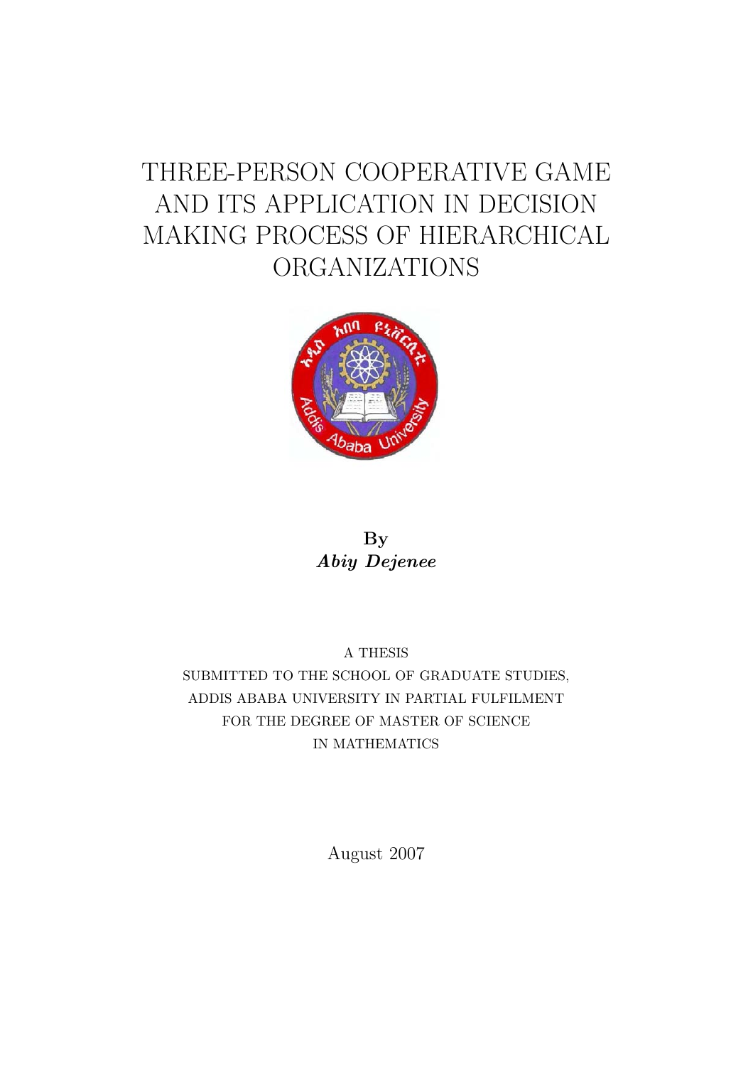# THREE-PERSON COOPERATIVE GAME AND ITS APPLICATION IN DECISION MAKING PROCESS OF HIERARCHICAL ORGANIZATIONS

**By**
***Abiy Dejenee***

A THESIS
SUBMITTED TO THE SCHOOL OF GRADUATE STUDIES,
ADDIS ABABA UNIVERSITY IN PARTIAL FULFILMENT
FOR THE DEGREE OF MASTER OF SCIENCE
IN MATHEMATICS

August 2007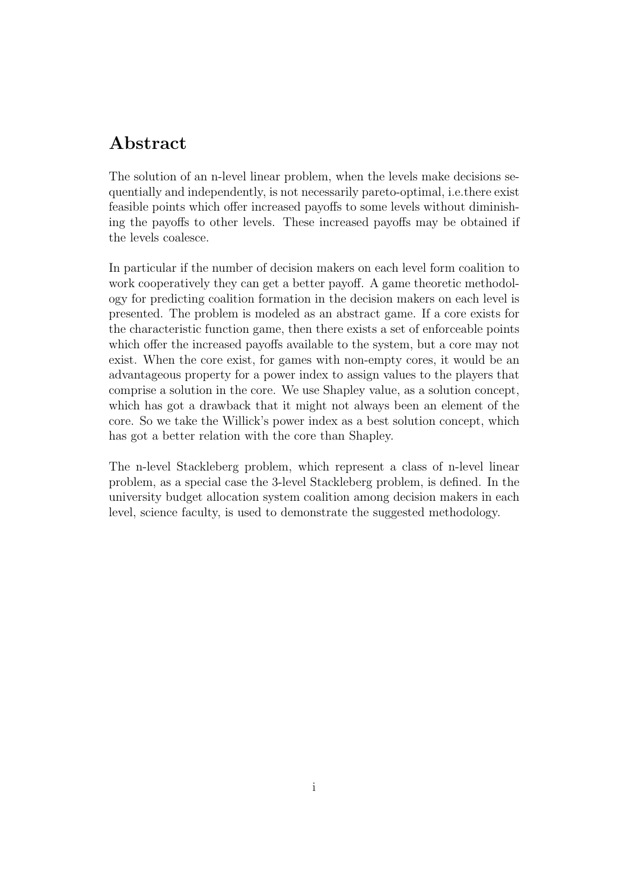## Abstract

The solution of an n-level linear problem, when the levels make decisions sequentially and independently, is not necessarily pareto-optimal, i.e.there exist feasible points which offer increased payoffs to some levels without diminishing the payoffs to other levels. These increased payoffs may be obtained if the levels coalesce.

In particular if the number of decision makers on each level form coalition to work cooperatively they can get a better payoff. A game theoretic methodology for predicting coalition formation in the decision makers on each level is presented. The problem is modeled as an abstract game. If a core exists for the characteristic function game, then there exists a set of enforceable points which offer the increased payoffs available to the system, but a core may not exist. When the core exist, for games with non-empty cores, it would be an advantageous property for a power index to assign values to the players that comprise a solution in the core. We use Shapley value, as a solution concept, which has got a drawback that it might not always been an element of the core. So we take the Willick's power index as a best solution concept, which has got a better relation with the core than Shapley.

The n-level Stackleberg problem, which represent a class of n-level linear problem, as a special case the 3-level Stackleberg problem, is defined. In the university budget allocation system coalition among decision makers in each level, science faculty, is used to demonstrate the suggested methodology.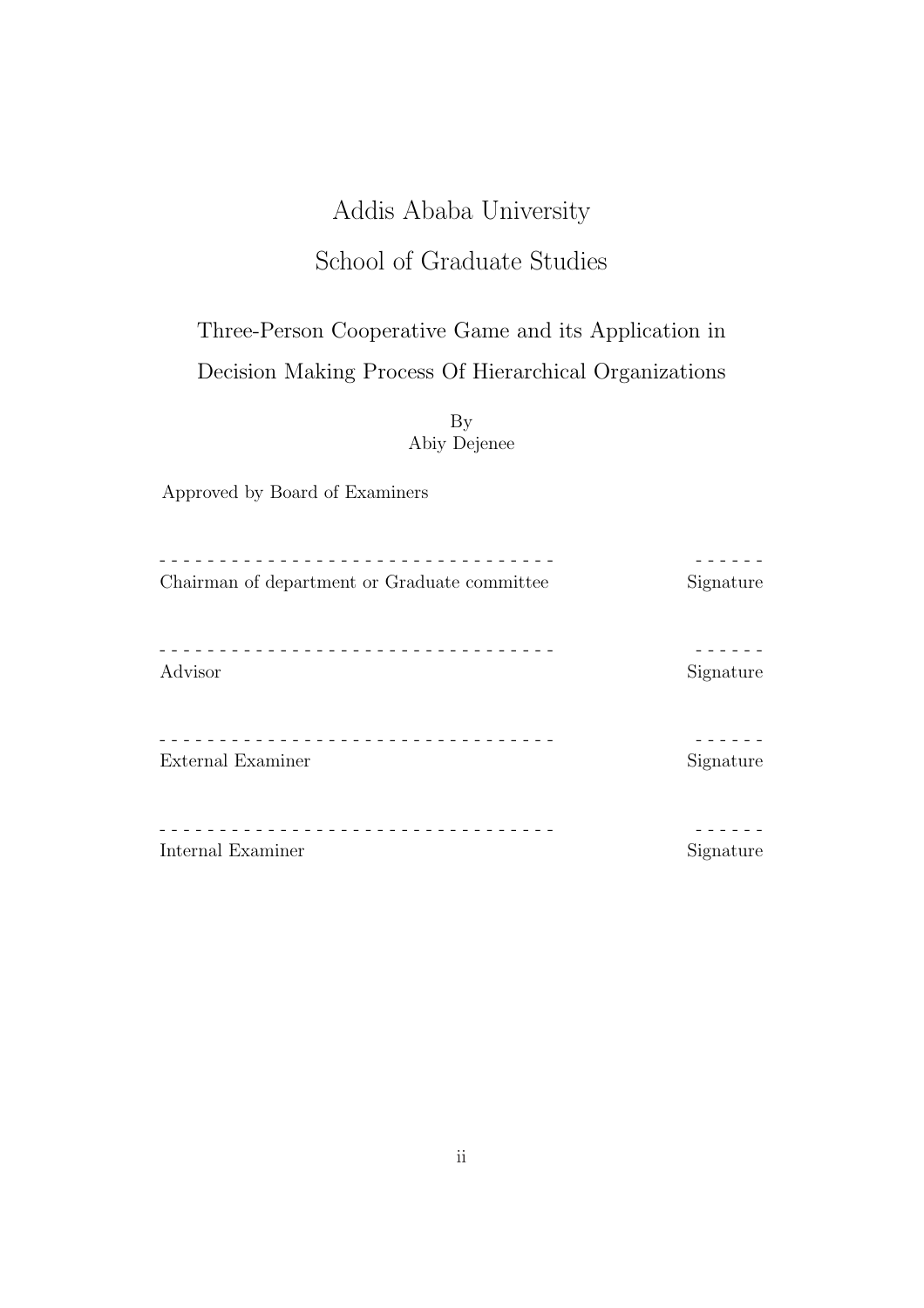# Addis Ababa University

## School of Graduate Studies

### Three-Person Cooperative Game and its Application in Decision Making Process Of Hierarchical Organizations

By
Abiy Dejenee

Approved by Board of Examiners

- - - - - - - - - - - - - - - - - - - - - - - - - - - - - - - - - - - - - - - - - - - - - - - - - - - - -  - - - - - -
Chairman of department or Graduate committee Signature

- - - - - - - - - - - - - - - - - - - - - - - - - - - - - - - - - - - - - - - - - - - - - - - - - - - - -  - - - - - -
Advisor Signature

- - - - - - - - - - - - - - - - - - - - - - - - - - - - - - - - - - - - - - - - - - - - - - - - - - - - -  - - - - - -
External Examiner Signature

- - - - - - - - - - - - - - - - - - - - - - - - - - - - - - - - - - - - - - - - - - - - - - - - - - - - -  - - - - - -
Internal Examiner Signature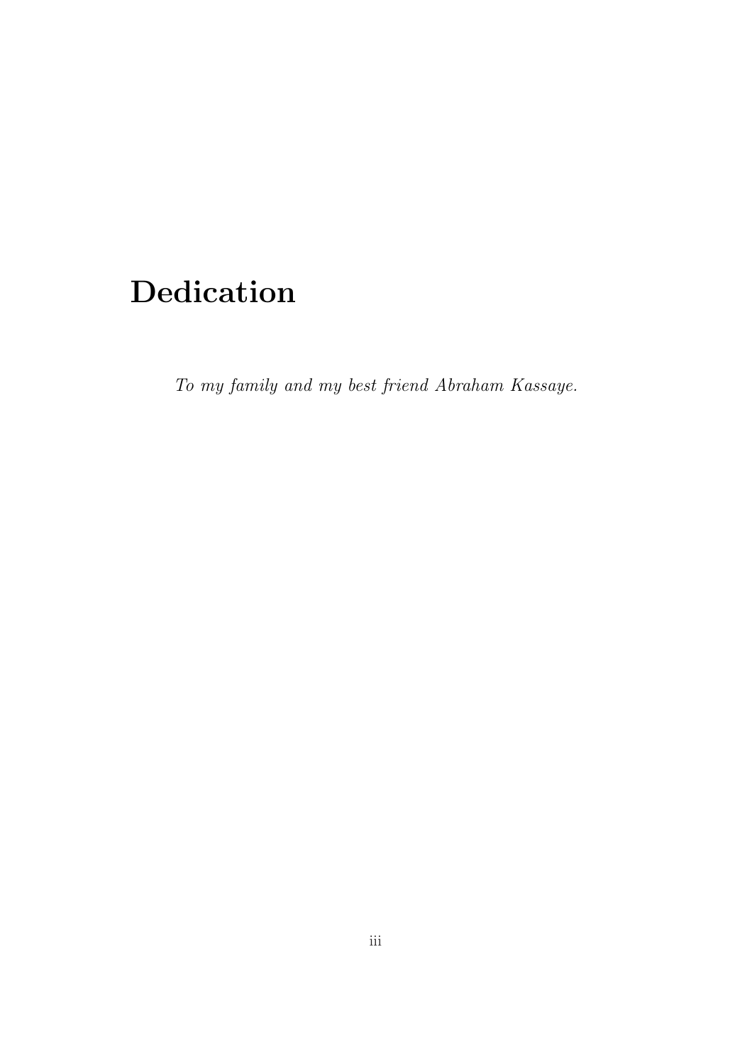# Dedication

*To my family and my best friend Abraham Kassaye.*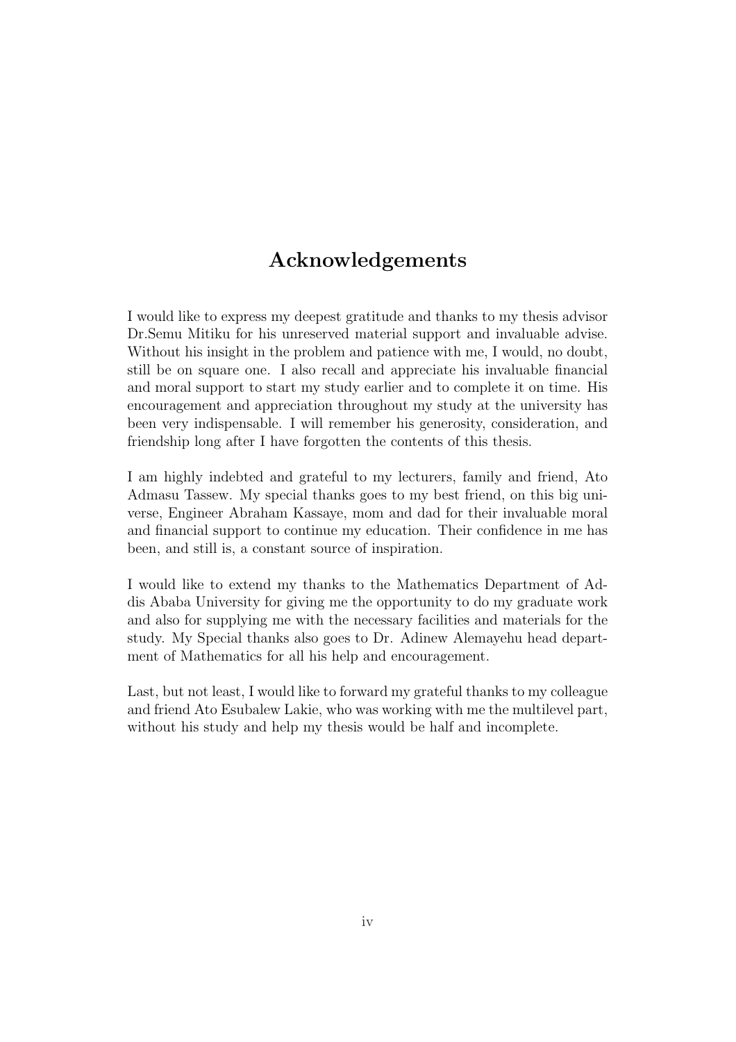# Acknowledgements

I would like to express my deepest gratitude and thanks to my thesis advisor Dr.Semu Mitiku for his unreserved material support and invaluable advise. Without his insight in the problem and patience with me, I would, no doubt, still be on square one. I also recall and appreciate his invaluable financial and moral support to start my study earlier and to complete it on time. His encouragement and appreciation throughout my study at the university has been very indispensable. I will remember his generosity, consideration, and friendship long after I have forgotten the contents of this thesis.

I am highly indebted and grateful to my lecturers, family and friend, Ato Admasu Tassew. My special thanks goes to my best friend, on this big universe, Engineer Abraham Kassaye, mom and dad for their invaluable moral and financial support to continue my education. Their confidence in me has been, and still is, a constant source of inspiration.

I would like to extend my thanks to the Mathematics Department of Addis Ababa University for giving me the opportunity to do my graduate work and also for supplying me with the necessary facilities and materials for the study. My Special thanks also goes to Dr. Adinew Alemayehu head department of Mathematics for all his help and encouragement.

Last, but not least, I would like to forward my grateful thanks to my colleague and friend Ato Esubalew Lakie, who was working with me the multilevel part, without his study and help my thesis would be half and incomplete.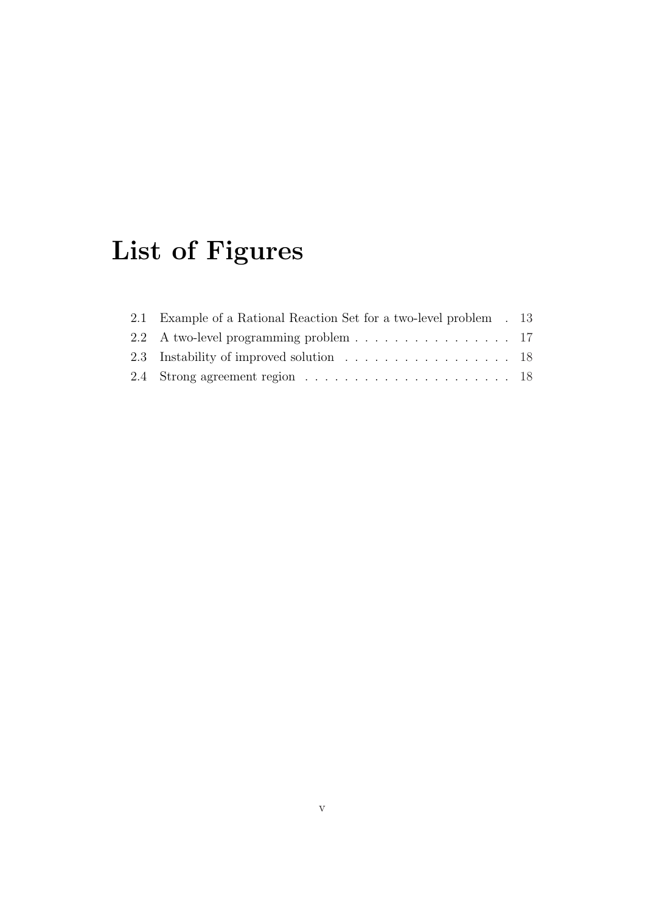# List of Figures

2.1 Example of a Rational Reaction Set for a two-level problem . 13
2.2 A two-level programming problem . . . . . . . . . . . . . . . . . 17
2.3 Instability of improved solution . . . . . . . . . . . . . . . . . . 18
2.4 Strong agreement region . . . . . . . . . . . . . . . . . . . . . 18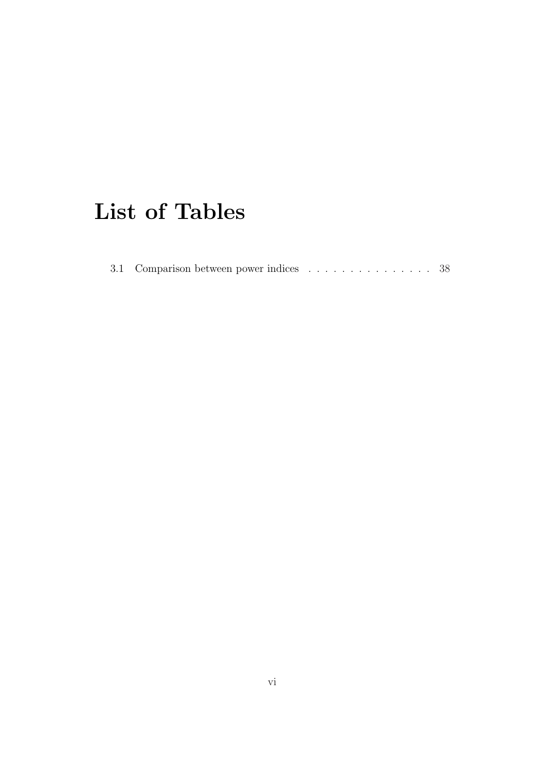# List of Tables

3.1 Comparison between power indices . . . . . . . . . . . . . . . . 38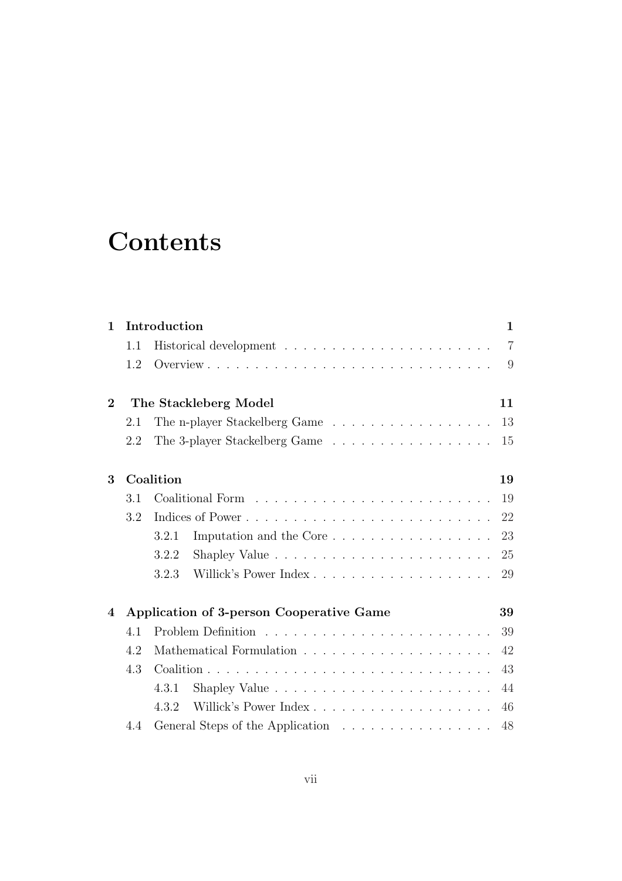# Contents

**1 Introduction** **1**

- 1.1 Historical development 7
- 1.2 Overview 9

**2 The Stackleberg Model** **11**

- 2.1 The n-player Stackelberg Game 13
- 2.2 The 3-player Stackelberg Game 15

**3 Coalition** **19**

- 3.1 Coalitional Form 19
- 3.2 Indices of Power 22
  - 3.2.1 Imputation and the Core 23
  - 3.2.2 Shapley Value 25
  - 3.2.3 Willick's Power Index 29

**4 Application of 3-person Cooperative Game** **39**

- 4.1 Problem Definition 39
- 4.2 Mathematical Formulation 42
- 4.3 Coalition 43
  - 4.3.1 Shapley Value 44
  - 4.3.2 Willick's Power Index 46
- 4.4 General Steps of the Application 48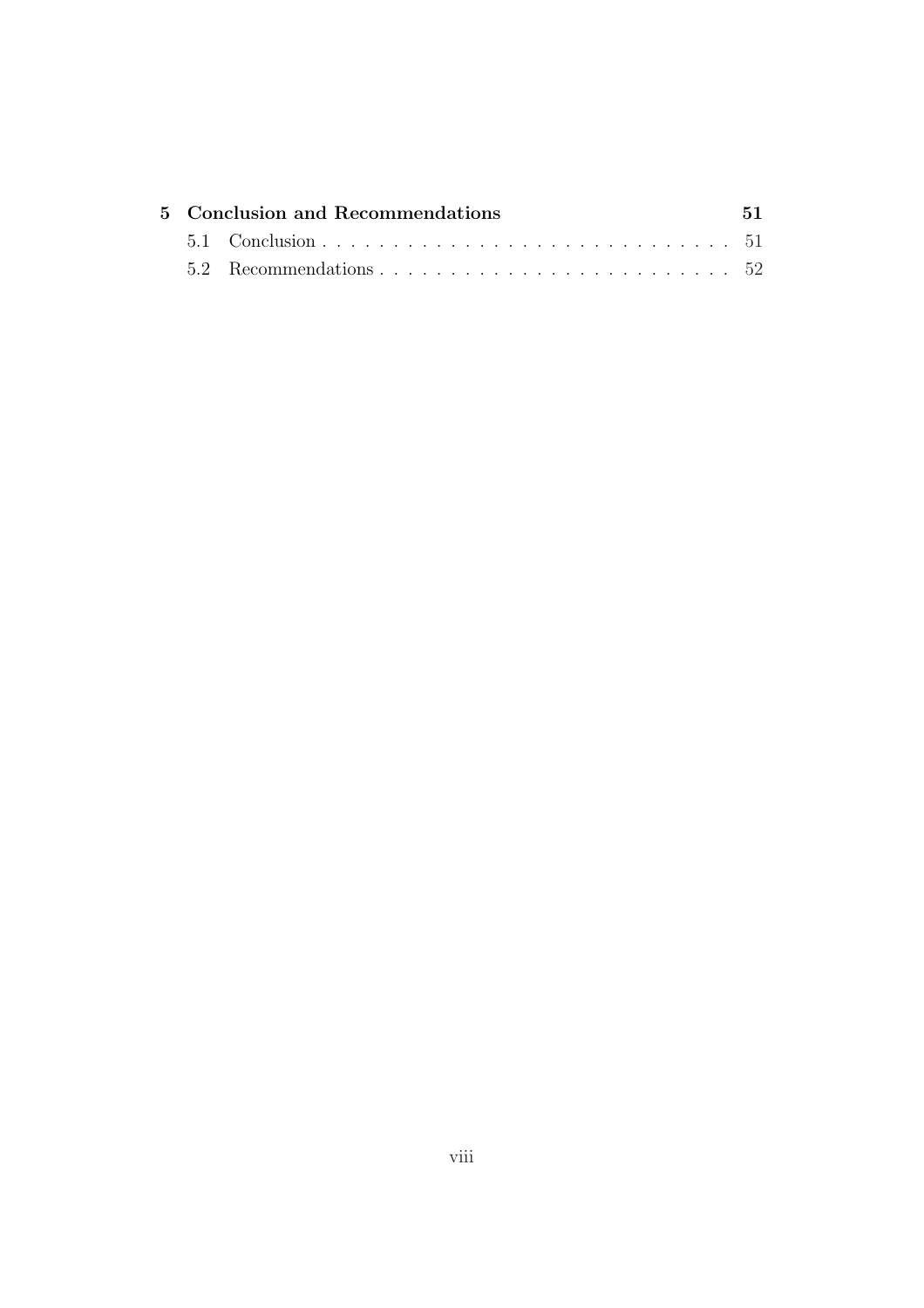**5 Conclusion and Recommendations** **51**

5.1 Conclusion . . . . . . . . . . . . . . . . . . . . . . . . . . . . . 51

5.2 Recommendations . . . . . . . . . . . . . . . . . . . . . . . . . 52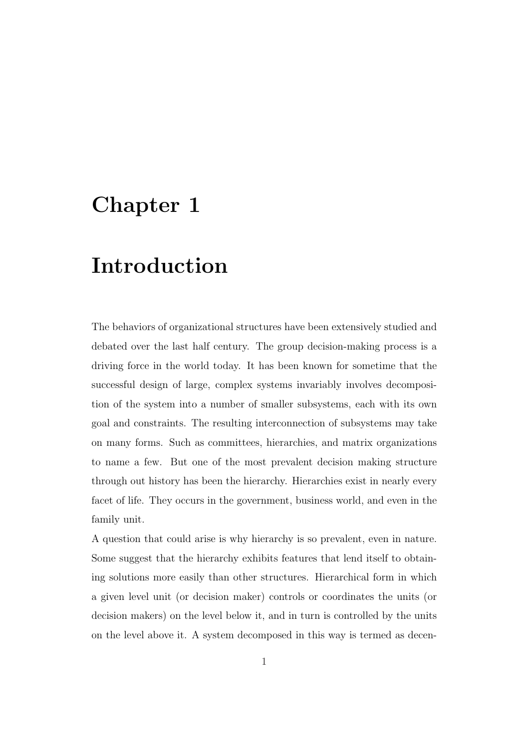# Chapter 1

# Introduction

The behaviors of organizational structures have been extensively studied and debated over the last half century. The group decision-making process is a driving force in the world today. It has been known for sometime that the successful design of large, complex systems invariably involves decomposition of the system into a number of smaller subsystems, each with its own goal and constraints. The resulting interconnection of subsystems may take on many forms. Such as committees, hierarchies, and matrix organizations to name a few. But one of the most prevalent decision making structure through out history has been the hierarchy. Hierarchies exist in nearly every facet of life. They occurs in the government, business world, and even in the family unit.

A question that could arise is why hierarchy is so prevalent, even in nature. Some suggest that the hierarchy exhibits features that lend itself to obtaining solutions more easily than other structures. Hierarchical form in which a given level unit (or decision maker) controls or coordinates the units (or decision makers) on the level below it, and in turn is controlled by the units on the level above it. A system decomposed in this way is termed as decen-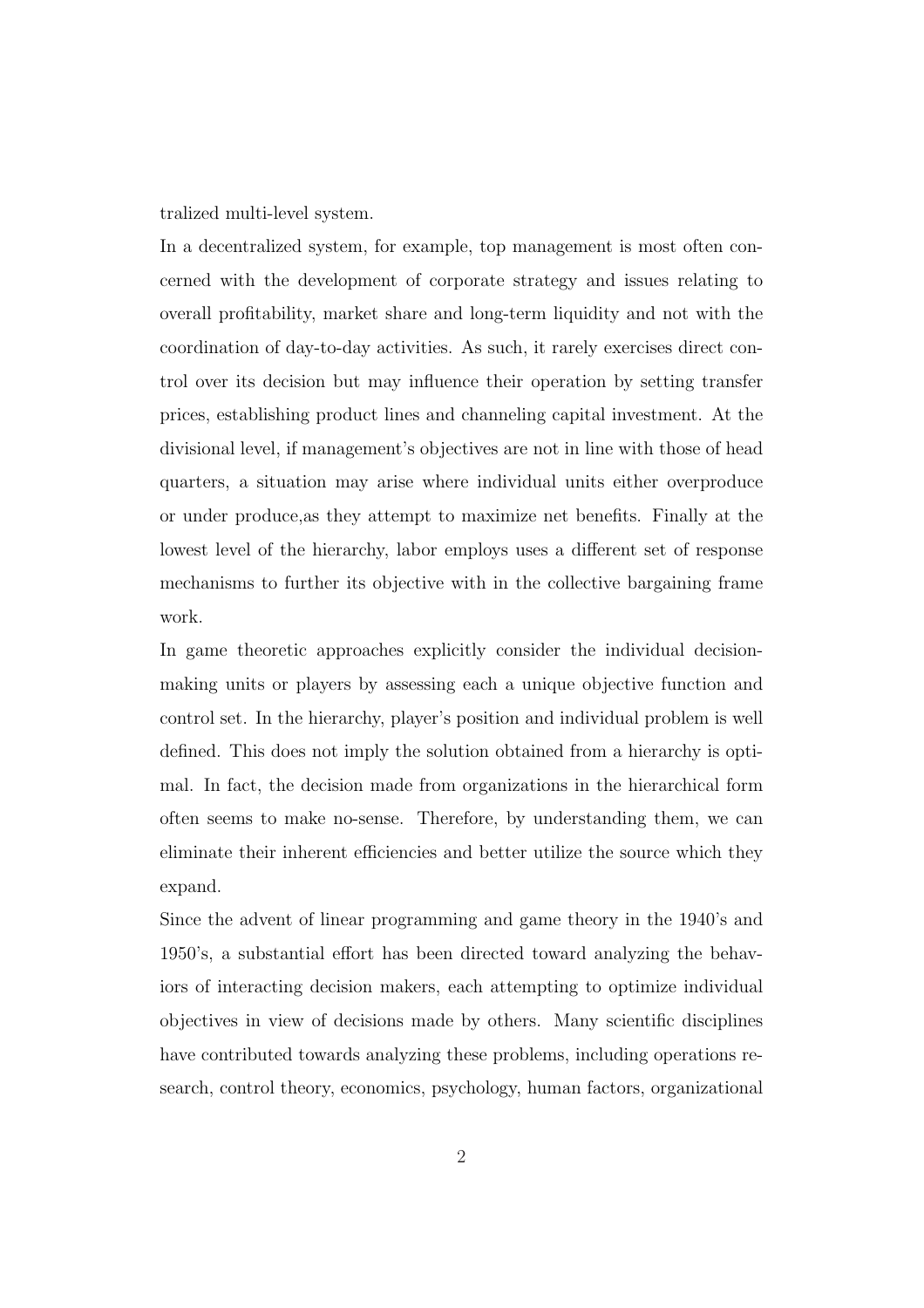tralized multi-level system.

In a decentralized system, for example, top management is most often concerned with the development of corporate strategy and issues relating to overall profitability, market share and long-term liquidity and not with the coordination of day-to-day activities. As such, it rarely exercises direct control over its decision but may influence their operation by setting transfer prices, establishing product lines and channeling capital investment. At the divisional level, if management's objectives are not in line with those of head quarters, a situation may arise where individual units either overproduce or under produce,as they attempt to maximize net benefits. Finally at the lowest level of the hierarchy, labor employs uses a different set of response mechanisms to further its objective with in the collective bargaining frame work.

In game theoretic approaches explicitly consider the individual decision-making units or players by assessing each a unique objective function and control set. In the hierarchy, player's position and individual problem is well defined. This does not imply the solution obtained from a hierarchy is optimal. In fact, the decision made from organizations in the hierarchical form often seems to make no-sense. Therefore, by understanding them, we can eliminate their inherent efficiencies and better utilize the source which they expand.

Since the advent of linear programming and game theory in the 1940's and 1950's, a substantial effort has been directed toward analyzing the behaviors of interacting decision makers, each attempting to optimize individual objectives in view of decisions made by others. Many scientific disciplines have contributed towards analyzing these problems, including operations research, control theory, economics, psychology, human factors, organizational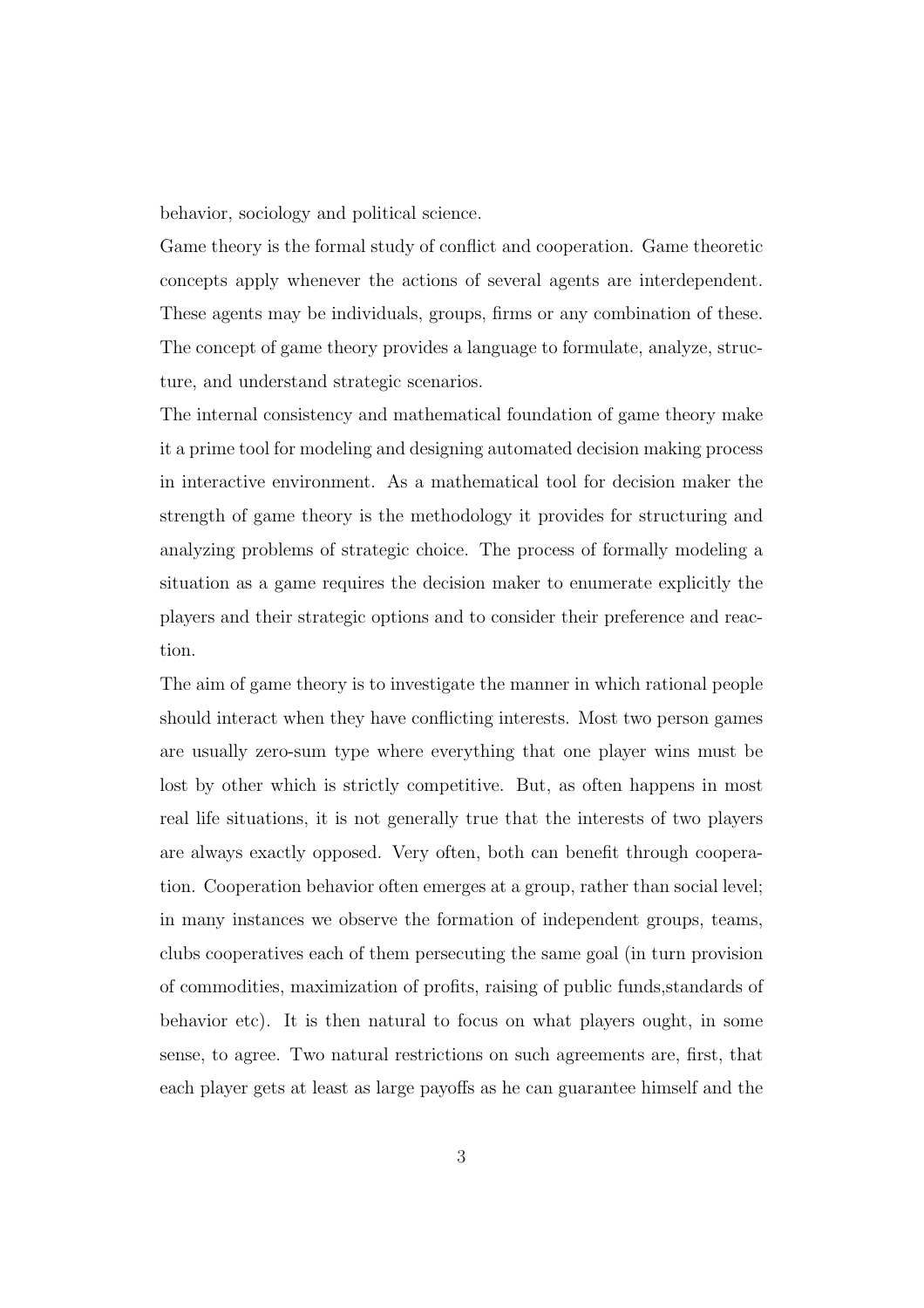behavior, sociology and political science.

Game theory is the formal study of conflict and cooperation. Game theoretic concepts apply whenever the actions of several agents are interdependent. These agents may be individuals, groups, firms or any combination of these. The concept of game theory provides a language to formulate, analyze, structure, and understand strategic scenarios.

The internal consistency and mathematical foundation of game theory make it a prime tool for modeling and designing automated decision making process in interactive environment. As a mathematical tool for decision maker the strength of game theory is the methodology it provides for structuring and analyzing problems of strategic choice. The process of formally modeling a situation as a game requires the decision maker to enumerate explicitly the players and their strategic options and to consider their preference and reaction.

The aim of game theory is to investigate the manner in which rational people should interact when they have conflicting interests. Most two person games are usually zero-sum type where everything that one player wins must be lost by other which is strictly competitive. But, as often happens in most real life situations, it is not generally true that the interests of two players are always exactly opposed. Very often, both can benefit through cooperation. Cooperation behavior often emerges at a group, rather than social level; in many instances we observe the formation of independent groups, teams, clubs cooperatives each of them persecuting the same goal (in turn provision of commodities, maximization of profits, raising of public funds,standards of behavior etc). It is then natural to focus on what players ought, in some sense, to agree. Two natural restrictions on such agreements are, first, that each player gets at least as large payoffs as he can guarantee himself and the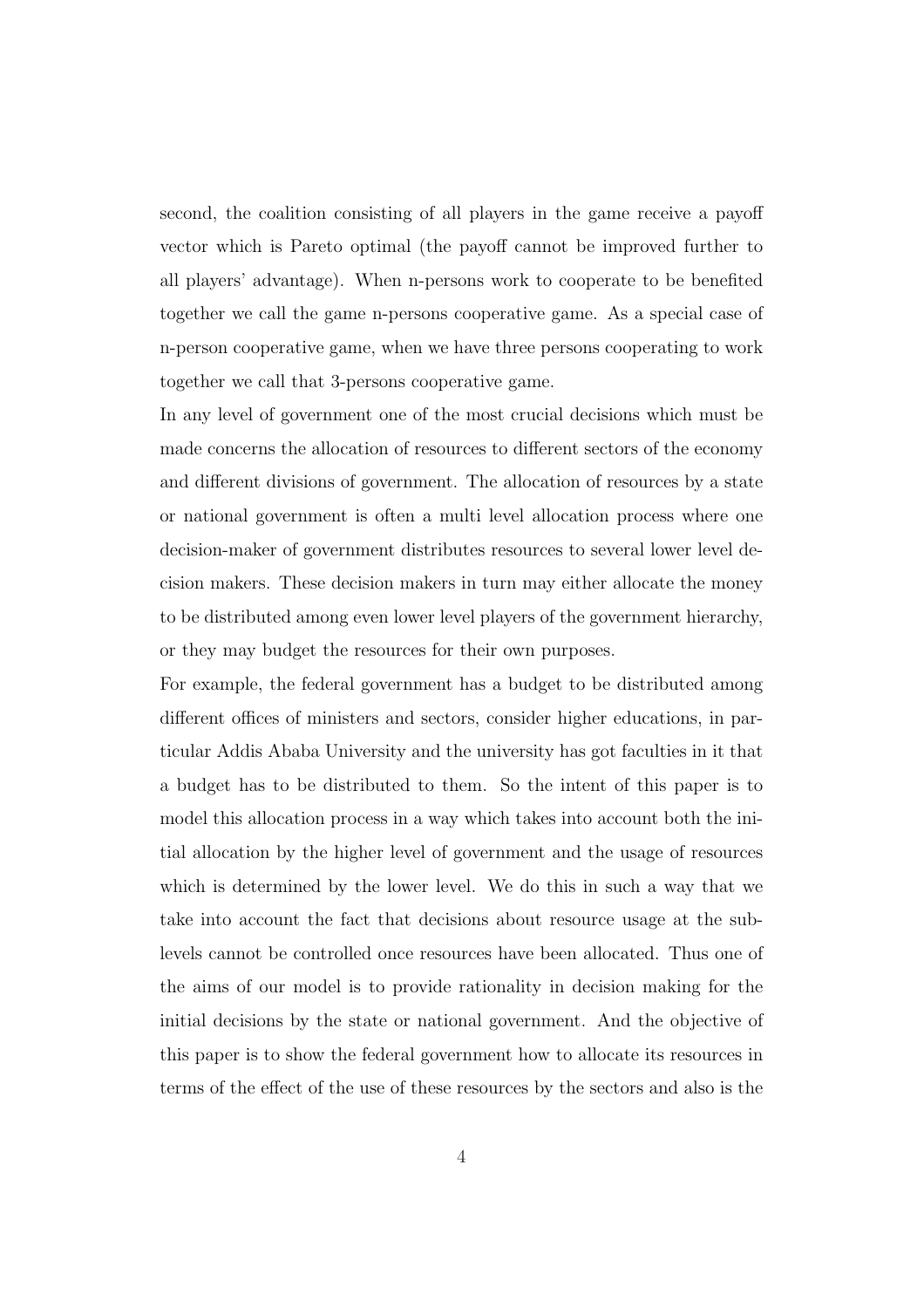second, the coalition consisting of all players in the game receive a payoff vector which is Pareto optimal (the payoff cannot be improved further to all players' advantage). When n-persons work to cooperate to be benefited together we call the game n-persons cooperative game. As a special case of n-person cooperative game, when we have three persons cooperating to work together we call that 3-persons cooperative game.

In any level of government one of the most crucial decisions which must be made concerns the allocation of resources to different sectors of the economy and different divisions of government. The allocation of resources by a state or national government is often a multi level allocation process where one decision-maker of government distributes resources to several lower level decision makers. These decision makers in turn may either allocate the money to be distributed among even lower level players of the government hierarchy, or they may budget the resources for their own purposes.

For example, the federal government has a budget to be distributed among different offices of ministers and sectors, consider higher educations, in particular Addis Ababa University and the university has got faculties in it that a budget has to be distributed to them. So the intent of this paper is to model this allocation process in a way which takes into account both the initial allocation by the higher level of government and the usage of resources which is determined by the lower level. We do this in such a way that we take into account the fact that decisions about resource usage at the sub-levels cannot be controlled once resources have been allocated. Thus one of the aims of our model is to provide rationality in decision making for the initial decisions by the state or national government. And the objective of this paper is to show the federal government how to allocate its resources in terms of the effect of the use of these resources by the sectors and also is the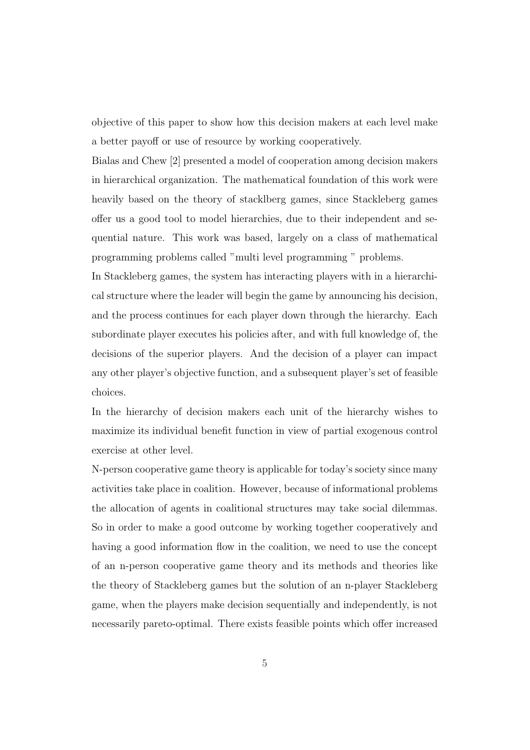objective of this paper to show how this decision makers at each level make a better payoff or use of resource by working cooperatively.

Bialas and Chew [2] presented a model of cooperation among decision makers in hierarchical organization. The mathematical foundation of this work were heavily based on the theory of stacklberg games, since Stackleberg games offer us a good tool to model hierarchies, due to their independent and sequential nature. This work was based, largely on a class of mathematical programming problems called "multi level programming " problems.

In Stackleberg games, the system has interacting players with in a hierarchical structure where the leader will begin the game by announcing his decision, and the process continues for each player down through the hierarchy. Each subordinate player executes his policies after, and with full knowledge of, the decisions of the superior players. And the decision of a player can impact any other player's objective function, and a subsequent player's set of feasible choices.

In the hierarchy of decision makers each unit of the hierarchy wishes to maximize its individual benefit function in view of partial exogenous control exercise at other level.

N-person cooperative game theory is applicable for today's society since many activities take place in coalition. However, because of informational problems the allocation of agents in coalitional structures may take social dilemmas. So in order to make a good outcome by working together cooperatively and having a good information flow in the coalition, we need to use the concept of an n-person cooperative game theory and its methods and theories like the theory of Stackleberg games but the solution of an n-player Stackleberg game, when the players make decision sequentially and independently, is not necessarily pareto-optimal. There exists feasible points which offer increased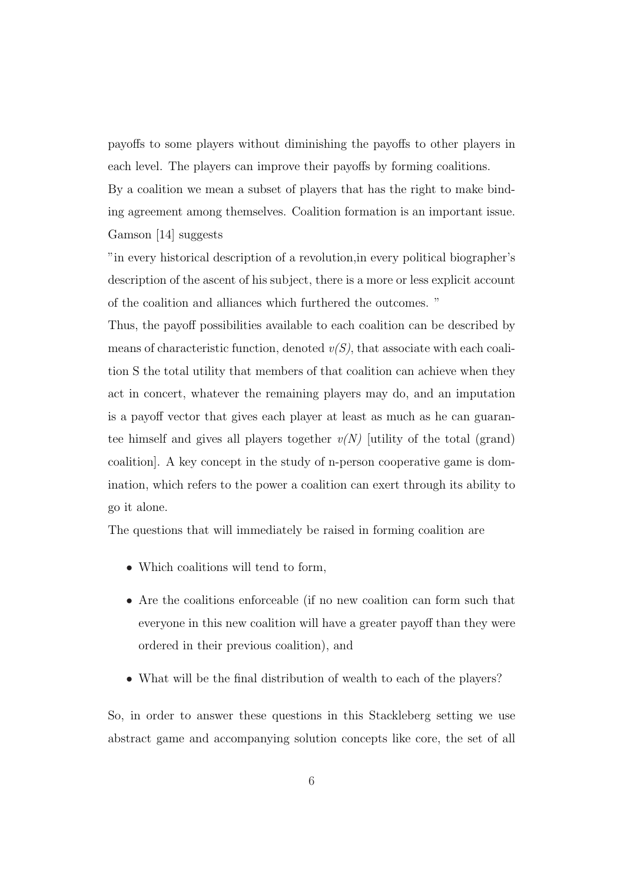payoffs to some players without diminishing the payoffs to other players in each level. The players can improve their payoffs by forming coalitions.
By a coalition we mean a subset of players that has the right to make binding agreement among themselves. Coalition formation is an important issue. Gamson [14] suggests

"in every historical description of a revolution,in every political biographer's description of the ascent of his subject, there is a more or less explicit account of the coalition and alliances which furthered the outcomes. "

Thus, the payoff possibilities available to each coalition can be described by means of characteristic function, denoted *v(S)*, that associate with each coalition S the total utility that members of that coalition can achieve when they act in concert, whatever the remaining players may do, and an imputation is a payoff vector that gives each player at least as much as he can guarantee himself and gives all players together *v(N)* [utility of the total (grand) coalition]. A key concept in the study of n-person cooperative game is domination, which refers to the power a coalition can exert through its ability to go it alone.

The questions that will immediately be raised in forming coalition are

- Which coalitions will tend to form,
- Are the coalitions enforceable (if no new coalition can form such that everyone in this new coalition will have a greater payoff than they were ordered in their previous coalition), and
- What will be the final distribution of wealth to each of the players?

So, in order to answer these questions in this Stackleberg setting we use abstract game and accompanying solution concepts like core, the set of all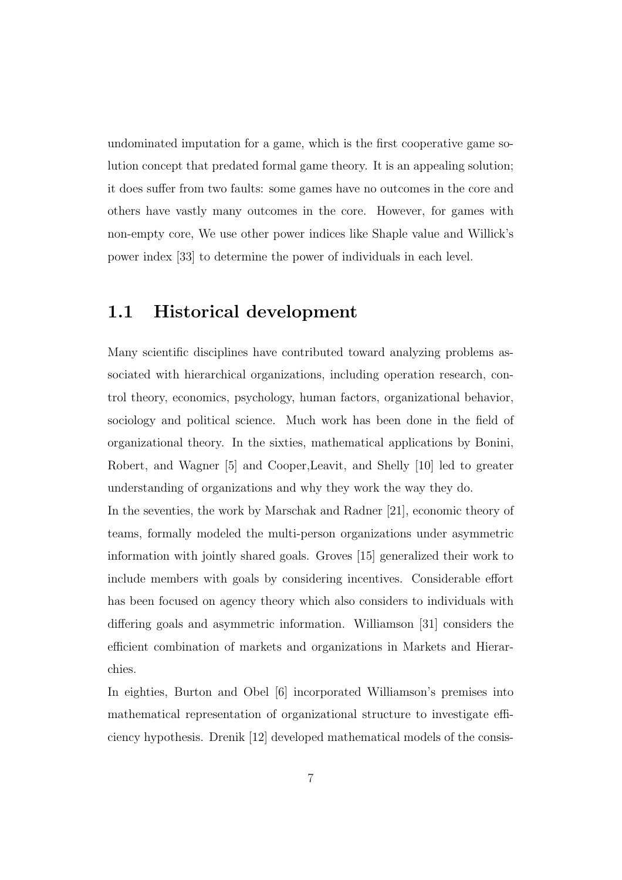undominated imputation for a game, which is the first cooperative game solution concept that predated formal game theory. It is an appealing solution; it does suffer from two faults: some games have no outcomes in the core and others have vastly many outcomes in the core. However, for games with non-empty core, We use other power indices like Shaple value and Willick's power index [33] to determine the power of individuals in each level.

## 1.1 Historical development

Many scientific disciplines have contributed toward analyzing problems associated with hierarchical organizations, including operation research, control theory, economics, psychology, human factors, organizational behavior, sociology and political science. Much work has been done in the field of organizational theory. In the sixties, mathematical applications by Bonini, Robert, and Wagner [5] and Cooper,Leavit, and Shelly [10] led to greater understanding of organizations and why they work the way they do.

In the seventies, the work by Marschak and Radner [21], economic theory of teams, formally modeled the multi-person organizations under asymmetric information with jointly shared goals. Groves [15] generalized their work to include members with goals by considering incentives. Considerable effort has been focused on agency theory which also considers to individuals with differing goals and asymmetric information. Williamson [31] considers the efficient combination of markets and organizations in Markets and Hierarchies.

In eighties, Burton and Obel [6] incorporated Williamson's premises into mathematical representation of organizational structure to investigate efficiency hypothesis. Drenik [12] developed mathematical models of the consis-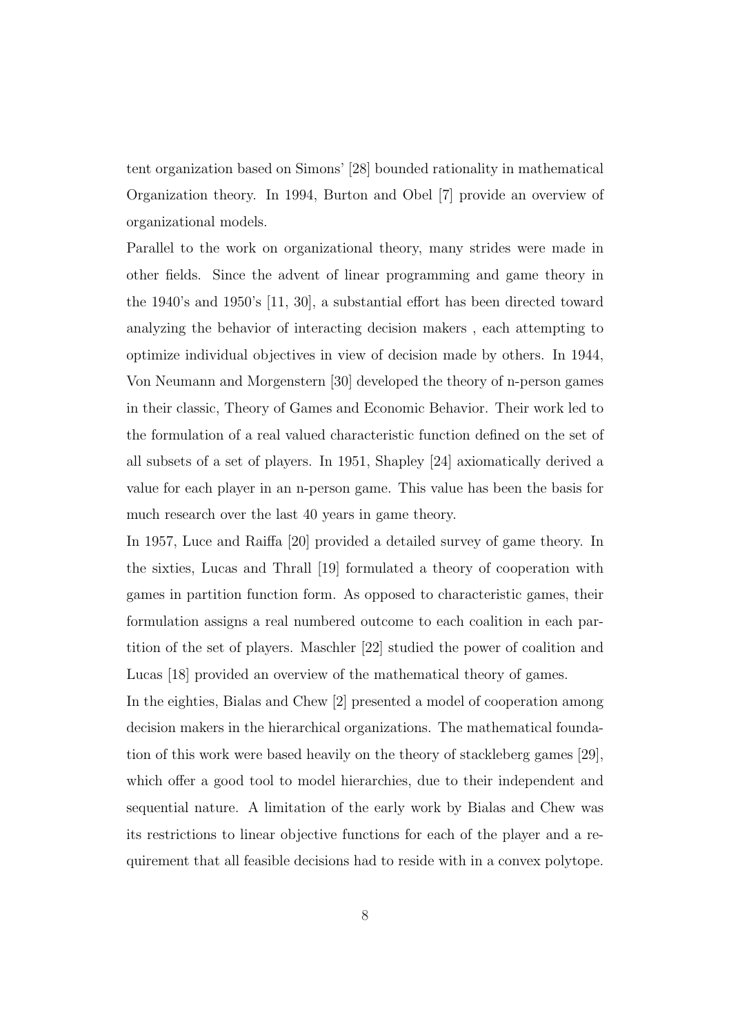tent organization based on Simons' [28] bounded rationality in mathematical Organization theory. In 1994, Burton and Obel [7] provide an overview of organizational models.

Parallel to the work on organizational theory, many strides were made in other fields. Since the advent of linear programming and game theory in the 1940's and 1950's [11, 30], a substantial effort has been directed toward analyzing the behavior of interacting decision makers , each attempting to optimize individual objectives in view of decision made by others. In 1944, Von Neumann and Morgenstern [30] developed the theory of n-person games in their classic, Theory of Games and Economic Behavior. Their work led to the formulation of a real valued characteristic function defined on the set of all subsets of a set of players. In 1951, Shapley [24] axiomatically derived a value for each player in an n-person game. This value has been the basis for much research over the last 40 years in game theory.

In 1957, Luce and Raiffa [20] provided a detailed survey of game theory. In the sixties, Lucas and Thrall [19] formulated a theory of cooperation with games in partition function form. As opposed to characteristic games, their formulation assigns a real numbered outcome to each coalition in each partition of the set of players. Maschler [22] studied the power of coalition and Lucas [18] provided an overview of the mathematical theory of games.

In the eighties, Bialas and Chew [2] presented a model of cooperation among decision makers in the hierarchical organizations. The mathematical foundation of this work were based heavily on the theory of stackleberg games [29], which offer a good tool to model hierarchies, due to their independent and sequential nature. A limitation of the early work by Bialas and Chew was its restrictions to linear objective functions for each of the player and a requirement that all feasible decisions had to reside with in a convex polytope.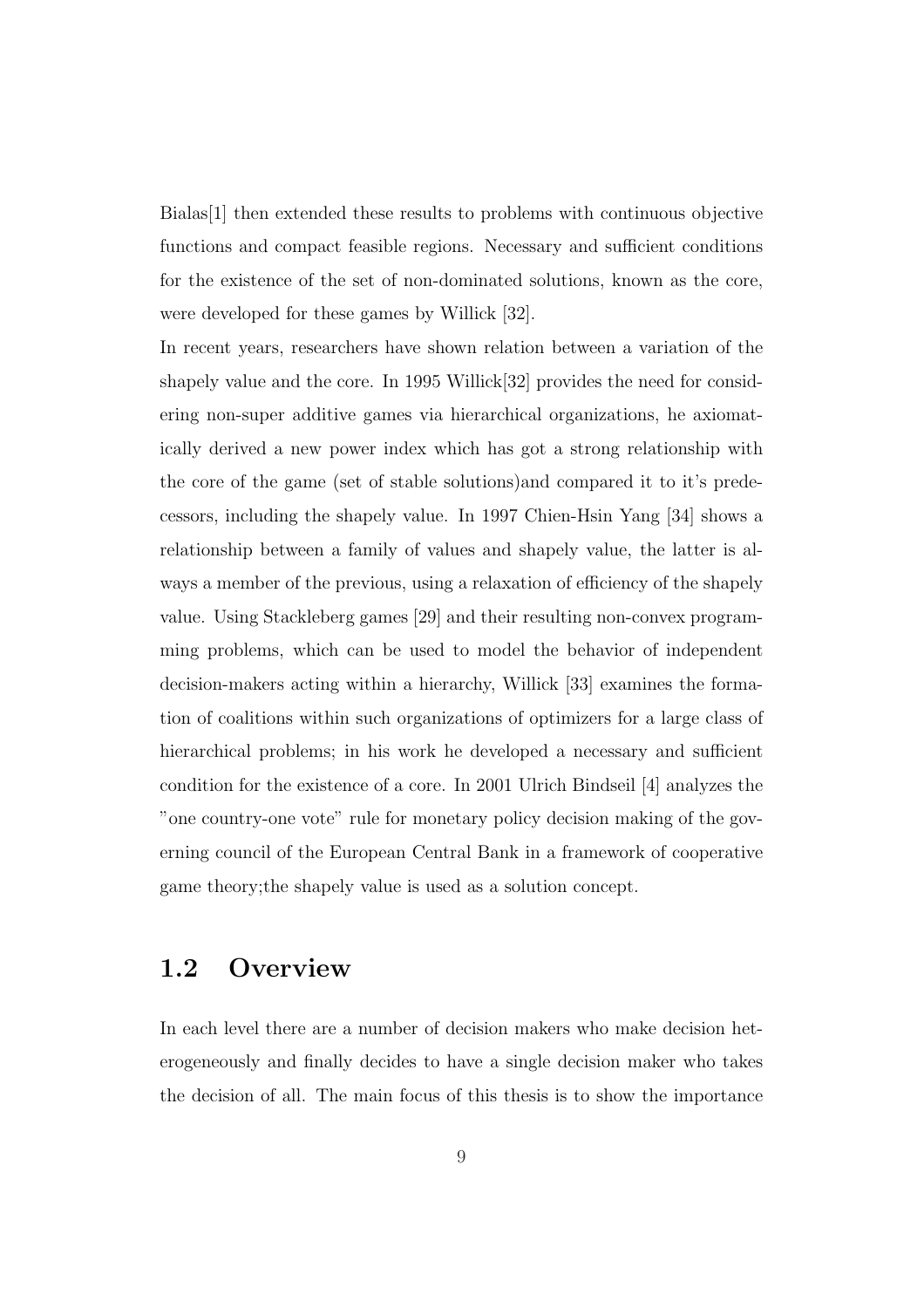Bialas[1] then extended these results to problems with continuous objective functions and compact feasible regions. Necessary and sufficient conditions for the existence of the set of non-dominated solutions, known as the core, were developed for these games by Willick [32].

In recent years, researchers have shown relation between a variation of the shapely value and the core. In 1995 Willick[32] provides the need for considering non-super additive games via hierarchical organizations, he axiomatically derived a new power index which has got a strong relationship with the core of the game (set of stable solutions)and compared it to it's predecessors, including the shapely value. In 1997 Chien-Hsin Yang [34] shows a relationship between a family of values and shapely value, the latter is always a member of the previous, using a relaxation of efficiency of the shapely value. Using Stackleberg games [29] and their resulting non-convex programming problems, which can be used to model the behavior of independent decision-makers acting within a hierarchy, Willick [33] examines the formation of coalitions within such organizations of optimizers for a large class of hierarchical problems; in his work he developed a necessary and sufficient condition for the existence of a core. In 2001 Ulrich Bindseil [4] analyzes the "one country-one vote" rule for monetary policy decision making of the governing council of the European Central Bank in a framework of cooperative game theory;the shapely value is used as a solution concept.

## 1.2 Overview

In each level there are a number of decision makers who make decision heterogeneously and finally decides to have a single decision maker who takes the decision of all. The main focus of this thesis is to show the importance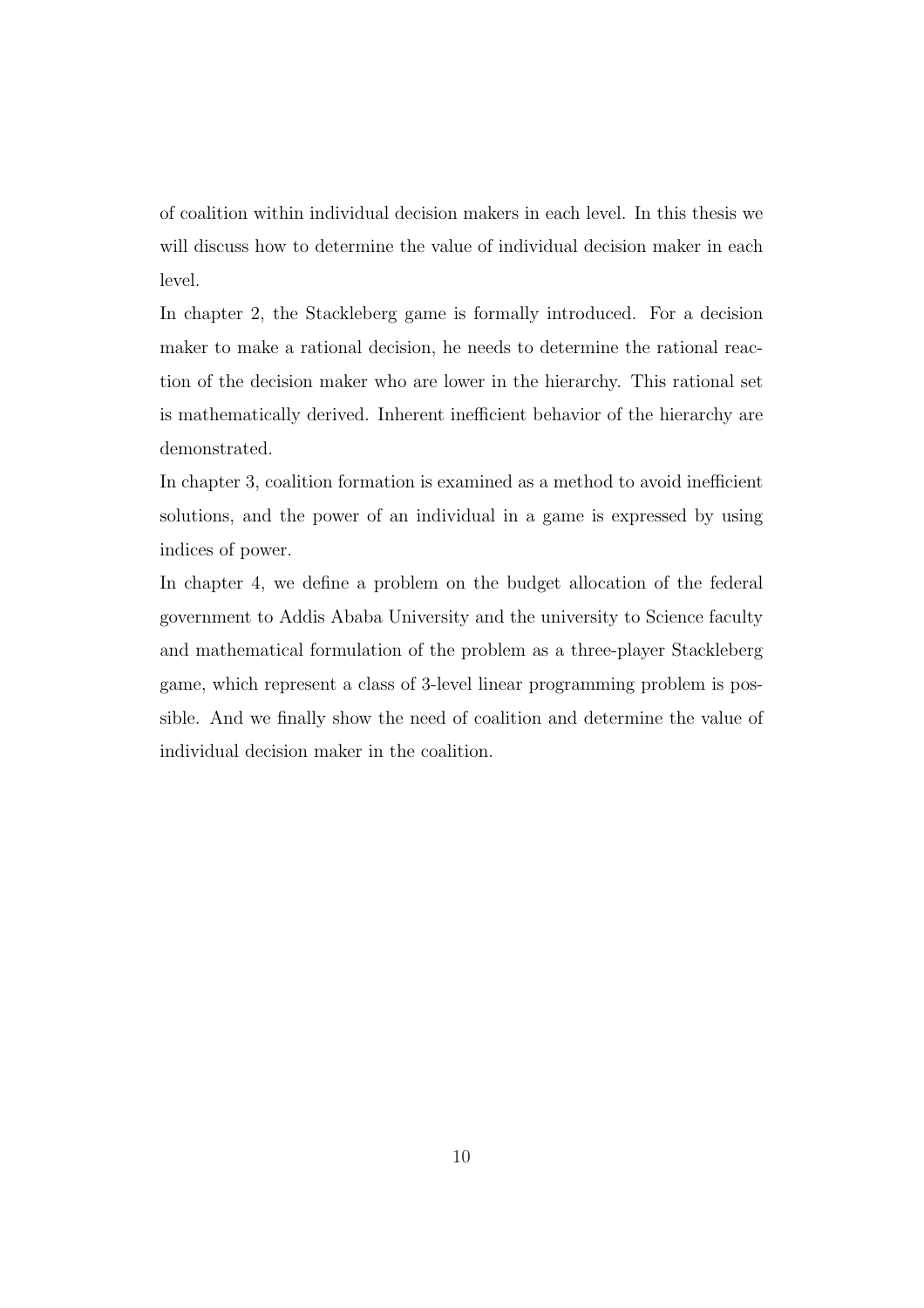of coalition within individual decision makers in each level. In this thesis we will discuss how to determine the value of individual decision maker in each level.

In chapter 2, the Stackleberg game is formally introduced. For a decision maker to make a rational decision, he needs to determine the rational reaction of the decision maker who are lower in the hierarchy. This rational set is mathematically derived. Inherent inefficient behavior of the hierarchy are demonstrated.

In chapter 3, coalition formation is examined as a method to avoid inefficient solutions, and the power of an individual in a game is expressed by using indices of power.

In chapter 4, we define a problem on the budget allocation of the federal government to Addis Ababa University and the university to Science faculty and mathematical formulation of the problem as a three-player Stackleberg game, which represent a class of 3-level linear programming problem is possible. And we finally show the need of coalition and determine the value of individual decision maker in the coalition.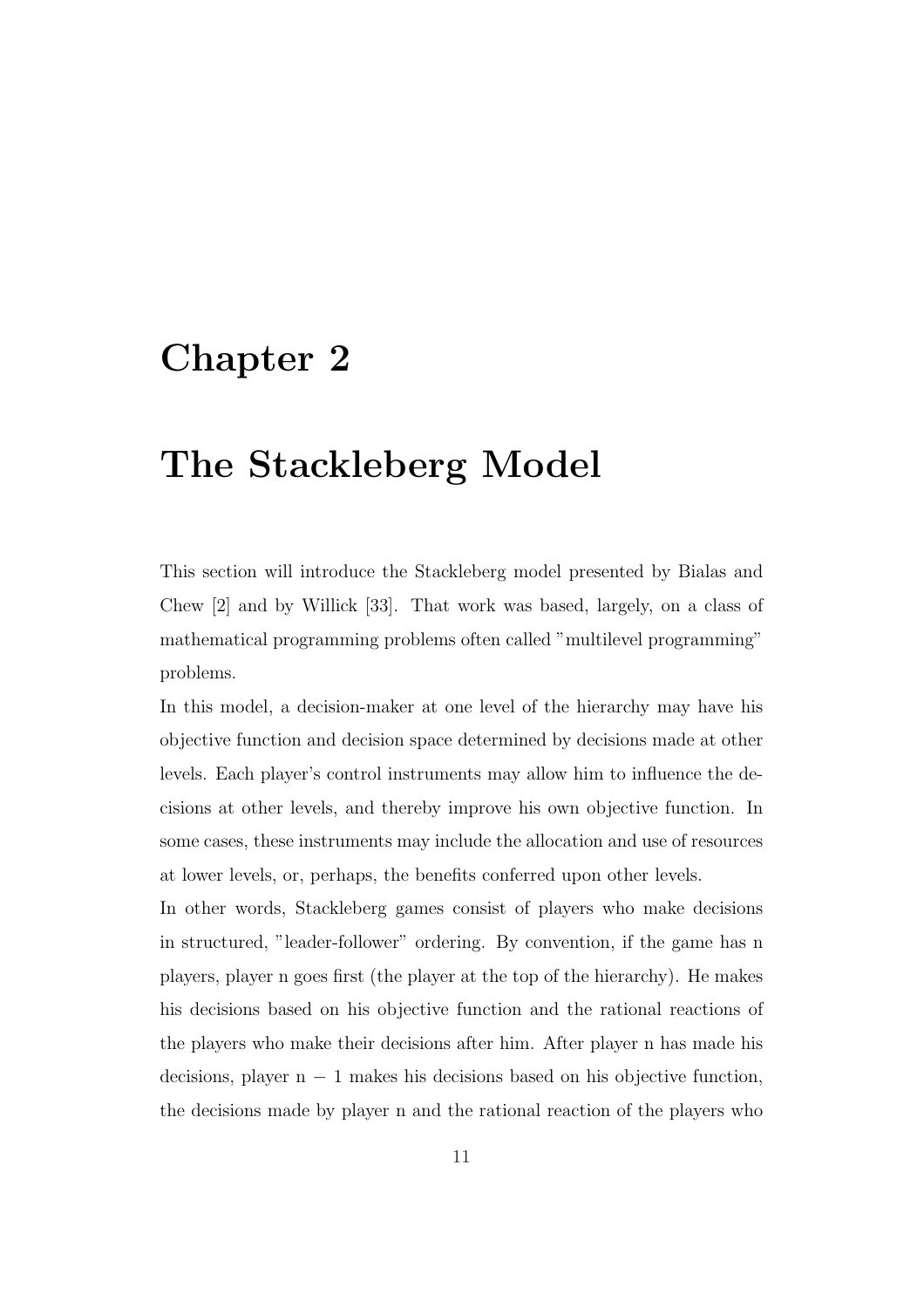# Chapter 2

# The Stackleberg Model

This section will introduce the Stackleberg model presented by Bialas and Chew [2] and by Willick [33]. That work was based, largely, on a class of mathematical programming problems often called "multilevel programming" problems.

In this model, a decision-maker at one level of the hierarchy may have his objective function and decision space determined by decisions made at other levels. Each player's control instruments may allow him to influence the decisions at other levels, and thereby improve his own objective function. In some cases, these instruments may include the allocation and use of resources at lower levels, or, perhaps, the benefits conferred upon other levels.

In other words, Stackleberg games consist of players who make decisions in structured, "leader-follower" ordering. By convention, if the game has n players, player n goes first (the player at the top of the hierarchy). He makes his decisions based on his objective function and the rational reactions of the players who make their decisions after him. After player n has made his decisions, player $n - 1$ makes his decisions based on his objective function, the decisions made by player n and the rational reaction of the players who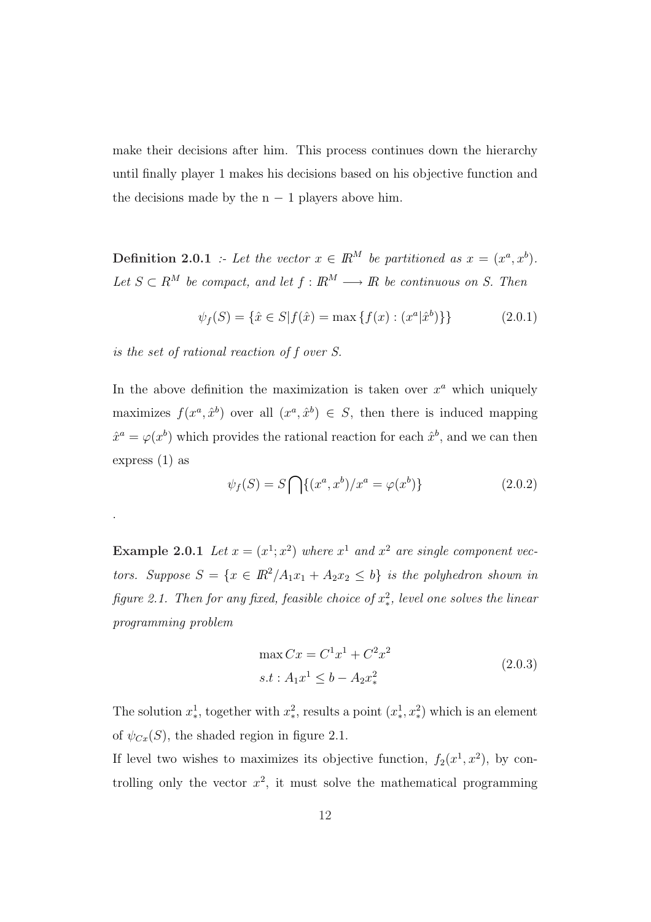make their decisions after him. This process continues down the hierarchy until finally player 1 makes his decisions based on his objective function and the decisions made by the n $-$ 1 players above him.

**Definition 2.0.1** *:- Let the vector $x \in I\!R^M$ be partitioned as $x = (x^a, x^b)$. Let $S \subset R^M$ be compact, and let $f : I\!R^M \longrightarrow I\!R$ be continuous on S. Then*

$$\psi_f(S) = \{\hat{x} \in S | f(\hat{x}) = \max\{f(x) : (x^a | \hat{x}^b)\}\} \tag{2.0.1}$$

*is the set of rational reaction of f over S.*

In the above definition the maximization is taken over $x^a$ which uniquely maximizes $f(x^a, \hat{x}^b)$ over all $(x^a, \hat{x}^b) \in S$, then there is induced mapping $\hat{x}^a = \varphi(x^b)$ which provides the rational reaction for each $\hat{x}^b$, and we can then express (1) as

$$\psi_f(S) = S \bigcap \{(x^a, x^b)/x^a = \varphi(x^b)\} \tag{2.0.2}$$

.

**Example 2.0.1** *Let $x = (x^1; x^2)$ where $x^1$ and $x^2$ are single component vectors. Suppose $S = \{x \in I\!R^2 / A_1x_1 + A_2x_2 \leq b\}$ is the polyhedron shown in figure 2.1. Then for any fixed, feasible choice of $x^2_*$, level one solves the linear programming problem*

$$\begin{aligned} &\max Cx = C^1x^1 + C^2x^2 \\ &s.t : A_1x^1 \leq b - A_2x^2_* \end{aligned} \tag{2.0.3}$$

The solution $x^1_*$, together with $x^2_*$, results a point $(x^1_*, x^2_*)$ which is an element of $\psi_{Cx}(S)$, the shaded region in figure 2.1.

If level two wishes to maximizes its objective function, $f_2(x^1, x^2)$, by controlling only the vector $x^2$, it must solve the mathematical programming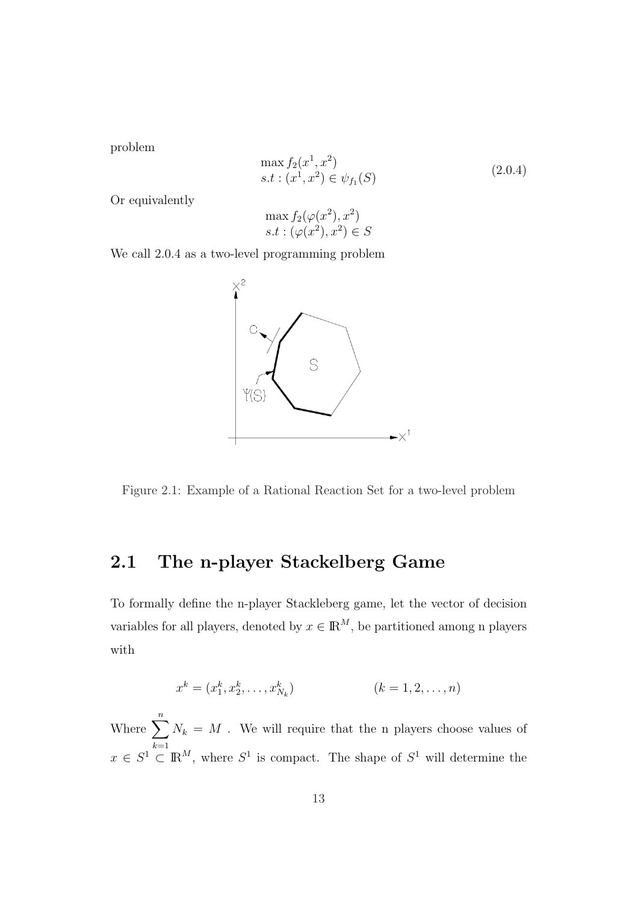problem

$$
\begin{array}{l}
\max f_2(x^1, x^2) \\
s.t : (x^1, x^2) \in \psi_{f_1}(S)
\end{array}
\tag{2.0.4}
$$

Or equivalently

$$
\begin{array}{l}
\max f_2(\varphi(x^2), x^2) \\
s.t : (\varphi(x^2), x^2) \in S
\end{array}
$$

We call 2.0.4 as a two-level programming problem

Figure 2.1: Example of a Rational Reaction Set for a two-level problem

## 2.1 The n-player Stackelberg Game

To formally define the n-player Stackleberg game, let the vector of decision variables for all players, denoted by $x \in \mathbb{R}^M$, be partitioned among n players with

$$
x^k = (x_1^k, x_2^k, \ldots, x_{N_k}^k) \qquad\qquad (k = 1, 2, \ldots, n)
$$

Where $\sum_{k=1}^{n} N_k = M$ . We will require that the n players choose values of $x \in S^1 \subset \mathbb{R}^M$, where $S^1$ is compact. The shape of $S^1$ will determine the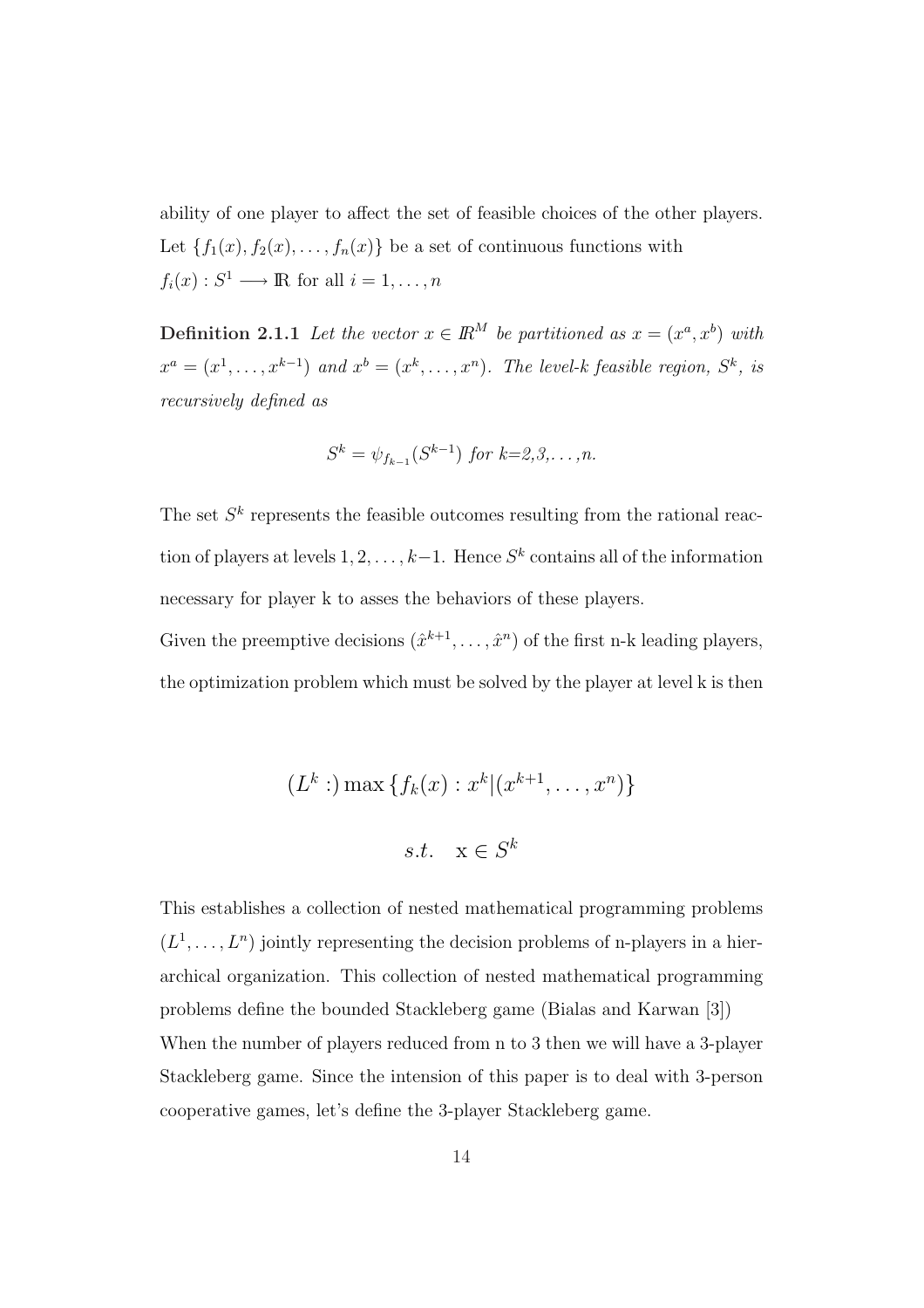ability of one player to affect the set of feasible choices of the other players. Let $\{f_1(x), f_2(x), \ldots, f_n(x)\}$ be a set of continuous functions with $f_i(x) : S^1 \longrightarrow \mathbb{R}$ for all $i = 1, \ldots, n$

**Definition 2.1.1** *Let the vector $x \in \mathbb{R}^M$ be partitioned as $x = (x^a, x^b)$ with $x^a = (x^1, \ldots, x^{k-1})$ and $x^b = (x^k, \ldots, x^n)$. The level-k feasible region, $S^k$, is recursively defined as*

$$S^k = \psi_{f_{k-1}}(S^{k-1}) \text{ for } k=2,3,\ldots,n.$$

The set $S^k$ represents the feasible outcomes resulting from the rational reaction of players at levels $1, 2, \ldots, k-1$. Hence $S^k$ contains all of the information necessary for player k to asses the behaviors of these players.

Given the preemptive decisions $(\hat{x}^{k+1}, \ldots, \hat{x}^n)$ of the first n-k leading players, the optimization problem which must be solved by the player at level k is then

$$(L^k :) \max \{f_k(x) : x^k | (x^{k+1}, \ldots, x^n)\}$$

$$s.t. \quad \mathrm{x} \in S^k$$

This establishes a collection of nested mathematical programming problems $(L^1, \ldots, L^n)$ jointly representing the decision problems of n-players in a hierarchical organization. This collection of nested mathematical programming problems define the bounded Stackleberg game (Bialas and Karwan [3])

When the number of players reduced from n to 3 then we will have a 3-player Stackleberg game. Since the intension of this paper is to deal with 3-person cooperative games, let's define the 3-player Stackleberg game.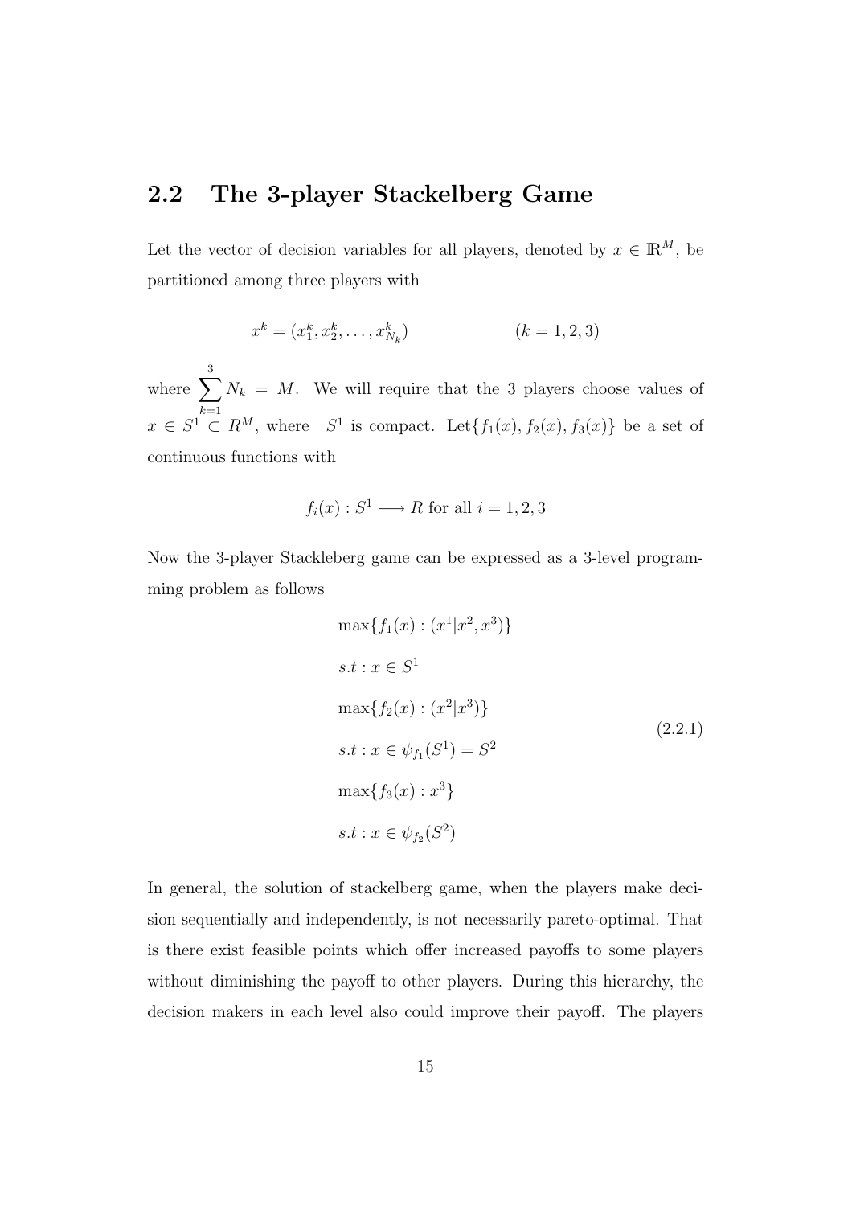## 2.2 The 3-player Stackelberg Game

Let the vector of decision variables for all players, denoted by $x \in \mathbb{R}^M$, be partitioned among three players with

$$x^k = (x_1^k, x_2^k, \ldots, x_{N_k}^k) \qquad\qquad (k = 1, 2, 3)$$

where $\sum_{k=1}^{3} N_k = M$. We will require that the 3 players choose values of $x \in S^1 \subset R^M$, where $S^1$ is compact. Let $\{f_1(x), f_2(x), f_3(x)\}$ be a set of continuous functions with

$$f_i(x) : S^1 \longrightarrow R \text{ for all } i = 1, 2, 3$$

Now the 3-player Stackleberg game can be expressed as a 3-level programming problem as follows

$$
\begin{aligned}
&\max\{f_1(x) : (x^1|x^2, x^3)\} \\
&s.t : x \in S^1 \\
&\max\{f_2(x) : (x^2|x^3)\} \\
&s.t : x \in \psi_{f_1}(S^1) = S^2 \\
&\max\{f_3(x) : x^3\} \\
&s.t : x \in \psi_{f_2}(S^2)
\end{aligned}
\tag{2.2.1}
$$

In general, the solution of stackelberg game, when the players make decision sequentially and independently, is not necessarily pareto-optimal. That is there exist feasible points which offer increased payoffs to some players without diminishing the payoff to other players. During this hierarchy, the decision makers in each level also could improve their payoff. The players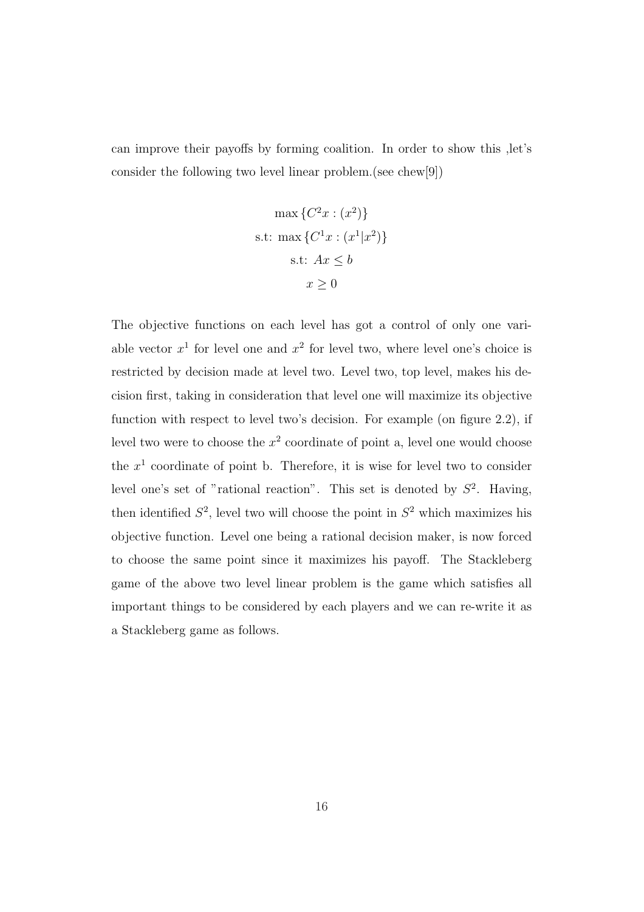can improve their payoffs by forming coalition. In order to show this ,let's consider the following two level linear problem.(see chew[9])

$$\max \{C^2 x : (x^2)\}$$
$$\text{s.t: } \max \{C^1 x : (x^1 | x^2)\}$$
$$\text{s.t: } Ax \leq b$$
$$x \geq 0$$

The objective functions on each level has got a control of only one variable vector $x^1$ for level one and $x^2$ for level two, where level one's choice is restricted by decision made at level two. Level two, top level, makes his decision first, taking in consideration that level one will maximize its objective function with respect to level two's decision. For example (on figure 2.2), if level two were to choose the $x^2$ coordinate of point a, level one would choose the $x^1$ coordinate of point b. Therefore, it is wise for level two to consider level one's set of "rational reaction". This set is denoted by $S^2$. Having, then identified $S^2$, level two will choose the point in $S^2$ which maximizes his objective function. Level one being a rational decision maker, is now forced to choose the same point since it maximizes his payoff. The Stackleberg game of the above two level linear problem is the game which satisfies all important things to be considered by each players and we can re-write it as a Stackleberg game as follows.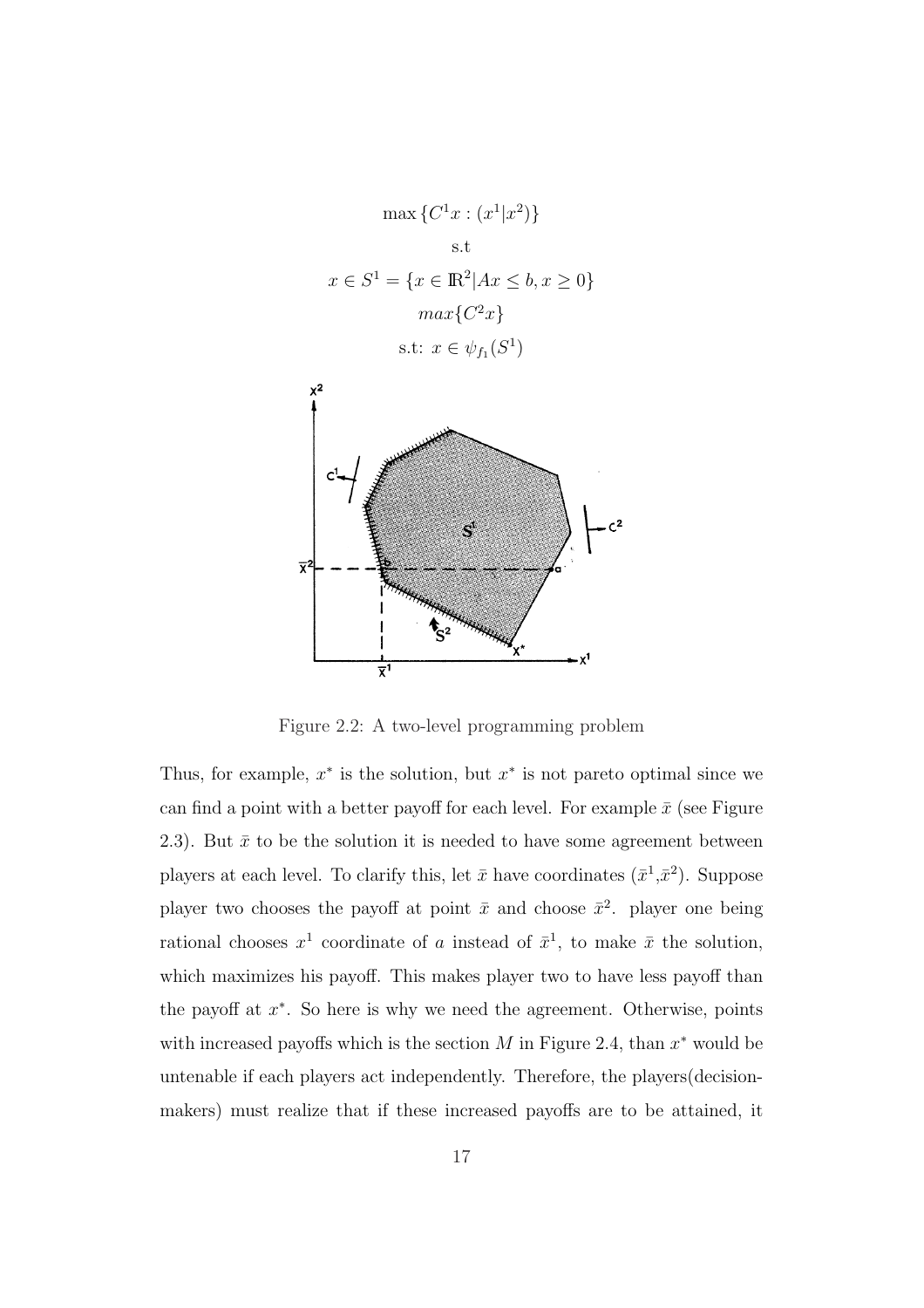$$\max \{C^1 x : (x^1 | x^2)\}$$

$$\text{s.t}$$

$$x \in S^1 = \{x \in \mathbb{R}^2 | Ax \leq b, x \geq 0\}$$

$$max\{C^2 x\}$$

$$\text{s.t: } x \in \psi_{f_1}(S^1)$$

Figure 2.2: A two-level programming problem

Thus, for example, $x^*$ is the solution, but $x^*$ is not pareto optimal since we can find a point with a better payoff for each level. For example $\bar{x}$ (see Figure 2.3). But $\bar{x}$ to be the solution it is needed to have some agreement between players at each level. To clarify this, let $\bar{x}$ have coordinates ($\bar{x}^1$,$\bar{x}^2$). Suppose player two chooses the payoff at point $\bar{x}$ and choose $\bar{x}^2$. player one being rational chooses $x^1$ coordinate of $a$ instead of $\bar{x}^1$, to make $\bar{x}$ the solution, which maximizes his payoff. This makes player two to have less payoff than the payoff at $x^*$. So here is why we need the agreement. Otherwise, points with increased payoffs which is the section $M$ in Figure 2.4, than $x^*$ would be untenable if each players act independently. Therefore, the players(decision-makers) must realize that if these increased payoffs are to be attained, it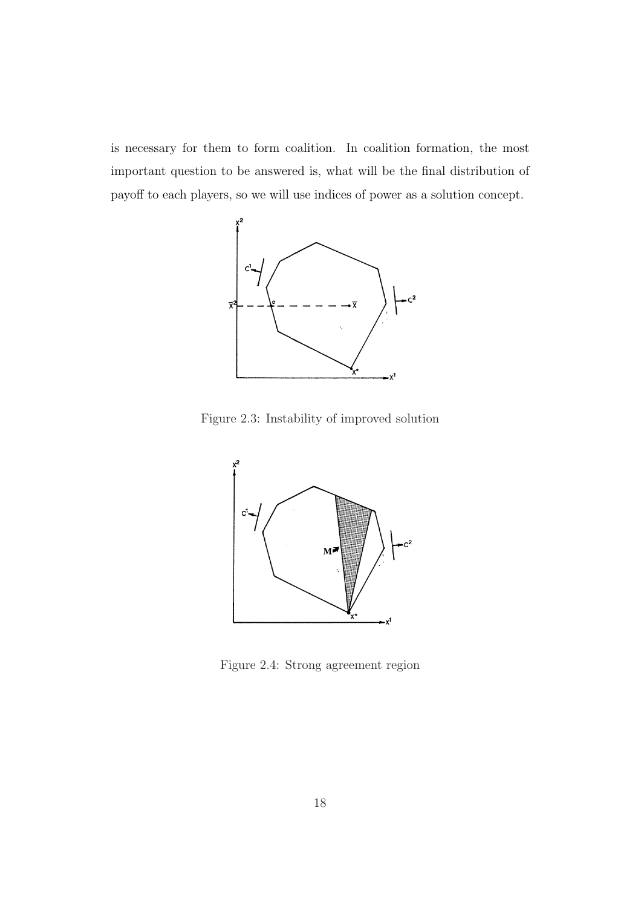is necessary for them to form coalition. In coalition formation, the most important question to be answered is, what will be the final distribution of payoff to each players, so we will use indices of power as a solution concept.

Figure 2.3: Instability of improved solution

Figure 2.4: Strong agreement region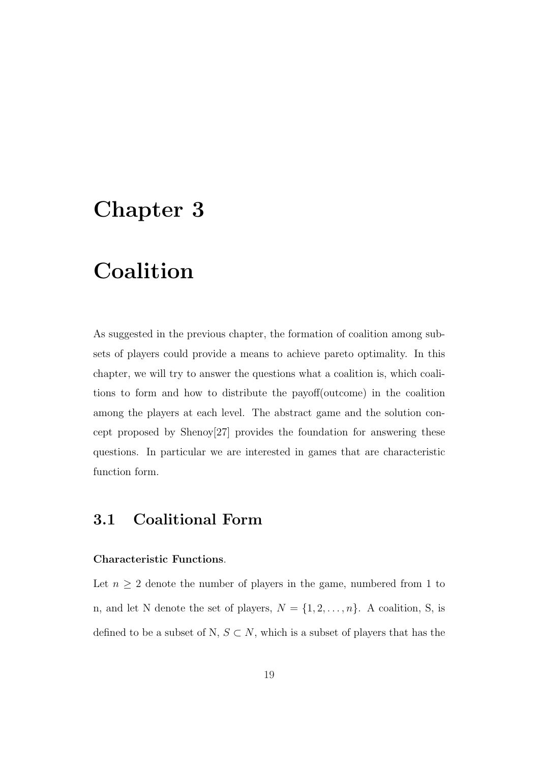# Chapter 3

# Coalition

As suggested in the previous chapter, the formation of coalition among subsets of players could provide a means to achieve pareto optimality. In this chapter, we will try to answer the questions what a coalition is, which coalitions to form and how to distribute the payoff(outcome) in the coalition among the players at each level. The abstract game and the solution concept proposed by Shenoy[27] provides the foundation for answering these questions. In particular we are interested in games that are characteristic function form.

## 3.1 Coalitional Form

**Characteristic Functions**.

Let $n \geq 2$ denote the number of players in the game, numbered from 1 to n, and let N denote the set of players, $N = \{1, 2, \ldots, n\}$. A coalition, S, is defined to be a subset of N, $S \subset N$, which is a subset of players that has the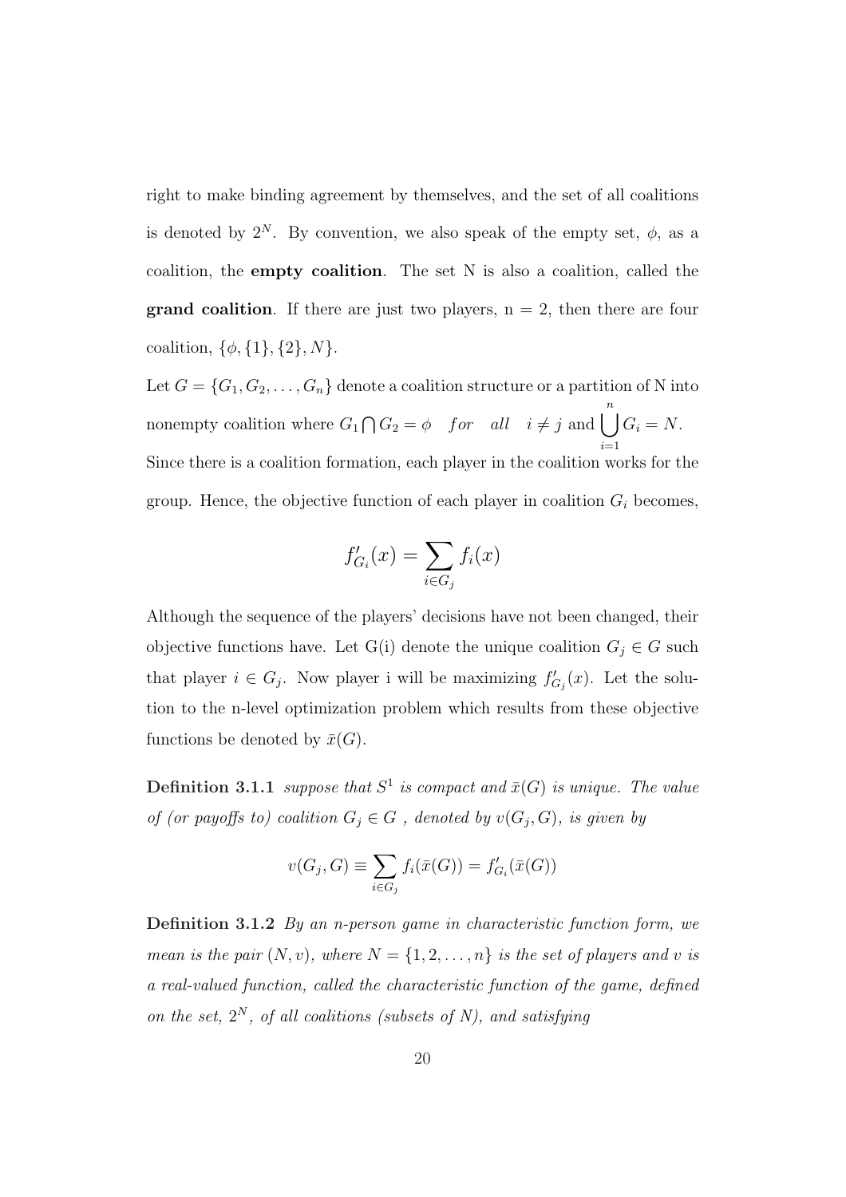right to make binding agreement by themselves, and the set of all coalitions is denoted by $2^N$. By convention, we also speak of the empty set, $\phi$, as a coalition, the **empty coalition**. The set N is also a coalition, called the **grand coalition**. If there are just two players, n = 2, then there are four coalition, $\{\phi, \{1\}, \{2\}, N\}$.

Let $G = \{G_1, G_2, \ldots, G_n\}$ denote a coalition structure or a partition of N into nonempty coalition where $G_1 \bigcap G_2 = \phi \quad for \quad all \quad i \neq j$ and $\displaystyle\bigcup_{i=1}^{n} G_i = N$.

Since there is a coalition formation, each player in the coalition works for the group. Hence, the objective function of each player in coalition $G_i$ becomes,

$$f'_{G_i}(x) = \sum_{i \in G_j} f_i(x)$$

Although the sequence of the players' decisions have not been changed, their objective functions have. Let G(i) denote the unique coalition $G_j \in G$ such that player $i \in G_j$. Now player i will be maximizing $f'_{G_j}(x)$. Let the solution to the n-level optimization problem which results from these objective functions be denoted by $\bar{x}(G)$.

**Definition 3.1.1** *suppose that $S^1$ is compact and $\bar{x}(G)$ is unique. The value of (or payoffs to) coalition $G_j \in G$ , denoted by $v(G_j, G)$, is given by*

$$v(G_j, G) \equiv \sum_{i \in G_j} f_i(\bar{x}(G)) = f'_{G_i}(\bar{x}(G))$$

**Definition 3.1.2** *By an n-person game in characteristic function form, we mean is the pair $(N, v)$, where $N = \{1, 2, \ldots, n\}$ is the set of players and $v$ is a real-valued function, called the characteristic function of the game, defined on the set, $2^N$, of all coalitions (subsets of N), and satisfying*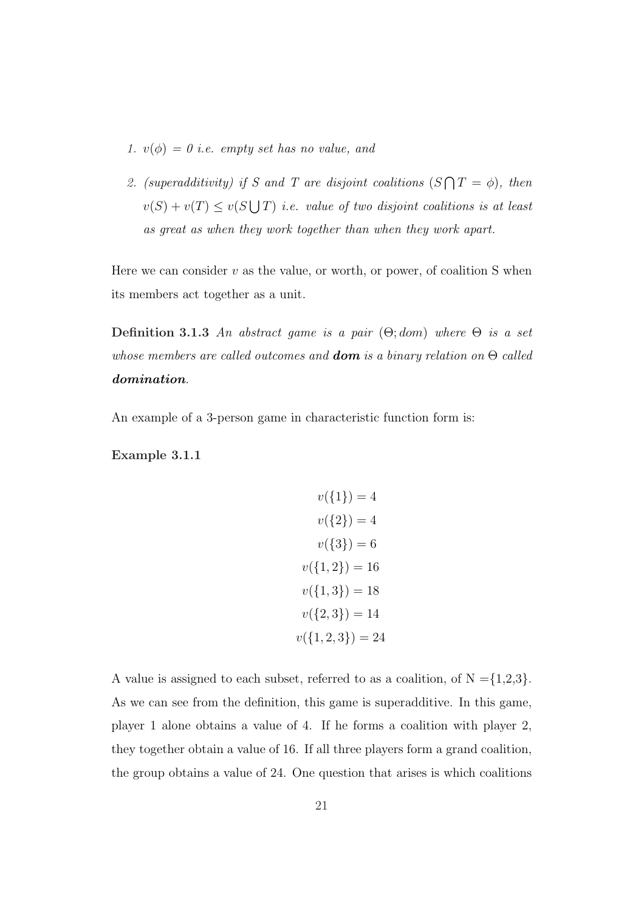1. $v(\phi)$ = 0 *i.e. empty set has no value, and*

2. *(superadditivity) if S and T are disjoint coalitions* ($S \bigcap T = \phi$)*, then* $v(S) + v(T) \leq v(S \bigcup T)$ *i.e. value of two disjoint coalitions is at least as great as when they work together than when they work apart.*

Here we can consider $v$ as the value, or worth, or power, of coalition S when its members act together as a unit.

**Definition 3.1.3** *An abstract game is a pair* $(\Theta; dom)$ *where* $\Theta$ *is a set whose members are called outcomes and* ***dom*** *is a binary relation on* $\Theta$ *called* ***domination****.*

An example of a 3-person game in characteristic function form is:

**Example 3.1.1**

$$
\begin{aligned}
v(\{1\}) &= 4 \\
v(\{2\}) &= 4 \\
v(\{3\}) &= 6 \\
v(\{1,2\}) &= 16 \\
v(\{1,3\}) &= 18 \\
v(\{2,3\}) &= 14 \\
v(\{1,2,3\}) &= 24
\end{aligned}
$$

A value is assigned to each subset, referred to as a coalition, of N ={1,2,3}. As we can see from the definition, this game is superadditive. In this game, player 1 alone obtains a value of 4. If he forms a coalition with player 2, they together obtain a value of 16. If all three players form a grand coalition, the group obtains a value of 24. One question that arises is which coalitions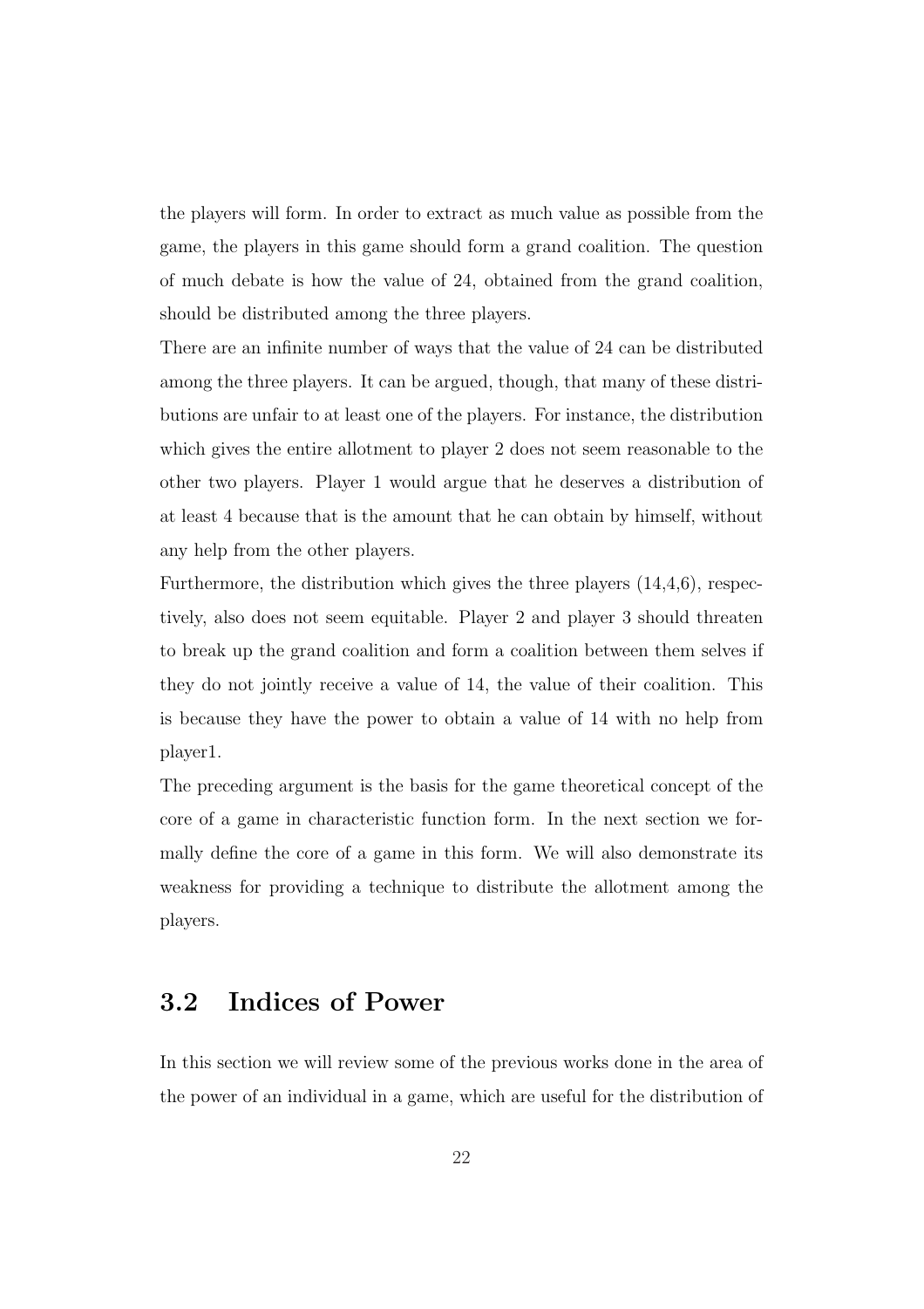the players will form. In order to extract as much value as possible from the game, the players in this game should form a grand coalition. The question of much debate is how the value of 24, obtained from the grand coalition, should be distributed among the three players.

There are an infinite number of ways that the value of 24 can be distributed among the three players. It can be argued, though, that many of these distributions are unfair to at least one of the players. For instance, the distribution which gives the entire allotment to player 2 does not seem reasonable to the other two players. Player 1 would argue that he deserves a distribution of at least 4 because that is the amount that he can obtain by himself, without any help from the other players.

Furthermore, the distribution which gives the three players (14,4,6), respectively, also does not seem equitable. Player 2 and player 3 should threaten to break up the grand coalition and form a coalition between them selves if they do not jointly receive a value of 14, the value of their coalition. This is because they have the power to obtain a value of 14 with no help from player1.

The preceding argument is the basis for the game theoretical concept of the core of a game in characteristic function form. In the next section we formally define the core of a game in this form. We will also demonstrate its weakness for providing a technique to distribute the allotment among the players.

## 3.2 Indices of Power

In this section we will review some of the previous works done in the area of the power of an individual in a game, which are useful for the distribution of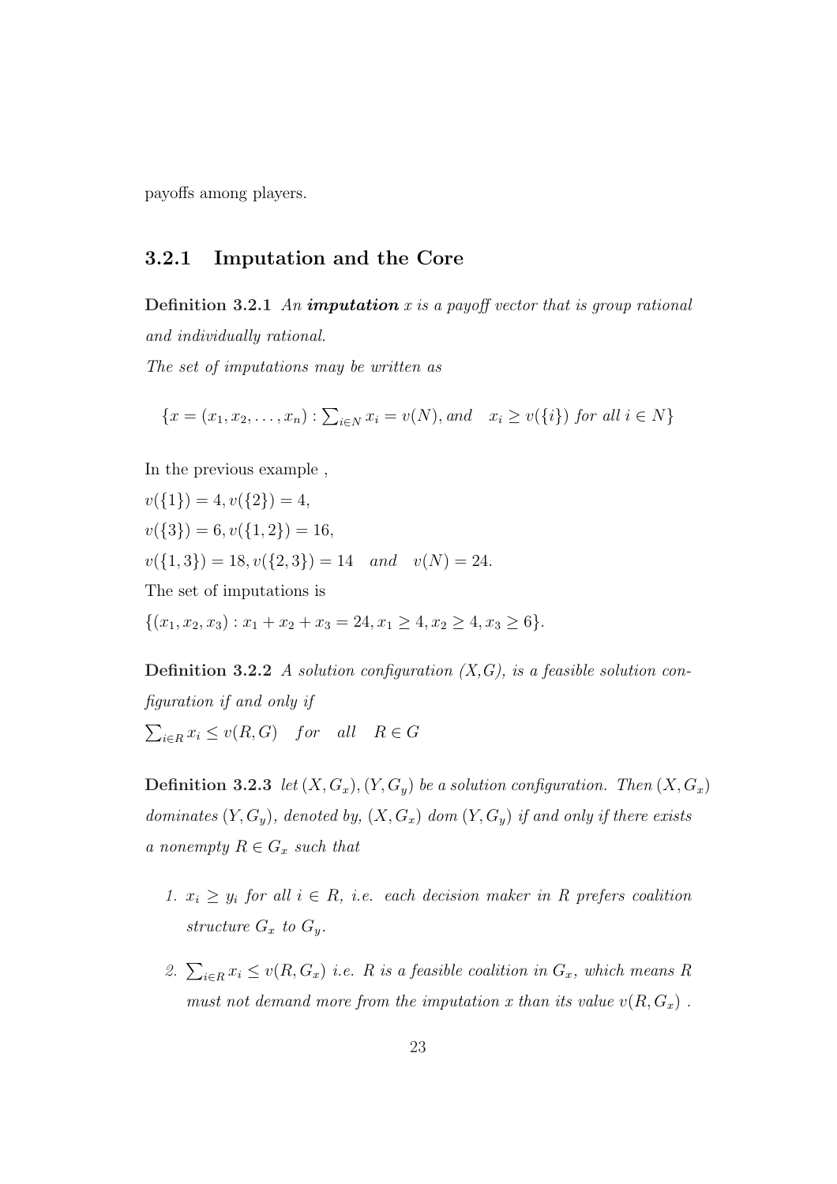payoffs among players.

### 3.2.1 Imputation and the Core

**Definition 3.2.1** *An* ***imputation*** *$x$ is a payoff vector that is group rational and individually rational.*

*The set of imputations may be written as*

$$\{x = (x_1, x_2, \ldots, x_n) : \textstyle\sum_{i \in N} x_i = v(N), \text{ and } \quad x_i \geq v(\{i\}) \text{ for all } i \in N\}$$

In the previous example ,

$v(\{1\}) = 4, v(\{2\}) = 4,$

$v(\{3\}) = 6, v(\{1, 2\}) = 16,$

$v(\{1, 3\}) = 18, v(\{2, 3\}) = 14 \quad and \quad v(N) = 24.$

The set of imputations is

$\{(x_1, x_2, x_3) : x_1 + x_2 + x_3 = 24, x_1 \geq 4, x_2 \geq 4, x_3 \geq 6\}.$

**Definition 3.2.2** *A solution configuration (X,G), is a feasible solution configuration if and only if*

$\sum_{i \in R} x_i \leq v(R, G) \quad for \quad all \quad R \in G$

**Definition 3.2.3** *let $(X, G_x), (Y, G_y)$ be a solution configuration. Then $(X, G_x)$ dominates $(Y, G_y)$, denoted by, $(X, G_x)$ dom $(Y, G_y)$ if and only if there exists a nonempty $R \in G_x$ such that*

1. *$x_i \geq y_i$ for all $i \in R$, i.e. each decision maker in $R$ prefers coalition structure $G_x$ to $G_y$.*

2. *$\sum_{i \in R} x_i \leq v(R, G_x)$ i.e. $R$ is a feasible coalition in $G_x$, which means $R$ must not demand more from the imputation $x$ than its value $v(R, G_x)$ .*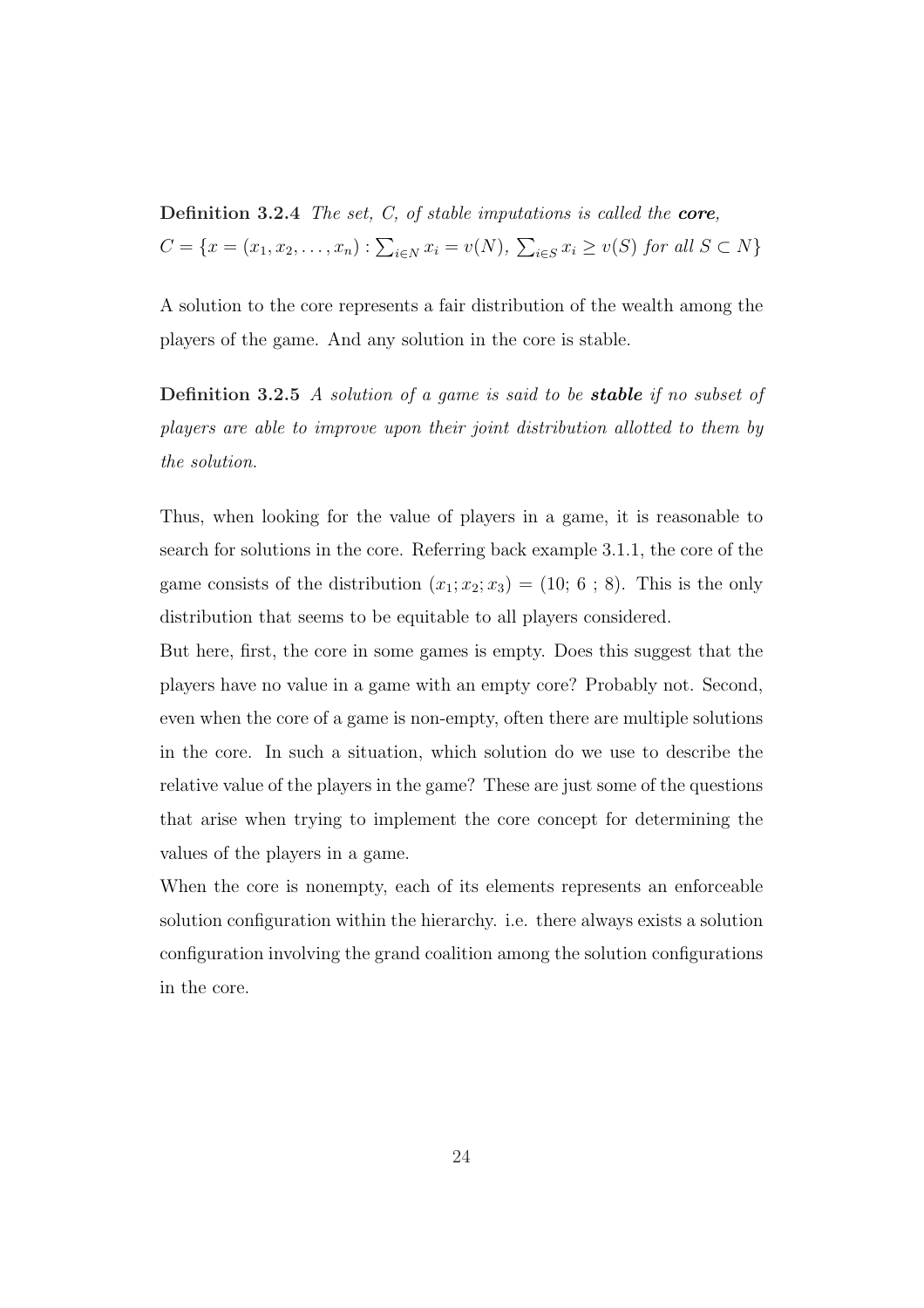**Definition 3.2.4** *The set, C, of stable imputations is called the* ***core****,*
$C = \{x = (x_1, x_2, \ldots, x_n) : \sum_{i \in N} x_i = v(N),\ \sum_{i \in S} x_i \geq v(S)$ *for all* $S \subset N\}$

A solution to the core represents a fair distribution of the wealth among the players of the game. And any solution in the core is stable.

**Definition 3.2.5** *A solution of a game is said to be* ***stable*** *if no subset of players are able to improve upon their joint distribution allotted to them by the solution.*

Thus, when looking for the value of players in a game, it is reasonable to search for solutions in the core. Referring back example 3.1.1, the core of the game consists of the distribution $(x_1; x_2; x_3) = (10;\ 6\ ;\ 8)$. This is the only distribution that seems to be equitable to all players considered.
But here, first, the core in some games is empty. Does this suggest that the players have no value in a game with an empty core? Probably not. Second, even when the core of a game is non-empty, often there are multiple solutions in the core. In such a situation, which solution do we use to describe the relative value of the players in the game? These are just some of the questions that arise when trying to implement the core concept for determining the values of the players in a game.
When the core is nonempty, each of its elements represents an enforceable solution configuration within the hierarchy. i.e. there always exists a solution configuration involving the grand coalition among the solution configurations in the core.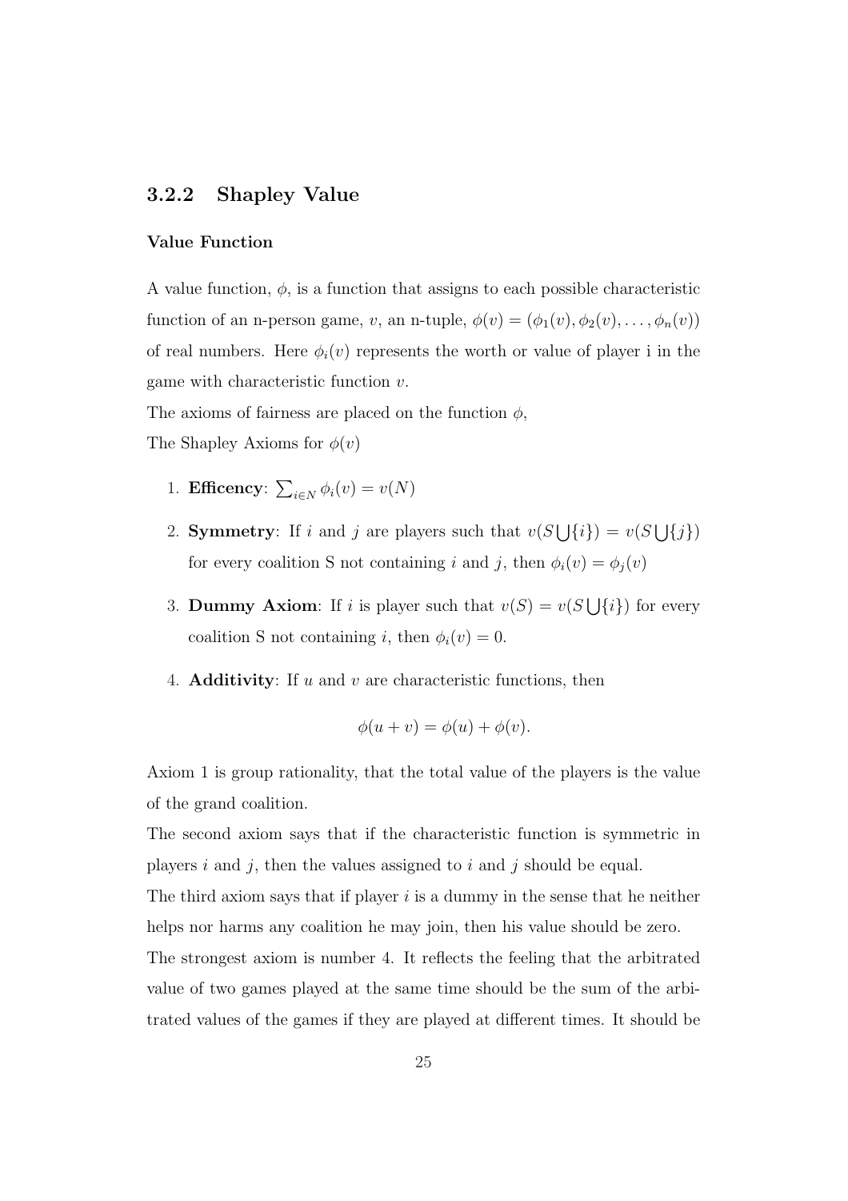### 3.2.2 Shapley Value

**Value Function**

A value function, $\phi$, is a function that assigns to each possible characteristic function of an n-person game, $v$, an n-tuple, $\phi(v) = (\phi_1(v), \phi_2(v), \ldots, \phi_n(v))$ of real numbers. Here $\phi_i(v)$ represents the worth or value of player i in the game with characteristic function $v$.

The axioms of fairness are placed on the function $\phi$,

The Shapley Axioms for $\phi(v)$

1. **Efficency**: $\sum_{i \in N} \phi_i(v) = v(N)$
2. **Symmetry**: If $i$ and $j$ are players such that $v(S \bigcup \{i\}) = v(S \bigcup \{j\})$ for every coalition S not containing $i$ and $j$, then $\phi_i(v) = \phi_j(v)$
3. **Dummy Axiom**: If $i$ is player such that $v(S) = v(S \bigcup \{i\})$ for every coalition S not containing $i$, then $\phi_i(v) = 0$.
4. **Additivity**: If $u$ and $v$ are characteristic functions, then

$$\phi(u + v) = \phi(u) + \phi(v).$$

Axiom 1 is group rationality, that the total value of the players is the value of the grand coalition.

The second axiom says that if the characteristic function is symmetric in players $i$ and $j$, then the values assigned to $i$ and $j$ should be equal.

The third axiom says that if player $i$ is a dummy in the sense that he neither helps nor harms any coalition he may join, then his value should be zero.

The strongest axiom is number 4. It reflects the feeling that the arbitrated value of two games played at the same time should be the sum of the arbitrated values of the games if they are played at different times. It should be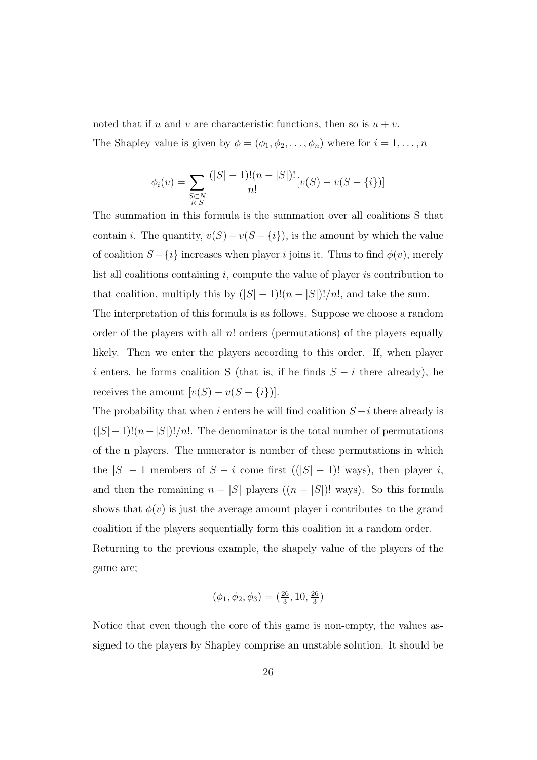noted that if $u$ and $v$ are characteristic functions, then so is $u + v$.

The Shapley value is given by $\phi = (\phi_1, \phi_2, \ldots, \phi_n)$ where for $i = 1, \ldots, n$

$$\phi_i(v) = \sum_{\substack{S \subset N \\ i \in S}} \frac{(|S|-1)!(n-|S|)!}{n!}[v(S) - v(S - \{i\})]$$

The summation in this formula is the summation over all coalitions S that contain $i$. The quantity, $v(S) - v(S - \{i\})$, is the amount by which the value of coalition $S - \{i\}$ increases when player $i$ joins it. Thus to find $\phi(v)$, merely list all coalitions containing $i$, compute the value of player $i$s contribution to that coalition, multiply this by $(|S|-1)!(n-|S|)!/n!$, and take the sum.

The interpretation of this formula is as follows. Suppose we choose a random order of the players with all $n!$ orders (permutations) of the players equally likely. Then we enter the players according to this order. If, when player $i$ enters, he forms coalition S (that is, if he finds $S - i$ there already), he receives the amount $[v(S) - v(S - \{i\})]$.

The probability that when $i$ enters he will find coalition $S - i$ there already is $(|S|-1)!(n-|S|)!/n!$. The denominator is the total number of permutations of the n players. The numerator is number of these permutations in which the $|S| - 1$ members of $S - i$ come first ($(|S| - 1)!$ ways), then player $i$, and then the remaining $n - |S|$ players ($(n - |S|)!$ ways). So this formula shows that $\phi(v)$ is just the average amount player i contributes to the grand coalition if the players sequentially form this coalition in a random order.

Returning to the previous example, the shapely value of the players of the game are;

$$(\phi_1, \phi_2, \phi_3) = (\tfrac{26}{3}, 10, \tfrac{26}{3})$$

Notice that even though the core of this game is non-empty, the values assigned to the players by Shapley comprise an unstable solution. It should be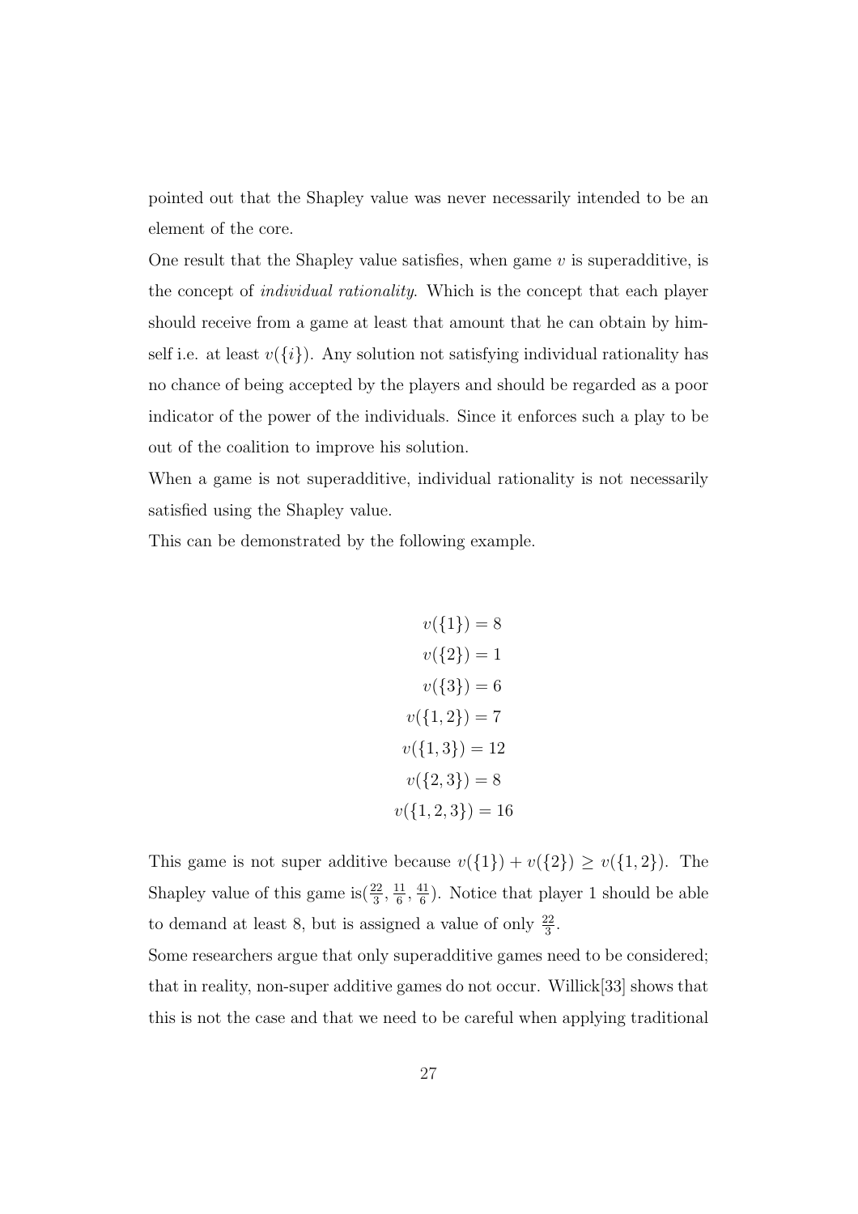pointed out that the Shapley value was never necessarily intended to be an element of the core.

One result that the Shapley value satisfies, when game $v$ is superadditive, is the concept of *individual rationality*. Which is the concept that each player should receive from a game at least that amount that he can obtain by himself i.e. at least $v(\{i\})$. Any solution not satisfying individual rationality has no chance of being accepted by the players and should be regarded as a poor indicator of the power of the individuals. Since it enforces such a play to be out of the coalition to improve his solution.

When a game is not superadditive, individual rationality is not necessarily satisfied using the Shapley value.

This can be demonstrated by the following example.

$$
\begin{aligned}
v(\{1\}) &= 8 \\
v(\{2\}) &= 1 \\
v(\{3\}) &= 6 \\
v(\{1,2\}) &= 7 \\
v(\{1,3\}) &= 12 \\
v(\{2,3\}) &= 8 \\
v(\{1,2,3\}) &= 16
\end{aligned}
$$

This game is not super additive because $v(\{1\}) + v(\{2\}) \geq v(\{1,2\})$. The Shapley value of this game is$(\frac{22}{3}, \frac{11}{6}, \frac{41}{6})$. Notice that player 1 should be able to demand at least 8, but is assigned a value of only $\frac{22}{3}$.

Some researchers argue that only superadditive games need to be considered; that in reality, non-super additive games do not occur. Willick[33] shows that this is not the case and that we need to be careful when applying traditional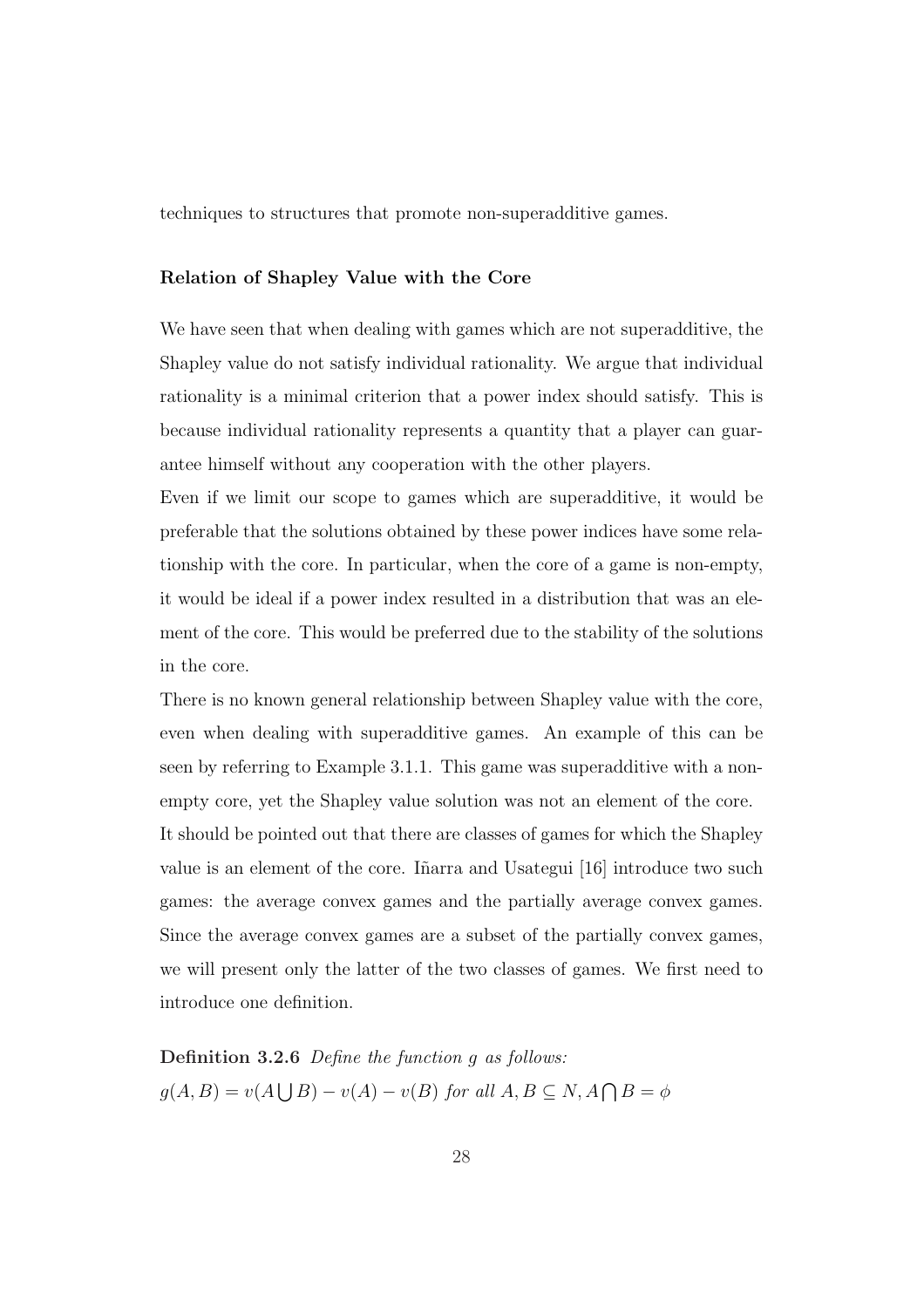techniques to structures that promote non-superadditive games.

### Relation of Shapley Value with the Core

We have seen that when dealing with games which are not superadditive, the Shapley value do not satisfy individual rationality. We argue that individual rationality is a minimal criterion that a power index should satisfy. This is because individual rationality represents a quantity that a player can guarantee himself without any cooperation with the other players.

Even if we limit our scope to games which are superadditive, it would be preferable that the solutions obtained by these power indices have some relationship with the core. In particular, when the core of a game is non-empty, it would be ideal if a power index resulted in a distribution that was an element of the core. This would be preferred due to the stability of the solutions in the core.

There is no known general relationship between Shapley value with the core, even when dealing with superadditive games. An example of this can be seen by referring to Example 3.1.1. This game was superadditive with a non-empty core, yet the Shapley value solution was not an element of the core.

It should be pointed out that there are classes of games for which the Shapley value is an element of the core. Iñarra and Usategui [16] introduce two such games: the average convex games and the partially average convex games. Since the average convex games are a subset of the partially convex games, we will present only the latter of the two classes of games. We first need to introduce one definition.

**Definition 3.2.6** *Define the function $g$ as follows:*
$g(A, B) = v(A \bigcup B) - v(A) - v(B)$ *for all* $A, B \subseteq N, A \bigcap B = \phi$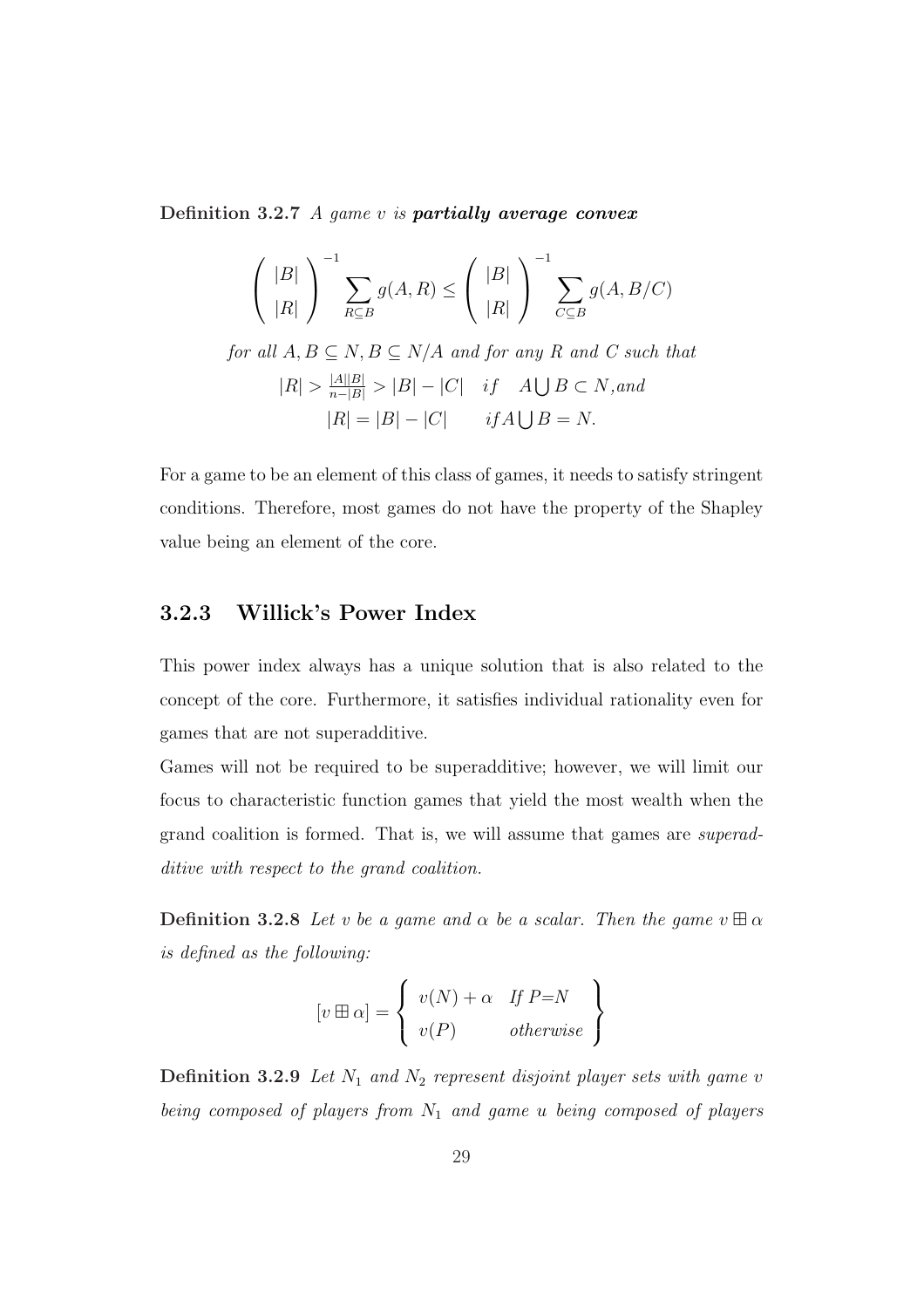**Definition 3.2.7** *A game v is* ***partially average convex***

$$\binom{|B|}{|R|}^{-1} \sum_{R \subseteq B} g(A, R) \leq \binom{|B|}{|R|}^{-1} \sum_{C \subseteq B} g(A, B/C)$$

*for all* $A, B \subseteq N, B \subseteq N/A$ *and for any* $R$ *and* $C$ *such that*

$$|R| > \frac{|A||B|}{n-|B|} > |B| - |C| \quad if \quad A \bigcup B \subset N, and$$

$$|R| = |B| - |C| \qquad if A \bigcup B = N.$$

For a game to be an element of this class of games, it needs to satisfy stringent conditions. Therefore, most games do not have the property of the Shapley value being an element of the core.

### 3.2.3 Willick's Power Index

This power index always has a unique solution that is also related to the concept of the core. Furthermore, it satisfies individual rationality even for games that are not superadditive.

Games will not be required to be superadditive; however, we will limit our focus to characteristic function games that yield the most wealth when the grand coalition is formed. That is, we will assume that games are *superadditive with respect to the grand coalition.*

**Definition 3.2.8** *Let v be a game and* $\alpha$ *be a scalar. Then the game* $v \boxplus \alpha$ *is defined as the following:*

$$[v \boxplus \alpha] = \left\{ \begin{array}{ll} v(N) + \alpha & \textit{If P=N} \\ v(P) & \textit{otherwise} \end{array} \right\}$$

**Definition 3.2.9** *Let* $N_1$ *and* $N_2$ *represent disjoint player sets with game v being composed of players from* $N_1$ *and game u being composed of players*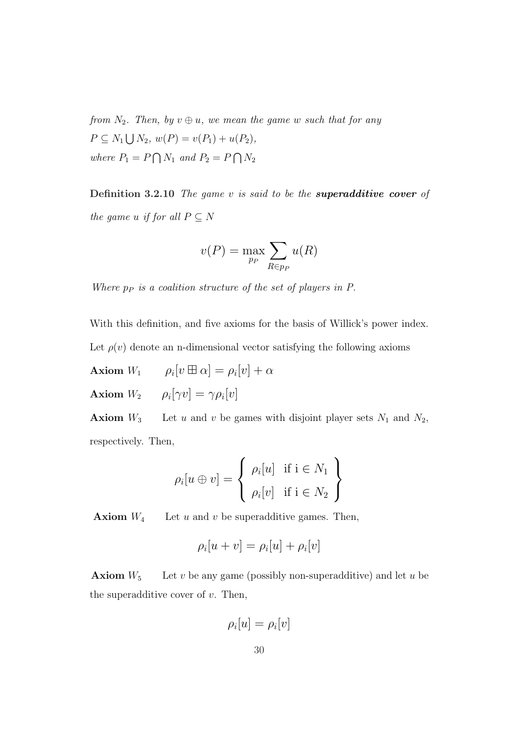*from* $N_2$*. Then, by* $v \oplus u$*, we mean the game* $w$ *such that for any* $P \subseteq N_1 \bigcup N_2$*,* $w(P) = v(P_1) + u(P_2)$*,*
*where* $P_1 = P \bigcap N_1$ *and* $P_2 = P \bigcap N_2$

**Definition 3.2.10** *The game* $v$ *is said to be the* ***superadditive cover*** *of the game* $u$ *if for all* $P \subseteq N$

$$v(P) = \max_{p_P} \sum_{R \in p_P} u(R)$$

*Where* $p_P$ *is a coalition structure of the set of players in* $P$*.*

With this definition, and five axioms for the basis of Willick's power index. Let $\rho(v)$ denote an n-dimensional vector satisfying the following axioms

**Axiom** $W_1$ $\quad \rho_i[v \boxplus \alpha] = \rho_i[v] + \alpha$

**Axiom** $W_2$ $\quad \rho_i[\gamma v] = \gamma \rho_i[v]$

**Axiom** $W_3$ Let $u$ and $v$ be games with disjoint player sets $N_1$ and $N_2$, respectively. Then,

$$\rho_i[u \oplus v] = \left\{ \begin{array}{ll} \rho_i[u] & \text{if i} \in N_1 \\ \rho_i[v] & \text{if i} \in N_2 \end{array} \right\}$$

**Axiom** $W_4$ Let $u$ and $v$ be superadditive games. Then,

$$\rho_i[u + v] = \rho_i[u] + \rho_i[v]$$

**Axiom** $W_5$ Let $v$ be any game (possibly non-superadditive) and let $u$ be the superadditive cover of $v$. Then,

$$\rho_i[u] = \rho_i[v]$$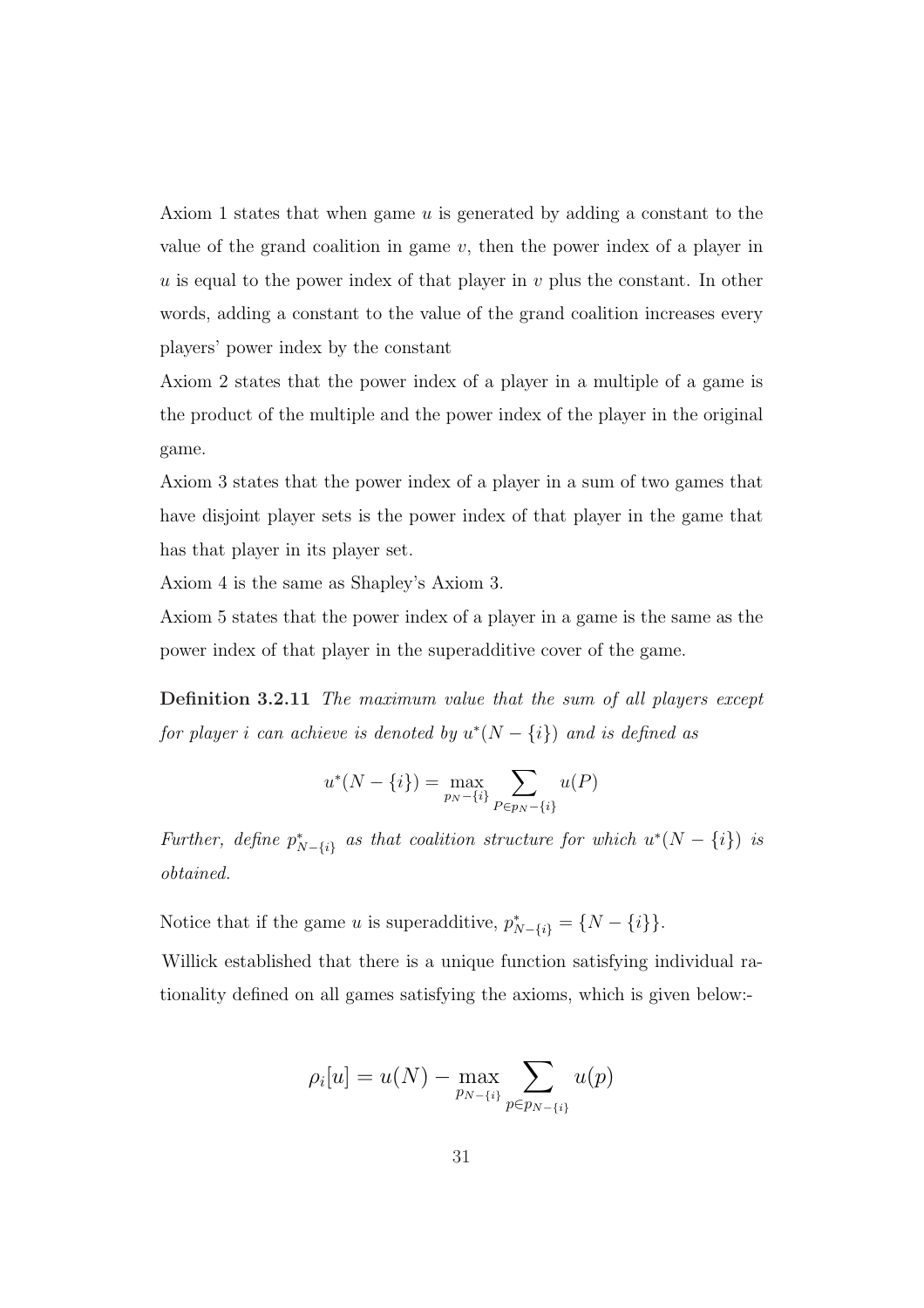Axiom 1 states that when game $u$ is generated by adding a constant to the value of the grand coalition in game $v$, then the power index of a player in $u$ is equal to the power index of that player in $v$ plus the constant. In other words, adding a constant to the value of the grand coalition increases every players' power index by the constant

Axiom 2 states that the power index of a player in a multiple of a game is the product of the multiple and the power index of the player in the original game.

Axiom 3 states that the power index of a player in a sum of two games that have disjoint player sets is the power index of that player in the game that has that player in its player set.

Axiom 4 is the same as Shapley's Axiom 3.

Axiom 5 states that the power index of a player in a game is the same as the power index of that player in the superadditive cover of the game.

**Definition 3.2.11** *The maximum value that the sum of all players except for player $i$ can achieve is denoted by $u^*(N - \{i\})$ and is defined as*

$$u^*(N - \{i\}) = \max_{p_N - \{i\}} \sum_{P \in p_N - \{i\}} u(P)$$

*Further, define $p^*_{N-\{i\}}$ as that coalition structure for which $u^*(N - \{i\})$ is obtained.*

Notice that if the game $u$ is superadditive, $p^*_{N-\{i\}} = \{N - \{i\}\}$.

Willick established that there is a unique function satisfying individual rationality defined on all games satisfying the axioms, which is given below:-

$$\rho_i[u] = u(N) - \max_{p_{N-\{i\}}} \sum_{p \in p_{N-\{i\}}} u(p)$$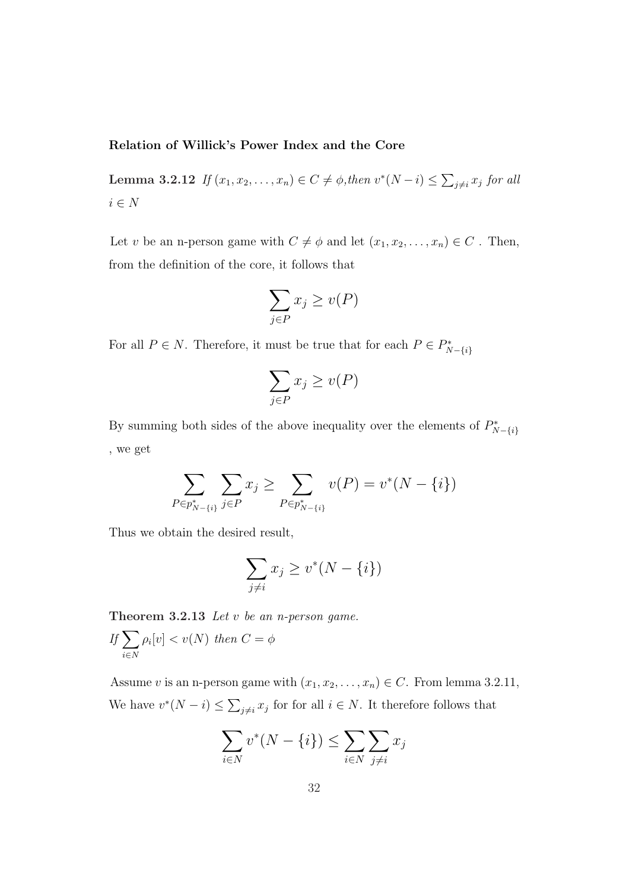**Relation of Willick's Power Index and the Core**

**Lemma 3.2.12** *If* $(x_1, x_2, \ldots, x_n) \in C \neq \phi$*,then* $v^*(N-i) \leq \sum_{j \neq i} x_j$ *for all* $i \in N$

Let $v$ be an n-person game with $C \neq \phi$ and let $(x_1, x_2, \ldots, x_n) \in C$ . Then, from the definition of the core, it follows that

$$\sum_{j \in P} x_j \geq v(P)$$

For all $P \in N$. Therefore, it must be true that for each $P \in P^*_{N-\{i\}}$

$$\sum_{j \in P} x_j \geq v(P)$$

By summing both sides of the above inequality over the elements of $P^*_{N-\{i\}}$ , we get

$$\sum_{P \in p^*_{N-\{i\}}} \sum_{j \in P} x_j \geq \sum_{P \in p^*_{N-\{i\}}} v(P) = v^*(N - \{i\})$$

Thus we obtain the desired result,

$$\sum_{j \neq i} x_j \geq v^*(N - \{i\})$$

**Theorem 3.2.13** *Let* $v$ *be an n-person game.*
*If* $\sum_{i \in N} \rho_i[v] < v(N)$ *then* $C = \phi$

Assume $v$ is an n-person game with $(x_1, x_2, \ldots, x_n) \in C$. From lemma 3.2.11, We have $v^*(N-i) \leq \sum_{j \neq i} x_j$ for for all $i \in N$. It therefore follows that

$$\sum_{i \in N} v^*(N - \{i\}) \leq \sum_{i \in N} \sum_{j \neq i} x_j$$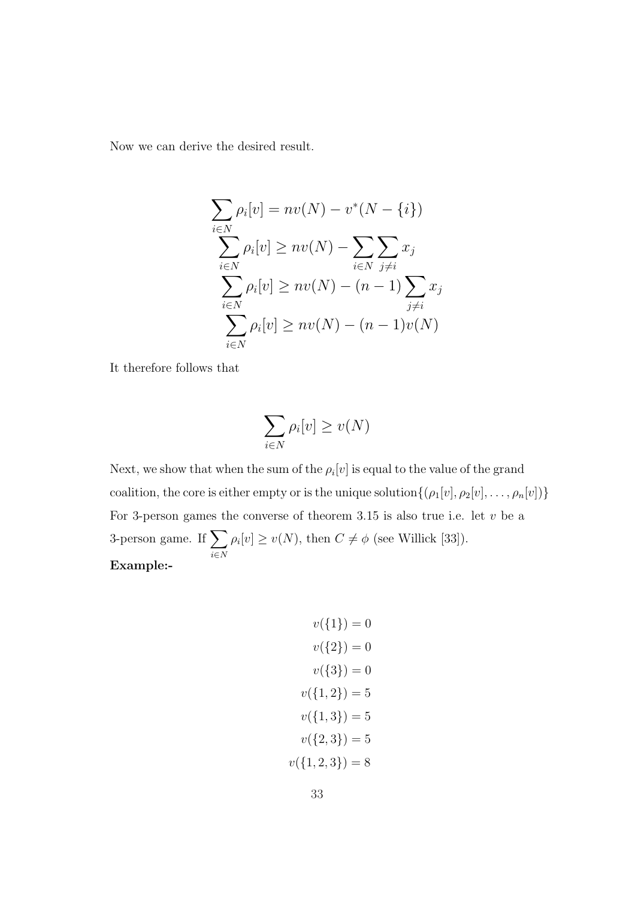Now we can derive the desired result.

$$
\begin{aligned}
\sum_{i \in N} \rho_i[v] &= nv(N) - v^*(N - \{i\}) \\
\sum_{i \in N} \rho_i[v] &\geq nv(N) - \sum_{i \in N} \sum_{j \neq i} x_j \\
\sum_{i \in N} \rho_i[v] &\geq nv(N) - (n-1) \sum_{j \neq i} x_j \\
\sum_{i \in N} \rho_i[v] &\geq nv(N) - (n-1)v(N)
\end{aligned}
$$

It therefore follows that

$$
\sum_{i \in N} \rho_i[v] \geq v(N)
$$

Next, we show that when the sum of the $\rho_i[v]$ is equal to the value of the grand coalition, the core is either empty or is the unique solution$\{(\rho_1[v], \rho_2[v], \ldots, \rho_n[v])\}$ For 3-person games the converse of theorem 3.15 is also true i.e. let $v$ be a 3-person game. If $\sum_{i \in N} \rho_i[v] \geq v(N)$, then $C \neq \phi$ (see Willick [33]).

**Example:-**

$$
\begin{aligned}
v(\{1\}) &= 0 \\
v(\{2\}) &= 0 \\
v(\{3\}) &= 0 \\
v(\{1,2\}) &= 5 \\
v(\{1,3\}) &= 5 \\
v(\{2,3\}) &= 5 \\
v(\{1,2,3\}) &= 8
\end{aligned}
$$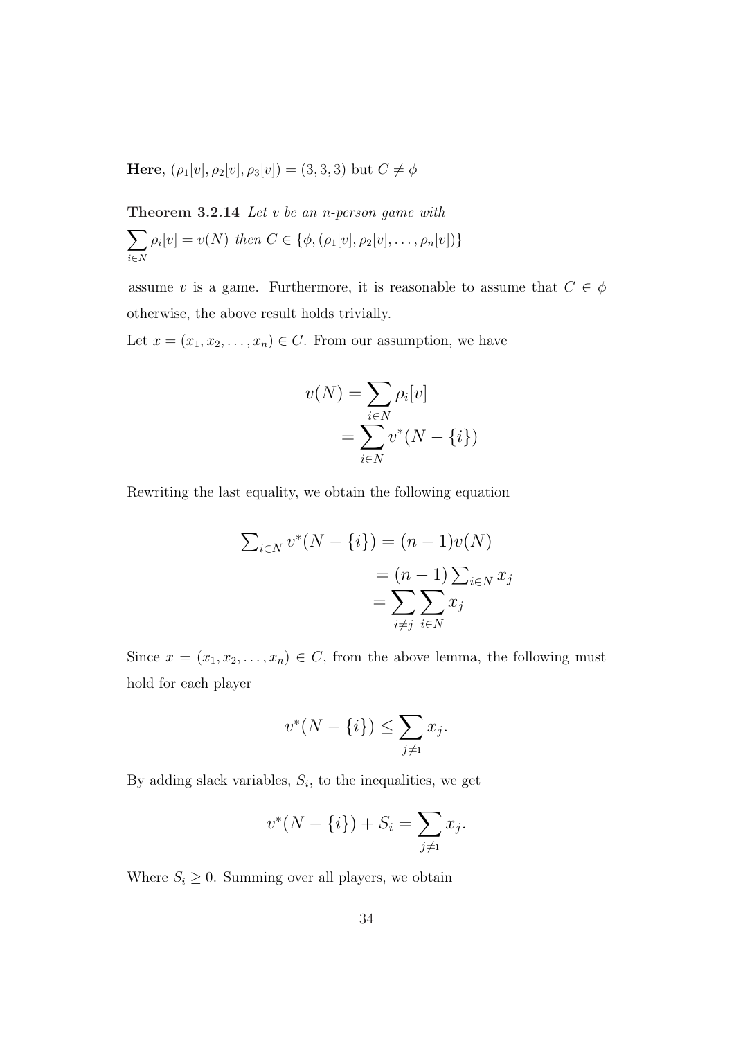**Here**, $(\rho_1[v], \rho_2[v], \rho_3[v]) = (3, 3, 3)$ but $C \neq \phi$

**Theorem 3.2.14** *Let $v$ be an n-person game with*
$\sum_{i \in N} \rho_i[v] = v(N)$ *then* $C \in \{\phi, (\rho_1[v], \rho_2[v], \ldots, \rho_n[v])\}$

assume $v$ is a game. Furthermore, it is reasonable to assume that $C \in \phi$ otherwise, the above result holds trivially.

Let $x = (x_1, x_2, \ldots, x_n) \in C$. From our assumption, we have

$$v(N) = \sum_{i \in N} \rho_i[v]$$
$$= \sum_{i \in N} v^*(N - \{i\})$$

Rewriting the last equality, we obtain the following equation

$$\sum_{i \in N} v^*(N - \{i\}) = (n-1)v(N)$$
$$= (n-1)\sum_{i \in N} x_j$$
$$= \sum_{i \neq j} \sum_{i \in N} x_j$$

Since $x = (x_1, x_2, \ldots, x_n) \in C$, from the above lemma, the following must hold for each player

$$v^*(N - \{i\}) \leq \sum_{j \neq 1} x_j.$$

By adding slack variables, $S_i$, to the inequalities, we get

$$v^*(N - \{i\}) + S_i = \sum_{j \neq 1} x_j.$$

Where $S_i \geq 0$. Summing over all players, we obtain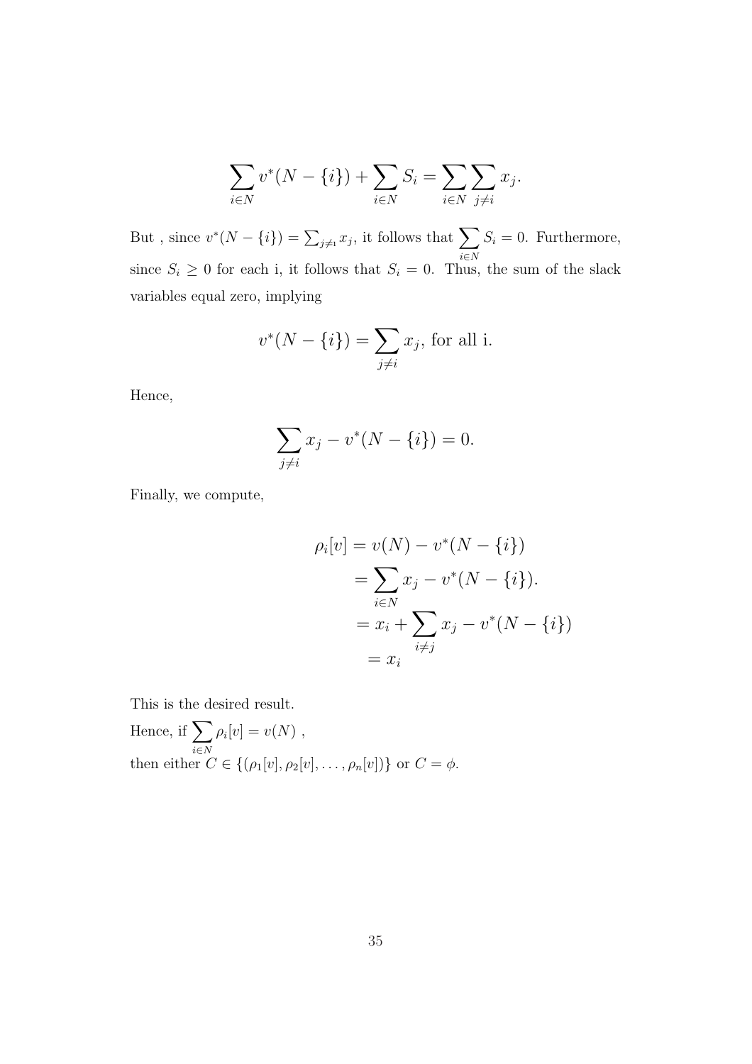$$\sum_{i \in N} v^*(N - \{i\}) + \sum_{i \in N} S_i = \sum_{i \in N} \sum_{j \neq i} x_j.$$

But , since $v^*(N - \{i\}) = \sum_{j \neq_1} x_j$, it follows that $\sum_{i \in N} S_i = 0$. Furthermore, since $S_i \geq 0$ for each i, it follows that $S_i = 0$. Thus, the sum of the slack variables equal zero, implying

$$v^*(N - \{i\}) = \sum_{j \neq i} x_j, \text{ for all i.}$$

Hence,

$$\sum_{j \neq i} x_j - v^*(N - \{i\}) = 0.$$

Finally, we compute,

$$\begin{aligned}
\rho_i[v] &= v(N) - v^*(N - \{i\}) \\
&= \sum_{i \in N} x_j - v^*(N - \{i\}). \\
&= x_i + \sum_{i \neq j} x_j - v^*(N - \{i\}) \\
&= x_i
\end{aligned}$$

This is the desired result.

Hence, if $\sum_{i \in N} \rho_i[v] = v(N)$ ,
then either $C \in \{(\rho_1[v], \rho_2[v], \ldots, \rho_n[v])\}$ or $C = \phi$.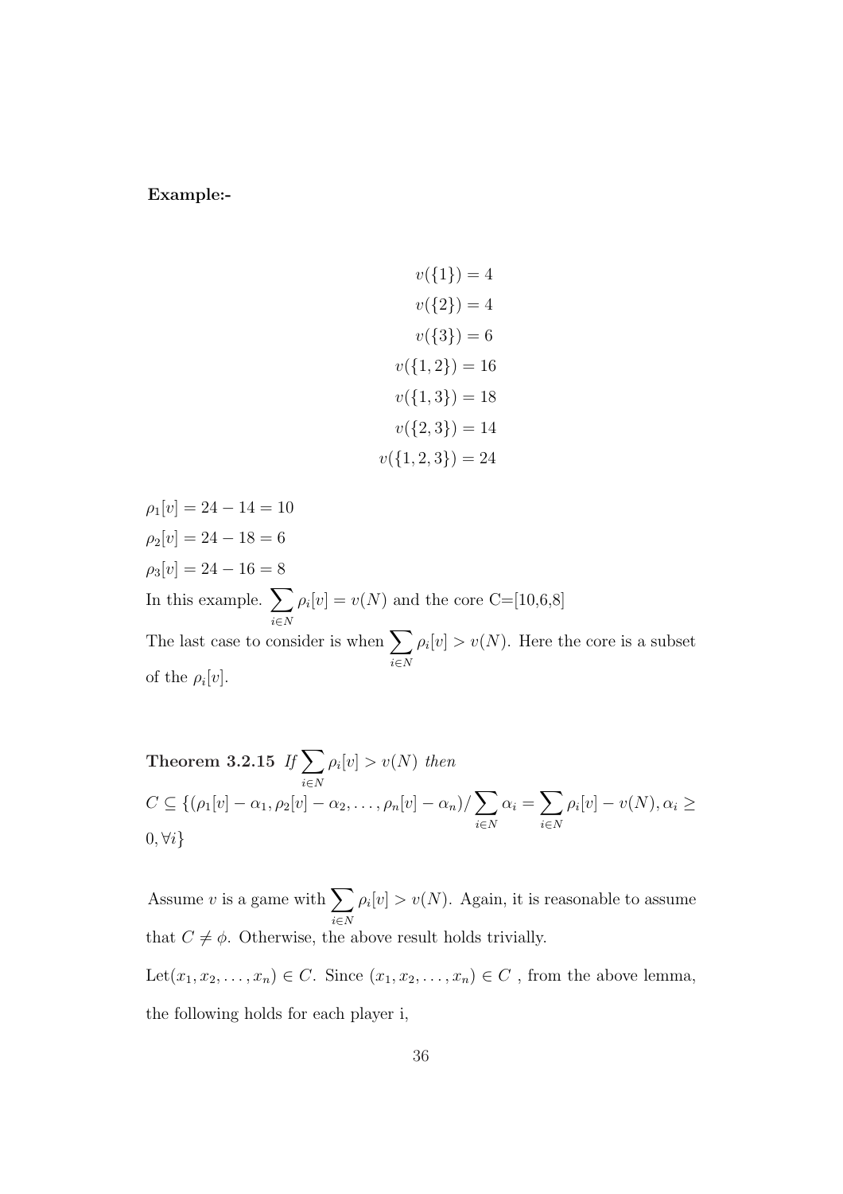**Example:-**

$$
\begin{aligned}
v(\{1\}) &= 4 \\
v(\{2\}) &= 4 \\
v(\{3\}) &= 6 \\
v(\{1,2\}) &= 16 \\
v(\{1,3\}) &= 18 \\
v(\{2,3\}) &= 14 \\
v(\{1,2,3\}) &= 24
\end{aligned}
$$

$\rho_1[v] = 24 - 14 = 10$
$\rho_2[v] = 24 - 18 = 6$
$\rho_3[v] = 24 - 16 = 8$
In this example. $\sum_{i \in N} \rho_i[v] = v(N)$ and the core C=[10,6,8]
The last case to consider is when $\sum_{i \in N} \rho_i[v] > v(N)$. Here the core is a subset of the $\rho_i[v]$.

**Theorem 3.2.15** *If* $\sum_{i \in N} \rho_i[v] > v(N)$ *then*
$C \subseteq \{(\rho_1[v] - \alpha_1, \rho_2[v] - \alpha_2, \ldots, \rho_n[v] - \alpha_n) / \sum_{i \in N} \alpha_i = \sum_{i \in N} \rho_i[v] - v(N), \alpha_i \geq 0, \forall i\}$

Assume $v$ is a game with $\sum_{i \in N} \rho_i[v] > v(N)$. Again, it is reasonable to assume that $C \neq \phi$. Otherwise, the above result holds trivially.

Let$(x_1, x_2, \ldots, x_n) \in C$. Since $(x_1, x_2, \ldots, x_n) \in C$ , from the above lemma, the following holds for each player i,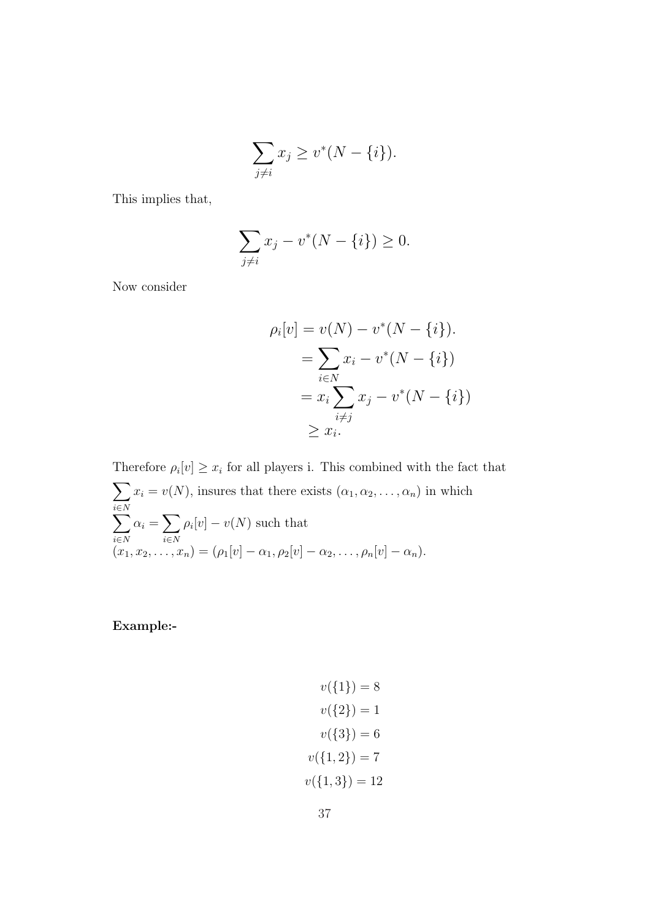$$\sum_{j \neq i} x_j \geq v^*(N - \{i\}).$$

This implies that,

$$\sum_{j \neq i} x_j - v^*(N - \{i\}) \geq 0.$$

Now consider

$$\begin{aligned}
\rho_i[v] &= v(N) - v^*(N - \{i\}). \\
&= \sum_{i \in N} x_i - v^*(N - \{i\}) \\
&= x_i \sum_{i \neq j} x_j - v^*(N - \{i\}) \\
&\geq x_i.
\end{aligned}$$

Therefore $\rho_i[v] \geq x_i$ for all players i. This combined with the fact that $\sum_{i \in N} x_i = v(N)$, insures that there exists $(\alpha_1, \alpha_2, \ldots, \alpha_n)$ in which $\sum_{i \in N} \alpha_i = \sum_{i \in N} \rho_i[v] - v(N)$ such that $(x_1, x_2, \ldots, x_n) = (\rho_1[v] - \alpha_1, \rho_2[v] - \alpha_2, \ldots, \rho_n[v] - \alpha_n)$.

**Example:-**

$$\begin{aligned}
v(\{1\}) &= 8 \\
v(\{2\}) &= 1 \\
v(\{3\}) &= 6 \\
v(\{1, 2\}) &= 7 \\
v(\{1, 3\}) &= 12
\end{aligned}$$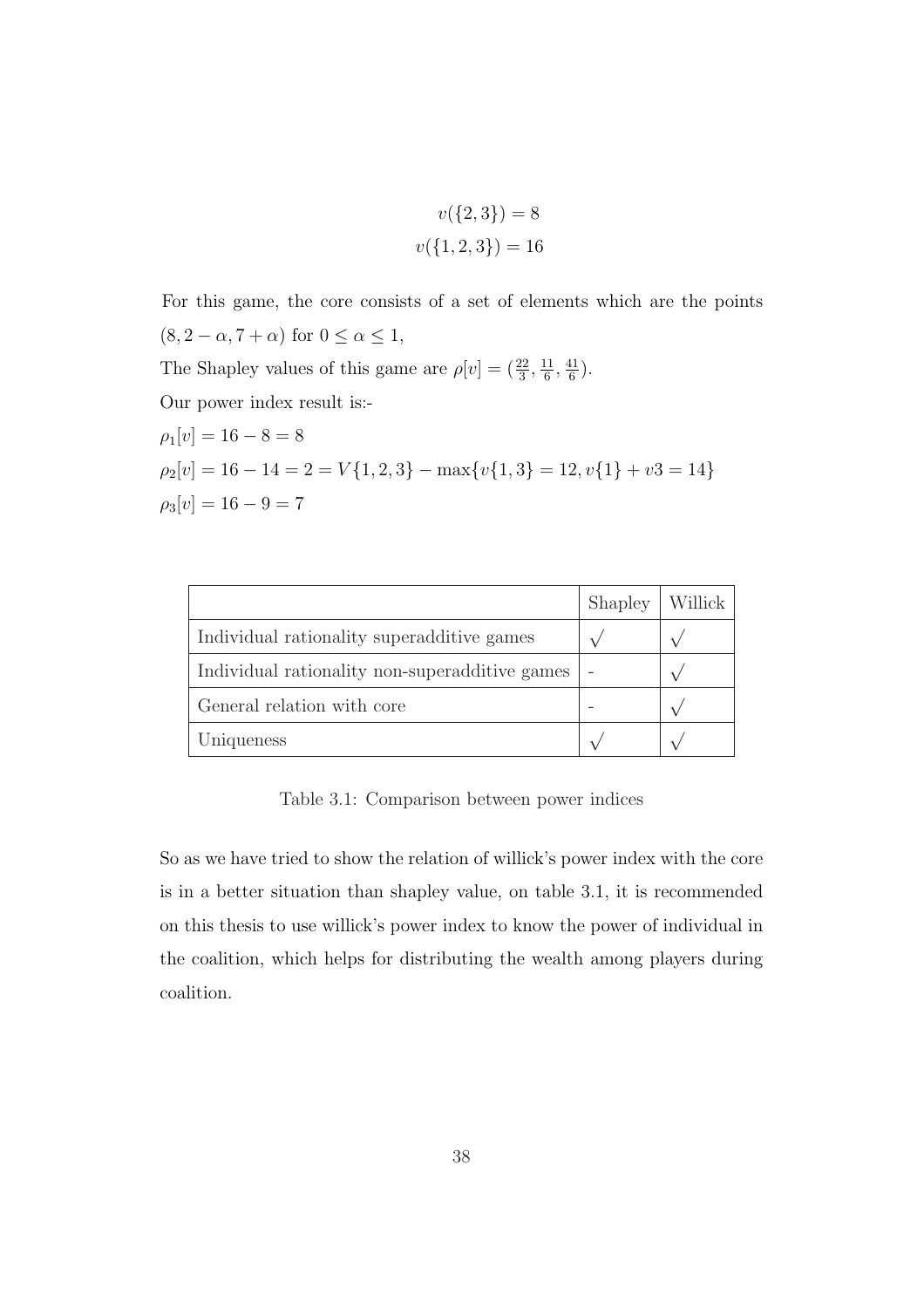$$v(\{2,3\}) = 8$$
$$v(\{1,2,3\}) = 16$$

For this game, the core consists of a set of elements which are the points $(8, 2-\alpha, 7+\alpha)$ for $0 \leq \alpha \leq 1$,

The Shapley values of this game are $\rho[v] = (\frac{22}{3}, \frac{11}{6}, \frac{41}{6})$.

Our power index result is:-

$\rho_1[v] = 16 - 8 = 8$

$\rho_2[v] = 16 - 14 = 2 = V\{1,2,3\} - \max\{v\{1,3\} = 12, v\{1\} + v3 = 14\}$

$\rho_3[v] = 16 - 9 = 7$

| | Shapley | Willick |
|---|---|---|
| Individual rationality superadditive games | $\surd$ | $\surd$ |
| Individual rationality non-superadditive games | - | $\surd$ |
| General relation with core | - | $\surd$ |
| Uniqueness | $\surd$ | $\surd$ |

Table 3.1: Comparison between power indices

So as we have tried to show the relation of willick's power index with the core is in a better situation than shapley value, on table 3.1, it is recommended on this thesis to use willick's power index to know the power of individual in the coalition, which helps for distributing the wealth among players during coalition.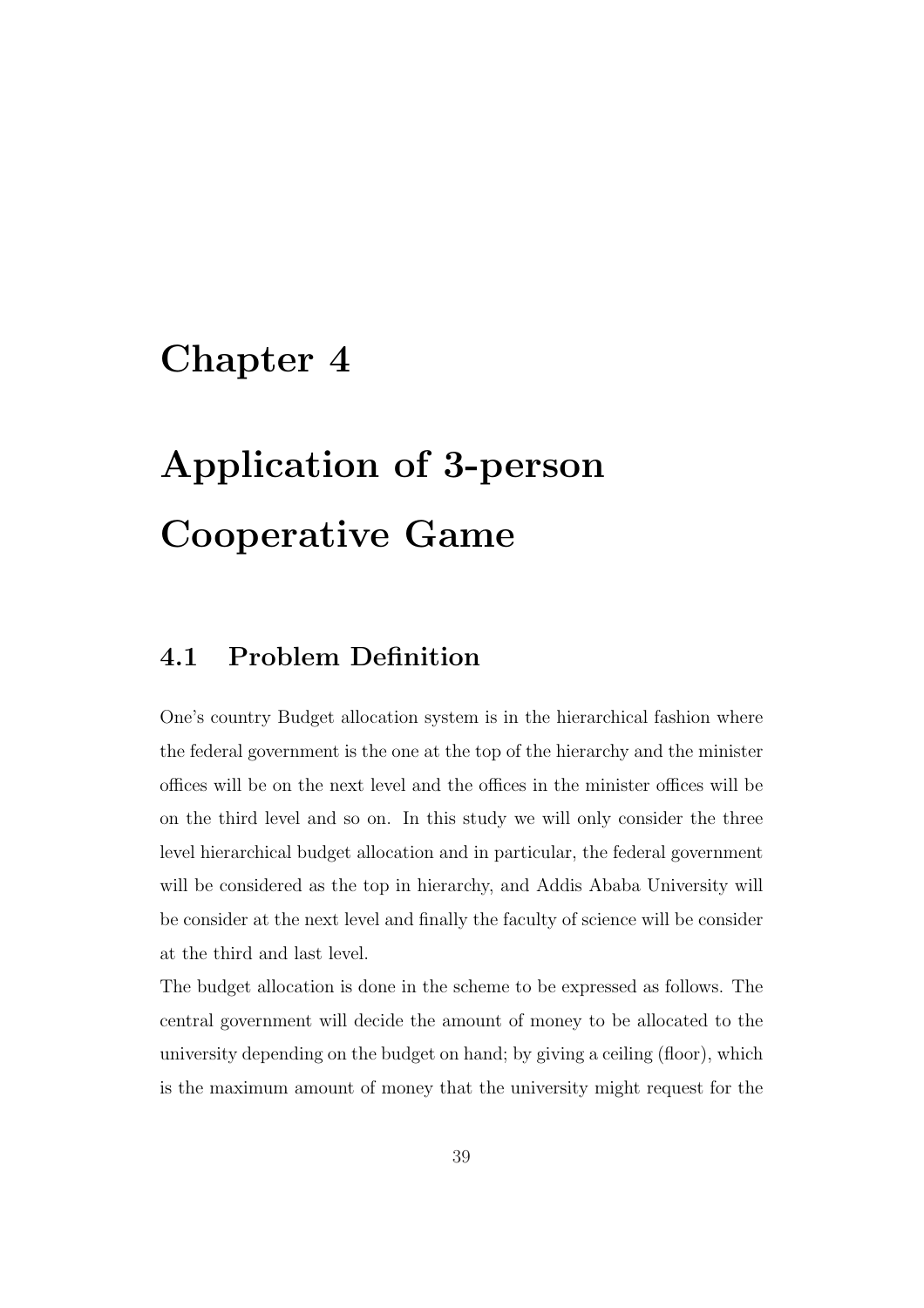# Chapter 4

# Application of 3-person Cooperative Game

## 4.1 Problem Definition

One's country Budget allocation system is in the hierarchical fashion where the federal government is the one at the top of the hierarchy and the minister offices will be on the next level and the offices in the minister offices will be on the third level and so on. In this study we will only consider the three level hierarchical budget allocation and in particular, the federal government will be considered as the top in hierarchy, and Addis Ababa University will be consider at the next level and finally the faculty of science will be consider at the third and last level.

The budget allocation is done in the scheme to be expressed as follows. The central government will decide the amount of money to be allocated to the university depending on the budget on hand; by giving a ceiling (floor), which is the maximum amount of money that the university might request for the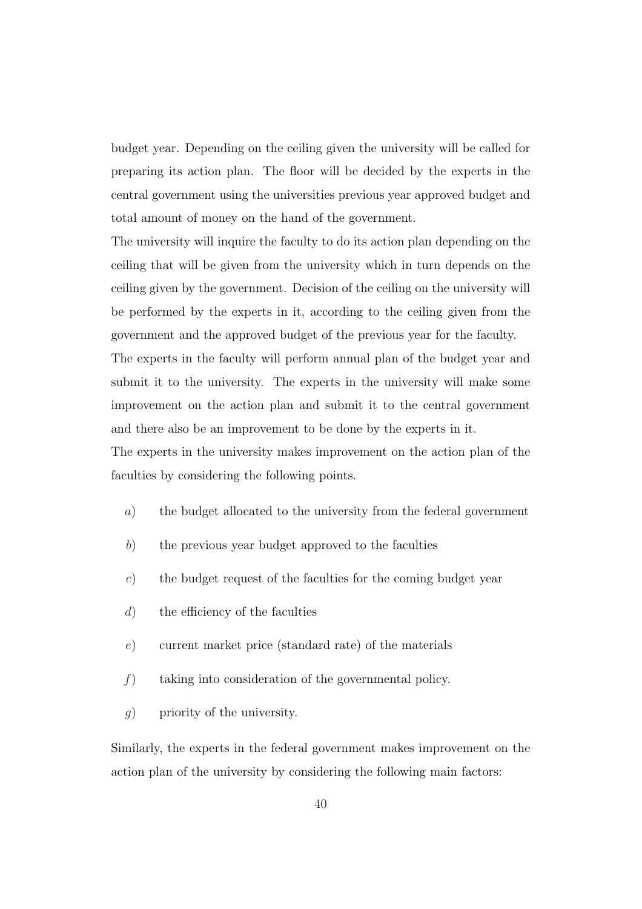budget year. Depending on the ceiling given the university will be called for preparing its action plan. The floor will be decided by the experts in the central government using the universities previous year approved budget and total amount of money on the hand of the government.

The university will inquire the faculty to do its action plan depending on the ceiling that will be given from the university which in turn depends on the ceiling given by the government. Decision of the ceiling on the university will be performed by the experts in it, according to the ceiling given from the government and the approved budget of the previous year for the faculty.

The experts in the faculty will perform annual plan of the budget year and submit it to the university. The experts in the university will make some improvement on the action plan and submit it to the central government and there also be an improvement to be done by the experts in it.

The experts in the university makes improvement on the action plan of the faculties by considering the following points.

*a*) the budget allocated to the university from the federal government

*b*) the previous year budget approved to the faculties

*c*) the budget request of the faculties for the coming budget year

*d*) the efficiency of the faculties

*e*) current market price (standard rate) of the materials

*f*) taking into consideration of the governmental policy.

*g*) priority of the university.

Similarly, the experts in the federal government makes improvement on the action plan of the university by considering the following main factors: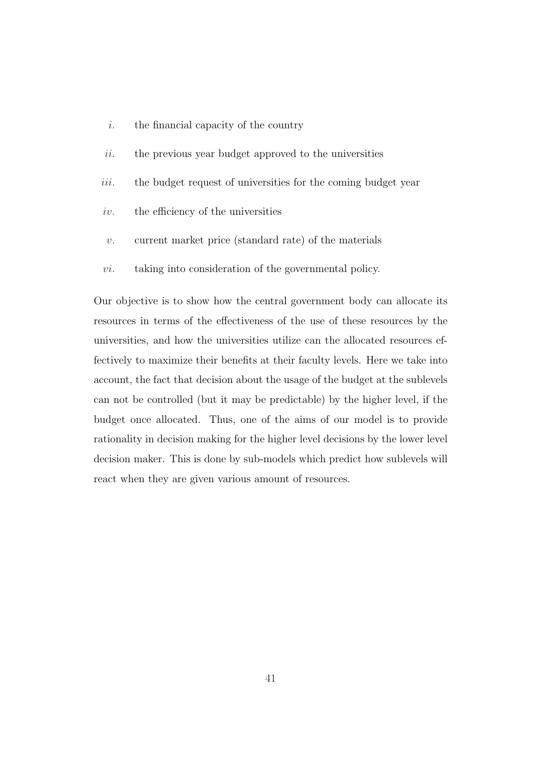*i.* the financial capacity of the country

*ii.* the previous year budget approved to the universities

*iii.* the budget request of universities for the coming budget year

*iv.* the efficiency of the universities

*v.* current market price (standard rate) of the materials

*vi.* taking into consideration of the governmental policy.

Our objective is to show how the central government body can allocate its resources in terms of the effectiveness of the use of these resources by the universities, and how the universities utilize can the allocated resources effectively to maximize their benefits at their faculty levels. Here we take into account, the fact that decision about the usage of the budget at the sublevels can not be controlled (but it may be predictable) by the higher level, if the budget once allocated. Thus, one of the aims of our model is to provide rationality in decision making for the higher level decisions by the lower level decision maker. This is done by sub-models which predict how sublevels will react when they are given various amount of resources.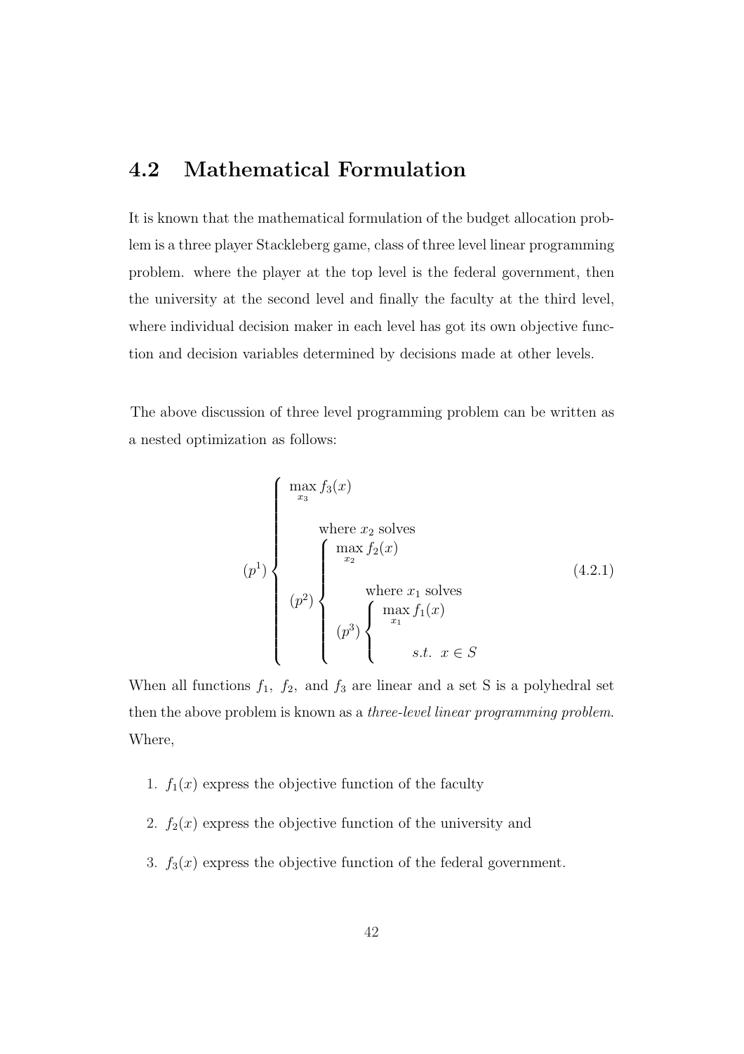## 4.2 Mathematical Formulation

It is known that the mathematical formulation of the budget allocation problem is a three player Stackleberg game, class of three level linear programming problem. where the player at the top level is the federal government, then the university at the second level and finally the faculty at the third level, where individual decision maker in each level has got its own objective function and decision variables determined by decisions made at other levels.

The above discussion of three level programming problem can be written as a nested optimization as follows:

$$
(p^1)\begin{cases} \max\limits_{x_3} f_3(x) \\ \qquad \text{where } x_2 \text{ solves} \\ (p^2)\begin{cases} \max\limits_{x_2} f_2(x) \\ \qquad \text{where } x_1 \text{ solves} \\ (p^3)\begin{cases} \max\limits_{x_1} f_1(x) \\ \qquad s.t. \;\; x \in S \end{cases} \end{cases} \end{cases} \tag{4.2.1}
$$

When all functions $f_1,\ f_2,$ and $f_3$ are linear and a set S is a polyhedral set then the above problem is known as a *three-level linear programming problem*. Where,

1. $f_1(x)$ express the objective function of the faculty
2. $f_2(x)$ express the objective function of the university and
3. $f_3(x)$ express the objective function of the federal government.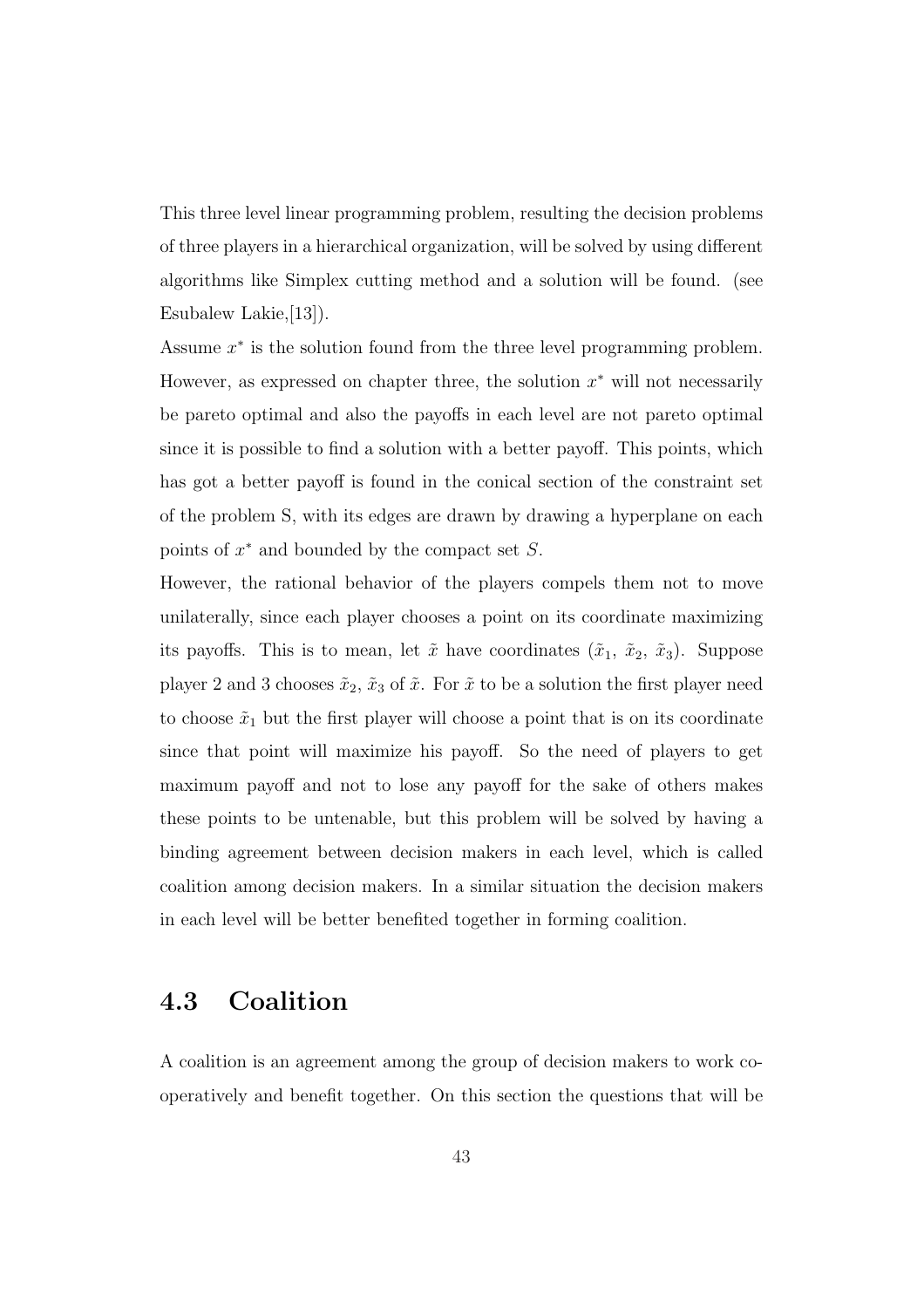This three level linear programming problem, resulting the decision problems of three players in a hierarchical organization, will be solved by using different algorithms like Simplex cutting method and a solution will be found. (see Esubalew Lakie,[13]).

Assume $x^*$ is the solution found from the three level programming problem. However, as expressed on chapter three, the solution $x^*$ will not necessarily be pareto optimal and also the payoffs in each level are not pareto optimal since it is possible to find a solution with a better payoff. This points, which has got a better payoff is found in the conical section of the constraint set of the problem S, with its edges are drawn by drawing a hyperplane on each points of $x^*$ and bounded by the compact set $S$.

However, the rational behavior of the players compels them not to move unilaterally, since each player chooses a point on its coordinate maximizing its payoffs. This is to mean, let $\tilde{x}$ have coordinates ($\tilde{x}_1$, $\tilde{x}_2$, $\tilde{x}_3$). Suppose player 2 and 3 chooses $\tilde{x}_2$, $\tilde{x}_3$ of $\tilde{x}$. For $\tilde{x}$ to be a solution the first player need to choose $\tilde{x}_1$ but the first player will choose a point that is on its coordinate since that point will maximize his payoff. So the need of players to get maximum payoff and not to lose any payoff for the sake of others makes these points to be untenable, but this problem will be solved by having a binding agreement between decision makers in each level, which is called coalition among decision makers. In a similar situation the decision makers in each level will be better benefited together in forming coalition.

## 4.3 Coalition

A coalition is an agreement among the group of decision makers to work cooperatively and benefit together. On this section the questions that will be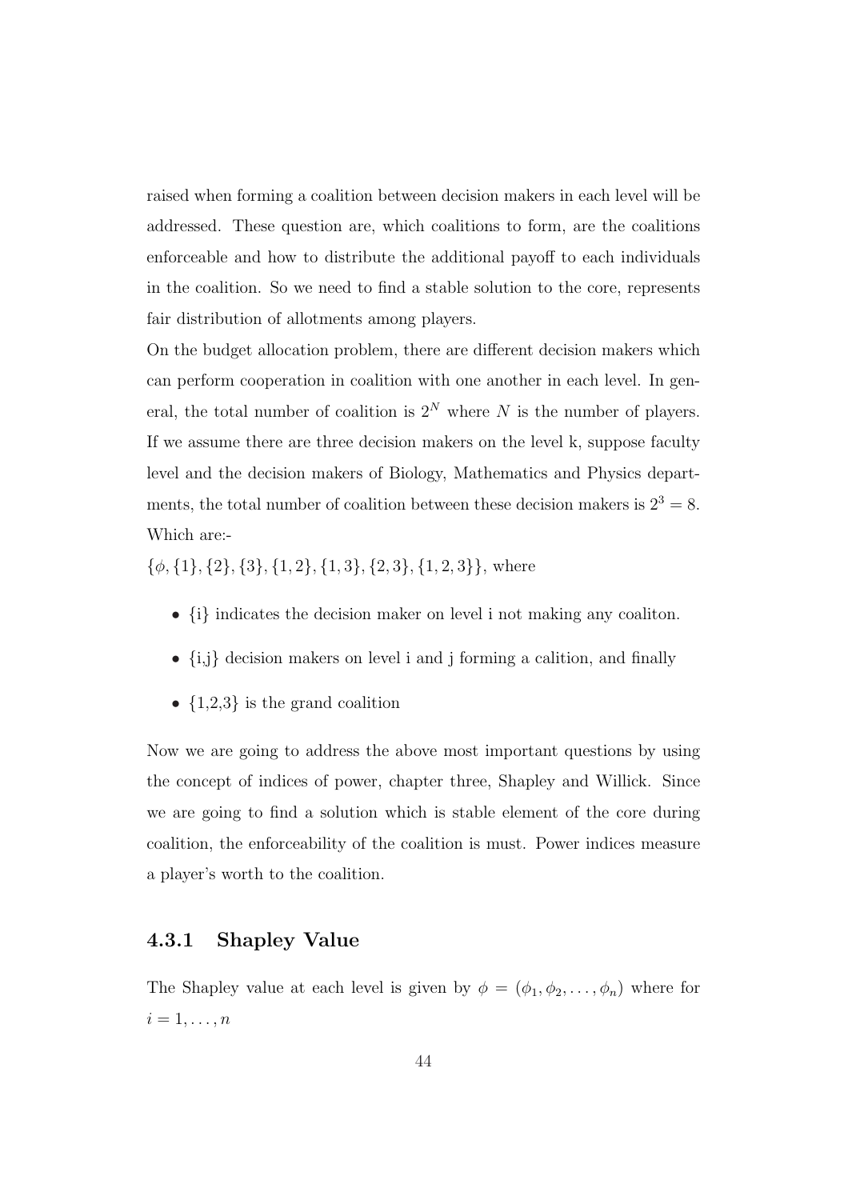raised when forming a coalition between decision makers in each level will be addressed. These question are, which coalitions to form, are the coalitions enforceable and how to distribute the additional payoff to each individuals in the coalition. So we need to find a stable solution to the core, represents fair distribution of allotments among players.

On the budget allocation problem, there are different decision makers which can perform cooperation in coalition with one another in each level. In general, the total number of coalition is $2^N$ where $N$ is the number of players. If we assume there are three decision makers on the level k, suppose faculty level and the decision makers of Biology, Mathematics and Physics departments, the total number of coalition between these decision makers is $2^3 = 8$. Which are:-

$\{\phi, \{1\}, \{2\}, \{3\}, \{1, 2\}, \{1, 3\}, \{2, 3\}, \{1, 2, 3\}\}$, where

- {i} indicates the decision maker on level i not making any coaliton.
- {i,j} decision makers on level i and j forming a calition, and finally
- {1,2,3} is the grand coalition

Now we are going to address the above most important questions by using the concept of indices of power, chapter three, Shapley and Willick. Since we are going to find a solution which is stable element of the core during coalition, the enforceability of the coalition is must. Power indices measure a player's worth to the coalition.

### 4.3.1 Shapley Value

The Shapley value at each level is given by $\phi = (\phi_1, \phi_2, \ldots, \phi_n)$ where for $i = 1, \ldots, n$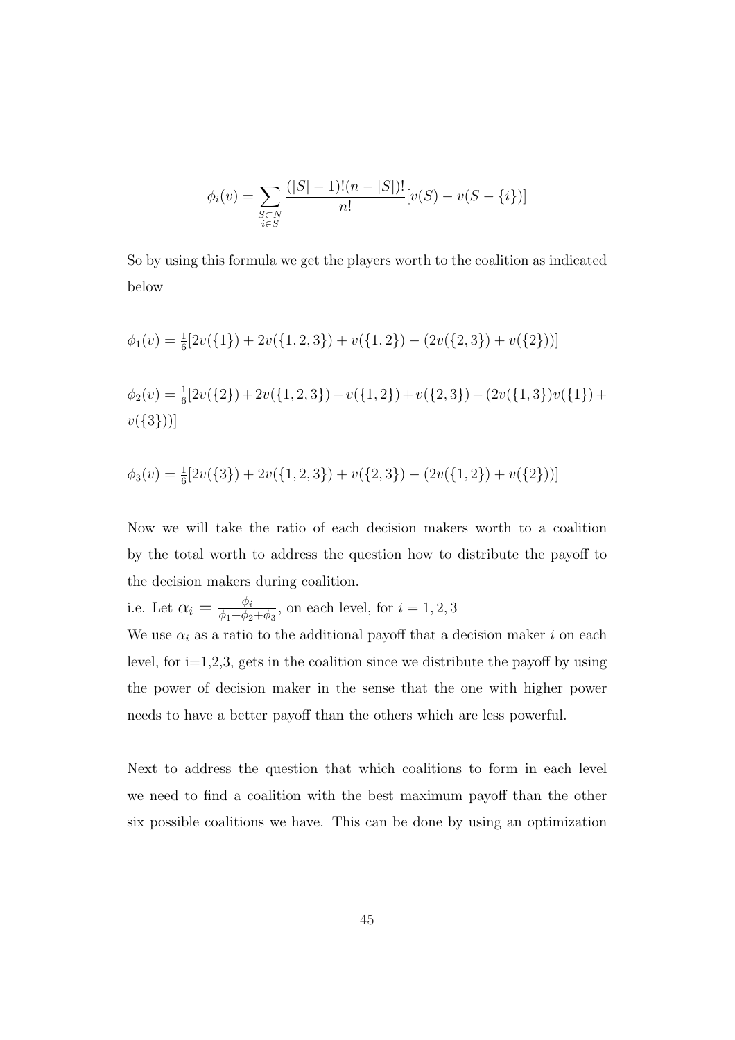$$\phi_i(v) = \sum_{\substack{S \subset N \\ i \in S}} \frac{(|S|-1)!(n-|S|)!}{n!}[v(S) - v(S - \{i\})]$$

So by using this formula we get the players worth to the coalition as indicated below

$\phi_1(v) = \frac{1}{6}[2v(\{1\}) + 2v(\{1,2,3\}) + v(\{1,2\}) - (2v(\{2,3\}) + v(\{2\}))]$

$\phi_2(v) = \frac{1}{6}[2v(\{2\}) + 2v(\{1,2,3\}) + v(\{1,2\}) + v(\{2,3\}) - (2v(\{1,3\})v(\{1\}) + v(\{3\}))]$

$\phi_3(v) = \frac{1}{6}[2v(\{3\}) + 2v(\{1,2,3\}) + v(\{2,3\}) - (2v(\{1,2\}) + v(\{2\}))]$

Now we will take the ratio of each decision makers worth to a coalition by the total worth to address the question how to distribute the payoff to the decision makers during coalition.

i.e. Let $\alpha_i = \frac{\phi_i}{\phi_1+\phi_2+\phi_3}$, on each level, for $i = 1, 2, 3$

We use $\alpha_i$ as a ratio to the additional payoff that a decision maker $i$ on each level, for i=1,2,3, gets in the coalition since we distribute the payoff by using the power of decision maker in the sense that the one with higher power needs to have a better payoff than the others which are less powerful.

Next to address the question that which coalitions to form in each level we need to find a coalition with the best maximum payoff than the other six possible coalitions we have. This can be done by using an optimization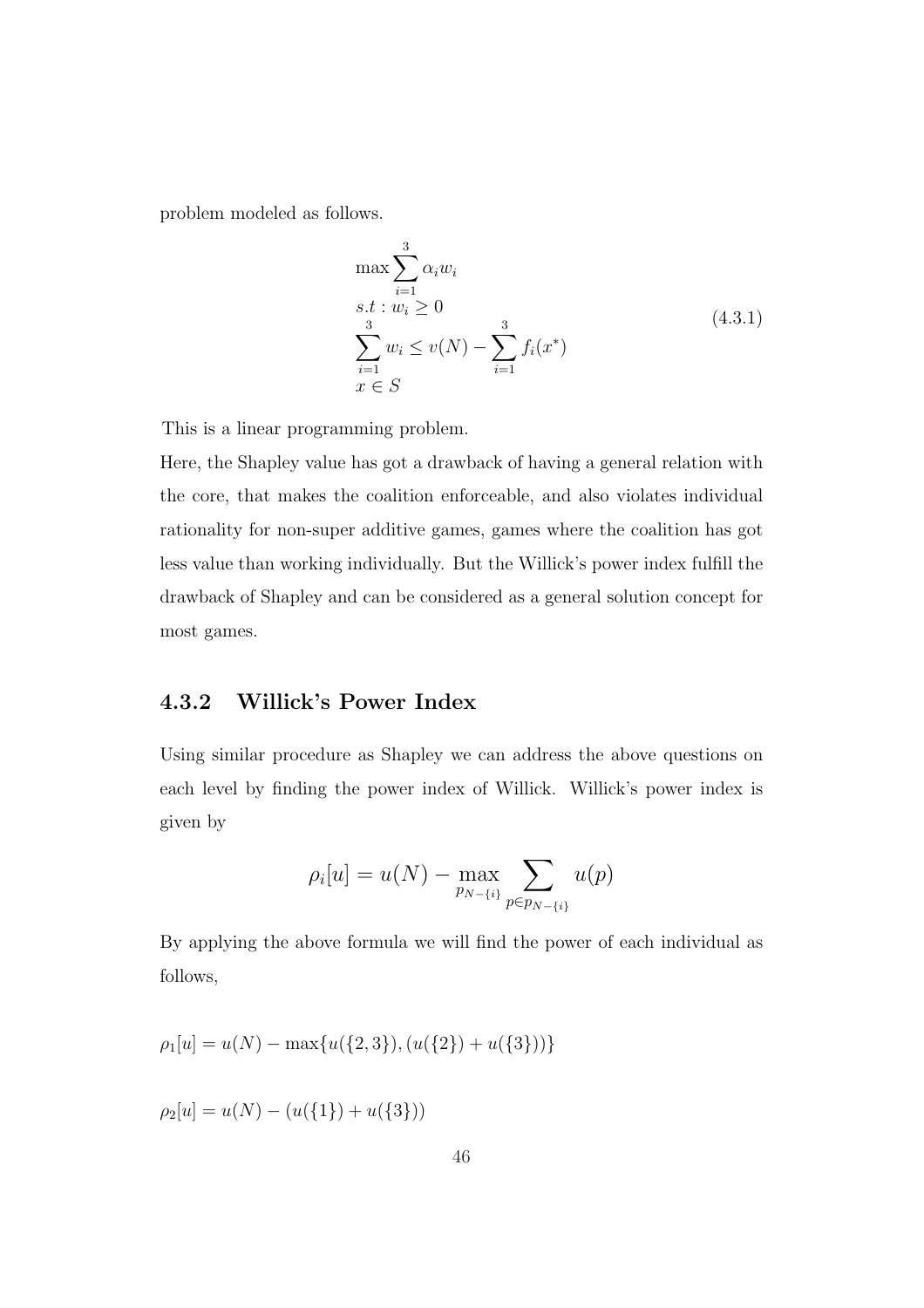problem modeled as follows.

$$
\begin{aligned}
&\max \sum_{i=1}^{3} \alpha_i w_i \\
&s.t : w_i \geq 0 \\
&\sum_{i=1}^{3} w_i \leq v(N) - \sum_{i=1}^{3} f_i(x^*) \\
&x \in S
\end{aligned}
\tag{4.3.1}
$$

This is a linear programming problem.

Here, the Shapley value has got a drawback of having a general relation with the core, that makes the coalition enforceable, and also violates individual rationality for non-super additive games, games where the coalition has got less value than working individually. But the Willick's power index fulfill the drawback of Shapley and can be considered as a general solution concept for most games.

### 4.3.2 Willick's Power Index

Using similar procedure as Shapley we can address the above questions on each level by finding the power index of Willick. Willick's power index is given by

$$
\rho_i[u] = u(N) - \max_{p_{N-\{i\}}} \sum_{p \in p_{N-\{i\}}} u(p)
$$

By applying the above formula we will find the power of each individual as follows,

$$\rho_1[u] = u(N) - \max\{u(\{2,3\}), (u(\{2\}) + u(\{3\}))\}$$

$$\rho_2[u] = u(N) - (u(\{1\}) + u(\{3\}))$$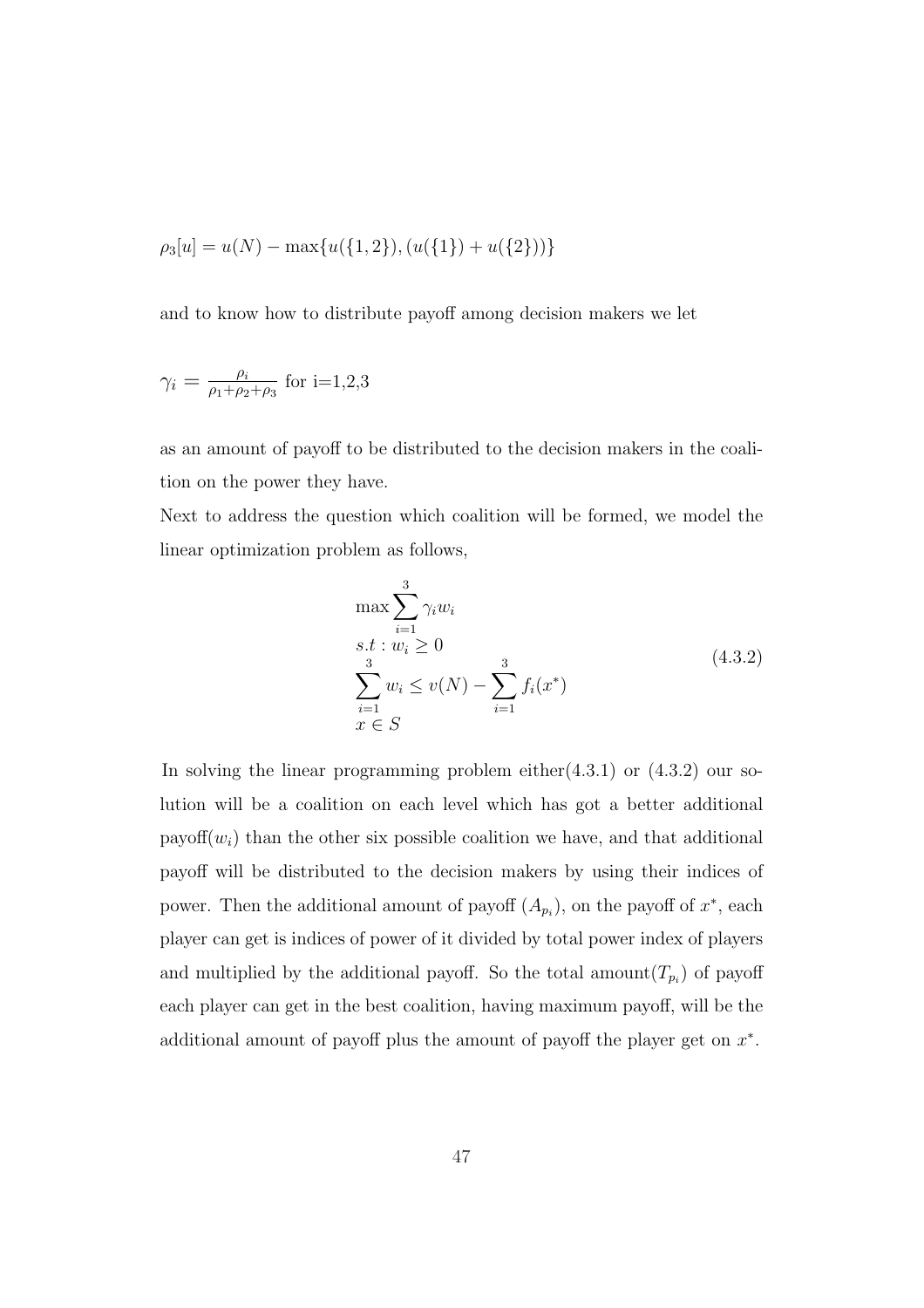$\rho_3[u] = u(N) - \max\{u(\{1,2\}), (u(\{1\}) + u(\{2\}))\}$

and to know how to distribute payoff among decision makers we let

$\gamma_i = \frac{\rho_i}{\rho_1+\rho_2+\rho_3}$ for i=1,2,3

as an amount of payoff to be distributed to the decision makers in the coalition on the power they have.

Next to address the question which coalition will be formed, we model the linear optimization problem as follows,

$$
\begin{aligned}
&\max \sum_{i=1}^{3} \gamma_i w_i \\
&s.t : w_i \geq 0 \\
&\sum_{i=1}^{3} w_i \leq v(N) - \sum_{i=1}^{3} f_i(x^*) \\
&x \in S
\end{aligned}
\tag{4.3.2}
$$

In solving the linear programming problem either(4.3.1) or (4.3.2) our solution will be a coalition on each level which has got a better additional payoff($w_i$) than the other six possible coalition we have, and that additional payoff will be distributed to the decision makers by using their indices of power. Then the additional amount of payoff ($A_{p_i}$), on the payoff of $x^*$, each player can get is indices of power of it divided by total power index of players and multiplied by the additional payoff. So the total amount($T_{p_i}$) of payoff each player can get in the best coalition, having maximum payoff, will be the additional amount of payoff plus the amount of payoff the player get on $x^*$.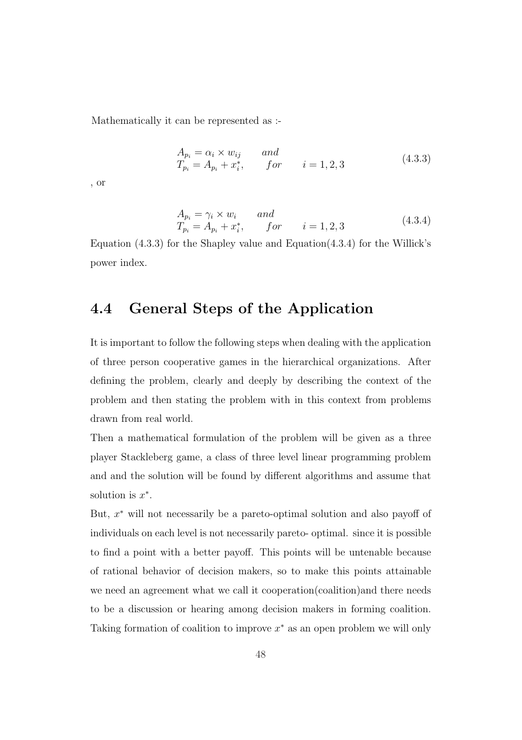Mathematically it can be represented as :-

$$
\begin{aligned}
A_{p_i} &= \alpha_i \times w_{ij} \qquad and \\
T_{p_i} &= A_{p_i} + x_i^*, \qquad for \qquad i = 1, 2, 3
\end{aligned}
\tag{4.3.3}
$$

, or

$$
\begin{aligned}
A_{p_i} &= \gamma_i \times w_i \qquad and \\
T_{p_i} &= A_{p_i} + x_i^*, \qquad for \qquad i = 1, 2, 3
\end{aligned}
\tag{4.3.4}
$$

Equation (4.3.3) for the Shapley value and Equation(4.3.4) for the Willick's power index.

## 4.4 General Steps of the Application

It is important to follow the following steps when dealing with the application of three person cooperative games in the hierarchical organizations. After defining the problem, clearly and deeply by describing the context of the problem and then stating the problem with in this context from problems drawn from real world.

Then a mathematical formulation of the problem will be given as a three player Stackleberg game, a class of three level linear programming problem and and the solution will be found by different algorithms and assume that solution is $x^*$.

But, $x^*$ will not necessarily be a pareto-optimal solution and also payoff of individuals on each level is not necessarily pareto- optimal. since it is possible to find a point with a better payoff. This points will be untenable because of rational behavior of decision makers, so to make this points attainable we need an agreement what we call it cooperation(coalition)and there needs to be a discussion or hearing among decision makers in forming coalition. Taking formation of coalition to improve $x^*$ as an open problem we will only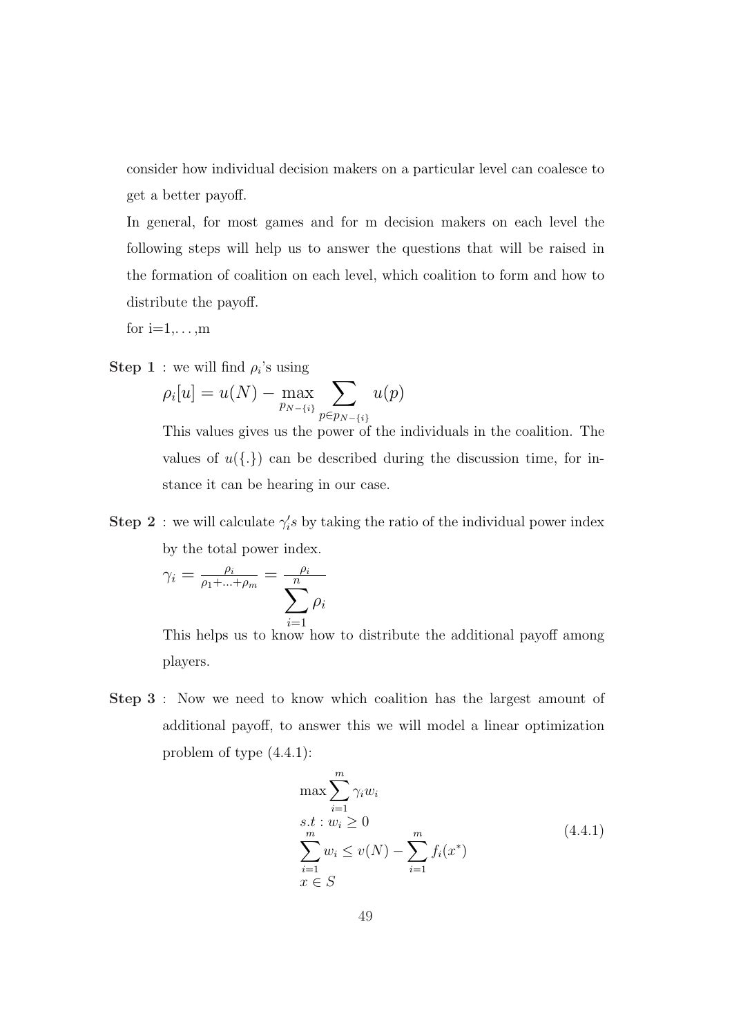consider how individual decision makers on a particular level can coalesce to get a better payoff.

In general, for most games and for m decision makers on each level the following steps will help us to answer the questions that will be raised in the formation of coalition on each level, which coalition to form and how to distribute the payoff.

for i=1,. . . ,m

**Step 1** : we will find $\rho_i$'s using

$$\rho_i[u] = u(N) - \max_{p_{N-\{i\}}} \sum_{p \in p_{N-\{i\}}} u(p)$$

This values gives us the power of the individuals in the coalition. The values of $u(\{.\})$ can be described during the discussion time, for instance it can be hearing in our case.

**Step 2** : we will calculate $\gamma_i' s$ by taking the ratio of the individual power index by the total power index.

$$\gamma_i = \frac{\rho_i}{\rho_1 + \ldots + \rho_m} = \frac{\rho_i}{\sum_{i=1}^{n} \rho_i}$$

This helps us to know how to distribute the additional payoff among players.

**Step 3** : Now we need to know which coalition has the largest amount of additional payoff, to answer this we will model a linear optimization problem of type (4.4.1):

$$\begin{aligned}
&\max \sum_{i=1}^{m} \gamma_i w_i \\
&s.t : w_i \geq 0 \\
&\sum_{i=1}^{m} w_i \leq v(N) - \sum_{i=1}^{m} f_i(x^*) \\
&x \in S
\end{aligned} \tag{4.4.1}$$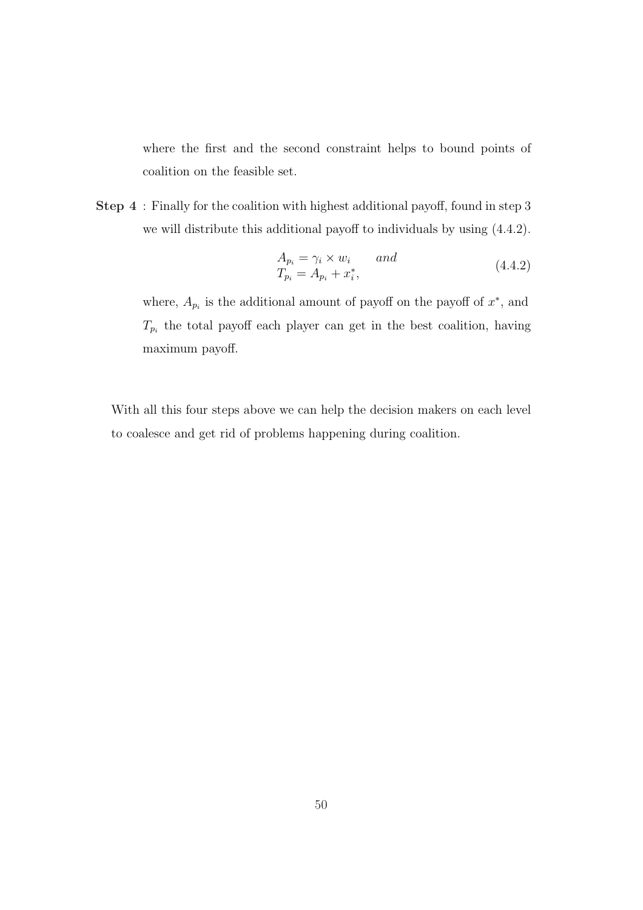where the first and the second constraint helps to bound points of coalition on the feasible set.

**Step 4** : Finally for the coalition with highest additional payoff, found in step 3 we will distribute this additional payoff to individuals by using (4.4.2).

$$
\begin{aligned}
&A_{p_i} = \gamma_i \times w_i \qquad and \\
&T_{p_i} = A_{p_i} + x_i^*,
\end{aligned}
\tag{4.4.2}
$$

where, $A_{p_i}$ is the additional amount of payoff on the payoff of $x^*$, and $T_{p_i}$ the total payoff each player can get in the best coalition, having maximum payoff.

With all this four steps above we can help the decision makers on each level to coalesce and get rid of problems happening during coalition.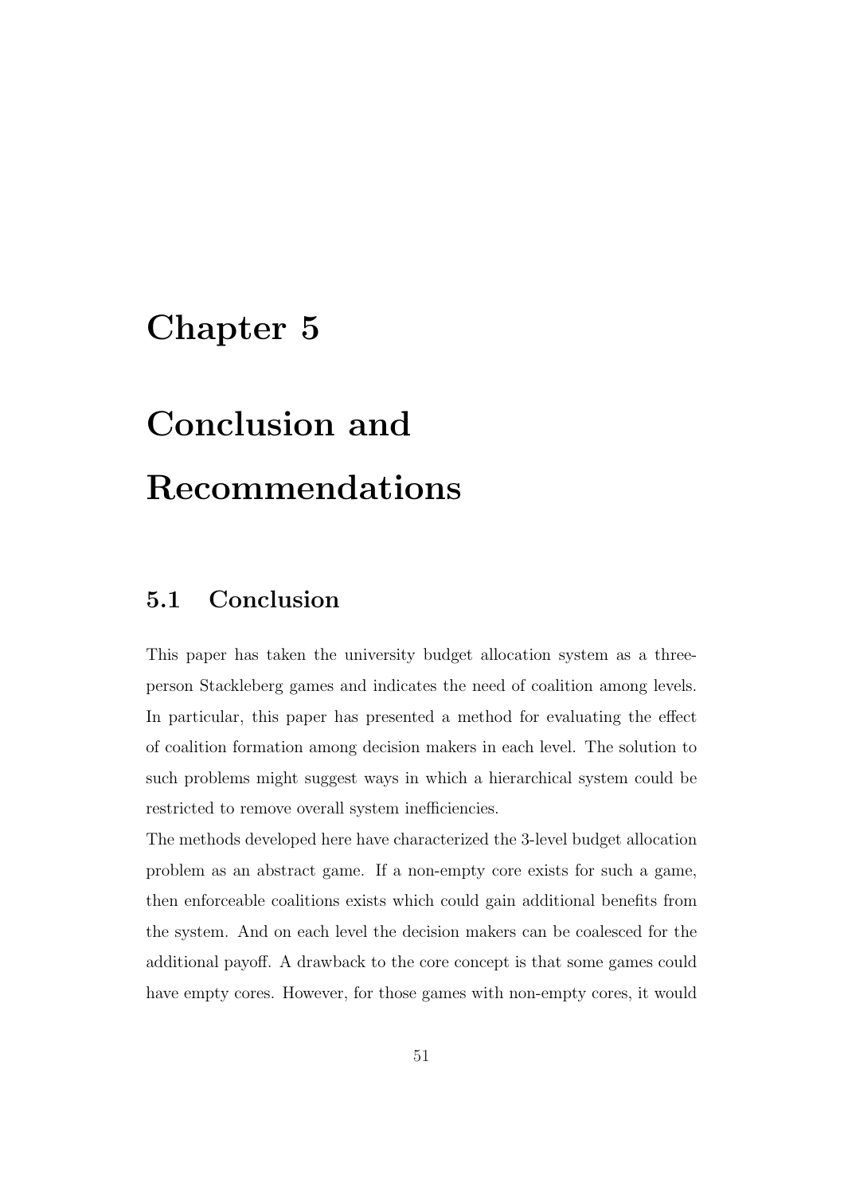# Chapter 5

# Conclusion and Recommendations

## 5.1 Conclusion

This paper has taken the university budget allocation system as a three-person Stackleberg games and indicates the need of coalition among levels. In particular, this paper has presented a method for evaluating the effect of coalition formation among decision makers in each level. The solution to such problems might suggest ways in which a hierarchical system could be restricted to remove overall system inefficiencies.

The methods developed here have characterized the 3-level budget allocation problem as an abstract game. If a non-empty core exists for such a game, then enforceable coalitions exists which could gain additional benefits from the system. And on each level the decision makers can be coalesced for the additional payoff. A drawback to the core concept is that some games could have empty cores. However, for those games with non-empty cores, it would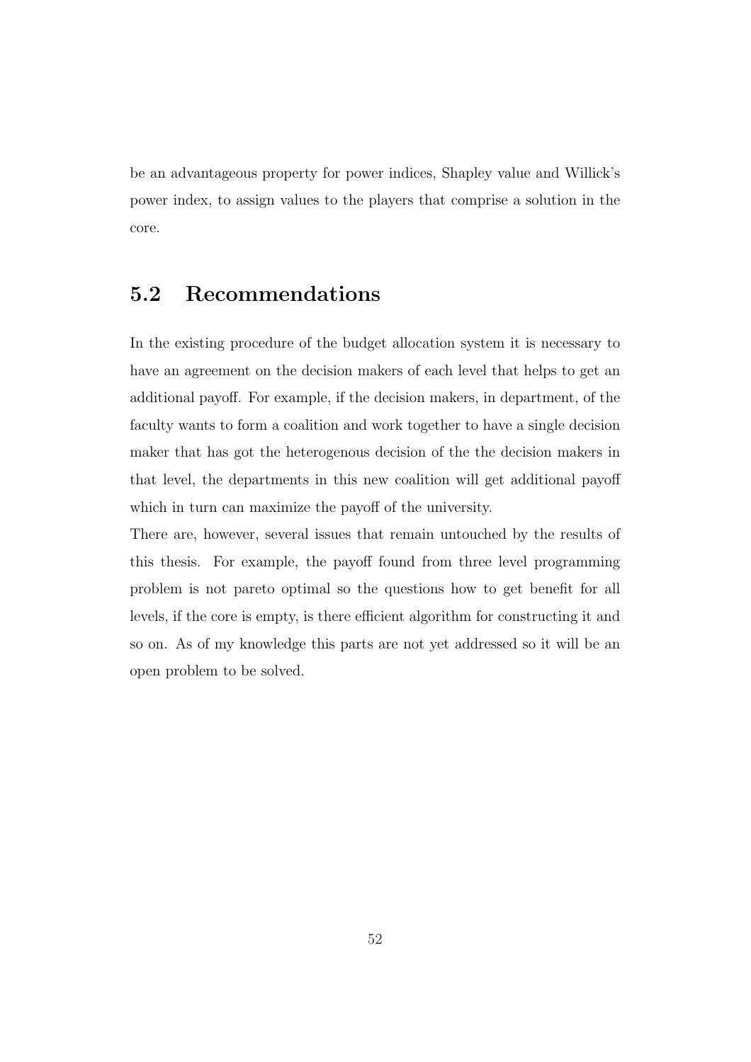be an advantageous property for power indices, Shapley value and Willick's power index, to assign values to the players that comprise a solution in the core.

## 5.2 Recommendations

In the existing procedure of the budget allocation system it is necessary to have an agreement on the decision makers of each level that helps to get an additional payoff. For example, if the decision makers, in department, of the faculty wants to form a coalition and work together to have a single decision maker that has got the heterogenous decision of the the decision makers in that level, the departments in this new coalition will get additional payoff which in turn can maximize the payoff of the university.
There are, however, several issues that remain untouched by the results of this thesis. For example, the payoff found from three level programming problem is not pareto optimal so the questions how to get benefit for all levels, if the core is empty, is there efficient algorithm for constructing it and so on. As of my knowledge this parts are not yet addressed so it will be an open problem to be solved.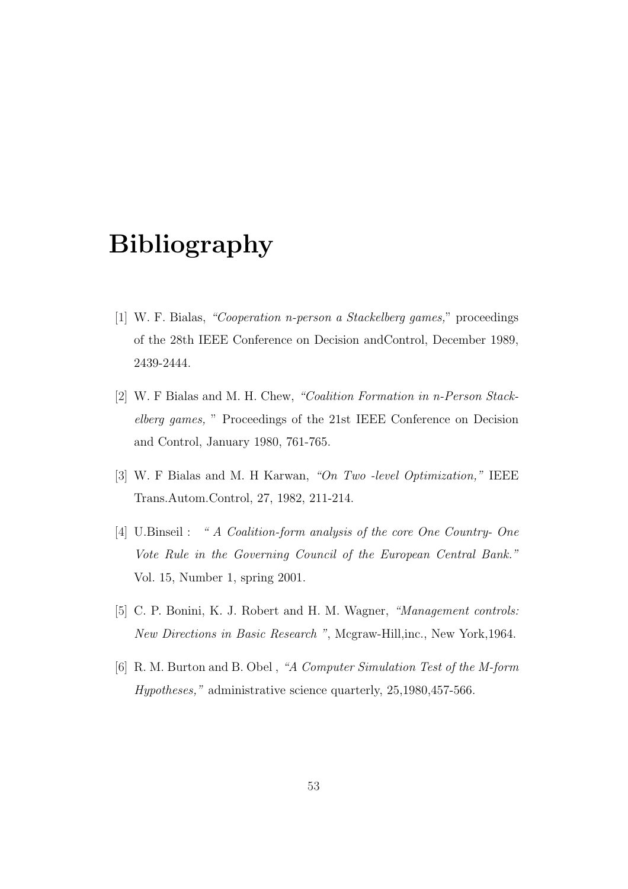# Bibliography

[1] W. F. Bialas, *"Cooperation n-person a Stackelberg games,"* proceedings of the 28th IEEE Conference on Decision andControl, December 1989, 2439-2444.

[2] W. F Bialas and M. H. Chew, *"Coalition Formation in n-Person Stackelberg games,"* Proceedings of the 21st IEEE Conference on Decision and Control, January 1980, 761-765.

[3] W. F Bialas and M. H Karwan, *"On Two -level Optimization,"* IEEE Trans.Autom.Control, 27, 1982, 211-214.

[4] U.Binseil : *" A Coalition-form analysis of the core One Country- One Vote Rule in the Governing Council of the European Central Bank."* Vol. 15, Number 1, spring 2001.

[5] C. P. Bonini, K. J. Robert and H. M. Wagner, *"Management controls: New Directions in Basic Research "*, Mcgraw-Hill,inc., New York,1964.

[6] R. M. Burton and B. Obel , *"A Computer Simulation Test of the M-form Hypotheses,"* administrative science quarterly, 25,1980,457-566.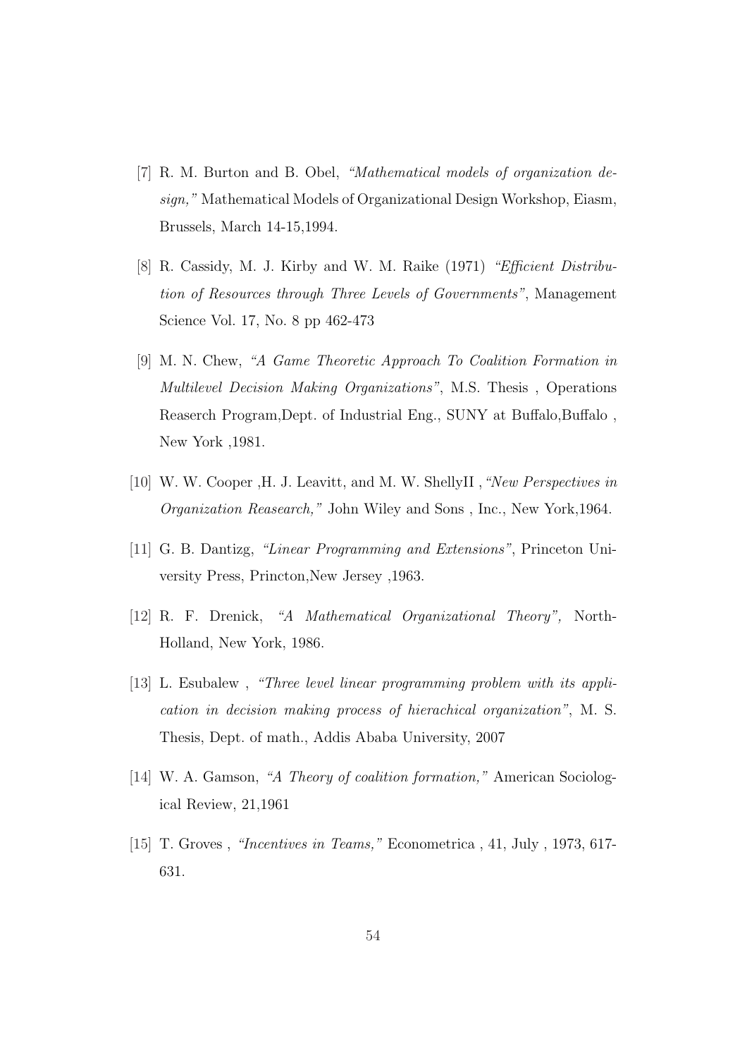[7] R. M. Burton and B. Obel, *"Mathematical models of organization design,"* Mathematical Models of Organizational Design Workshop, Eiasm, Brussels, March 14-15,1994.

[8] R. Cassidy, M. J. Kirby and W. M. Raike (1971) *"Efficient Distribution of Resources through Three Levels of Governments"*, Management Science Vol. 17, No. 8 pp 462-473

[9] M. N. Chew, *"A Game Theoretic Approach To Coalition Formation in Multilevel Decision Making Organizations"*, M.S. Thesis , Operations Reaserch Program,Dept. of Industrial Eng., SUNY at Buffalo,Buffalo , New York ,1981.

[10] W. W. Cooper ,H. J. Leavitt, and M. W. ShellyII ,*"New Perspectives in Organization Reasearch,"* John Wiley and Sons , Inc., New York,1964.

[11] G. B. Dantizg, *"Linear Programming and Extensions"*, Princeton University Press, Princton,New Jersey ,1963.

[12] R. F. Drenick, *"A Mathematical Organizational Theory",* North-Holland, New York, 1986.

[13] L. Esubalew , *"Three level linear programming problem with its application in decision making process of hierachical organization"*, M. S. Thesis, Dept. of math., Addis Ababa University, 2007

[14] W. A. Gamson, *"A Theory of coalition formation,"* American Sociological Review, 21,1961

[15] T. Groves , *"Incentives in Teams,"* Econometrica , 41, July , 1973, 617-631.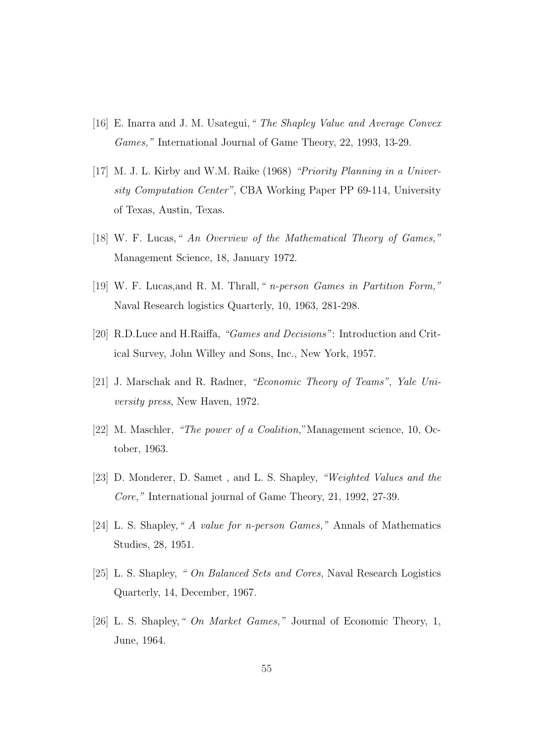[16] E. Inarra and J. M. Usategui, " *The Shapley Value and Average Convex Games,"* International Journal of Game Theory, 22, 1993, 13-29.

[17] M. J. L. Kirby and W.M. Raike (1968) *"Priority Planning in a University Computation Center"*, CBA Working Paper PP 69-114, University of Texas, Austin, Texas.

[18] W. F. Lucas, " *An Overview of the Mathematical Theory of Games,"* Management Science, 18, January 1972.

[19] W. F. Lucas,and R. M. Thrall, " *n-person Games in Partition Form,"* Naval Research logistics Quarterly, 10, 1963, 281-298.

[20] R.D.Luce and H.Raiffa, *"Games and Decisions"*: Introduction and Critical Survey, John Willey and Sons, Inc., New York, 1957.

[21] J. Marschak and R. Radner, *"Economic Theory of Teams"*, *Yale University press*, New Haven, 1972.

[22] M. Maschler, *"The power of a Coalition,"*Management science, 10, October, 1963.

[23] D. Monderer, D. Samet , and L. S. Shapley, *"Weighted Values and the Core,"* International journal of Game Theory, 21, 1992, 27-39.

[24] L. S. Shapley, " *A value for n-person Games,"* Annals of Mathematics Studies, 28, 1951.

[25] L. S. Shapley, " *On Balanced Sets and Cores,* Naval Research Logistics Quarterly, 14, December, 1967.

[26] L. S. Shapley, " *On Market Games,"* Journal of Economic Theory, 1, June, 1964.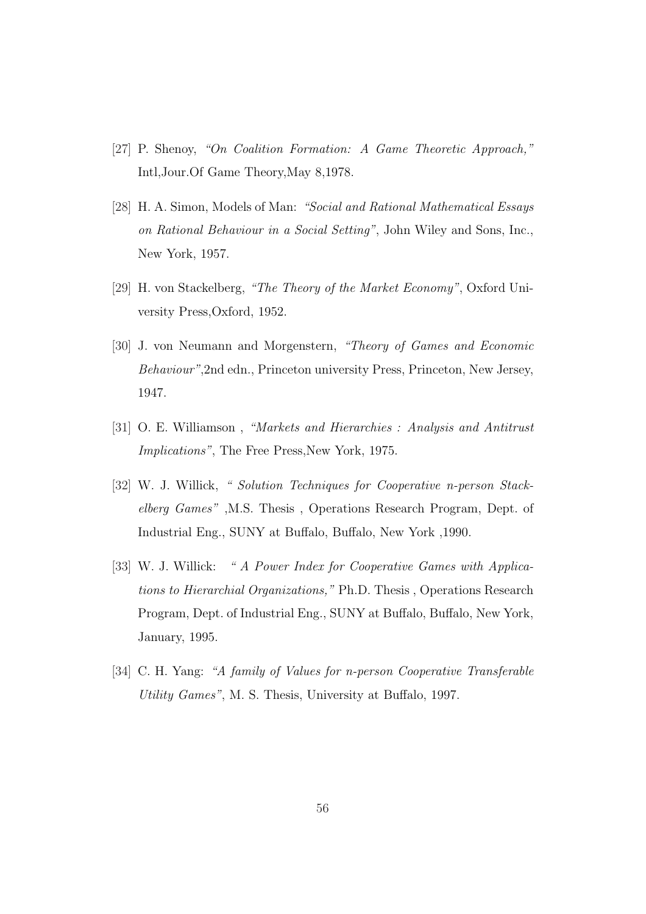[27] P. Shenoy, *"On Coalition Formation: A Game Theoretic Approach,"* Intl,Jour.Of Game Theory,May 8,1978.

[28] H. A. Simon, Models of Man: *"Social and Rational Mathematical Essays on Rational Behaviour in a Social Setting"*, John Wiley and Sons, Inc., New York, 1957.

[29] H. von Stackelberg, *"The Theory of the Market Economy"*, Oxford University Press,Oxford, 1952.

[30] J. von Neumann and Morgenstern, *"Theory of Games and Economic Behaviour"*,2nd edn., Princeton university Press, Princeton, New Jersey, 1947.

[31] O. E. Williamson , *"Markets and Hierarchies : Analysis and Antitrust Implications"*, The Free Press,New York, 1975.

[32] W. J. Willick, *" Solution Techniques for Cooperative n-person Stackelberg Games"* ,M.S. Thesis , Operations Research Program, Dept. of Industrial Eng., SUNY at Buffalo, Buffalo, New York ,1990.

[33] W. J. Willick: *" A Power Index for Cooperative Games with Applications to Hierarchial Organizations,"* Ph.D. Thesis , Operations Research Program, Dept. of Industrial Eng., SUNY at Buffalo, Buffalo, New York, January, 1995.

[34] C. H. Yang: *"A family of Values for n-person Cooperative Transferable Utility Games"*, M. S. Thesis, University at Buffalo, 1997.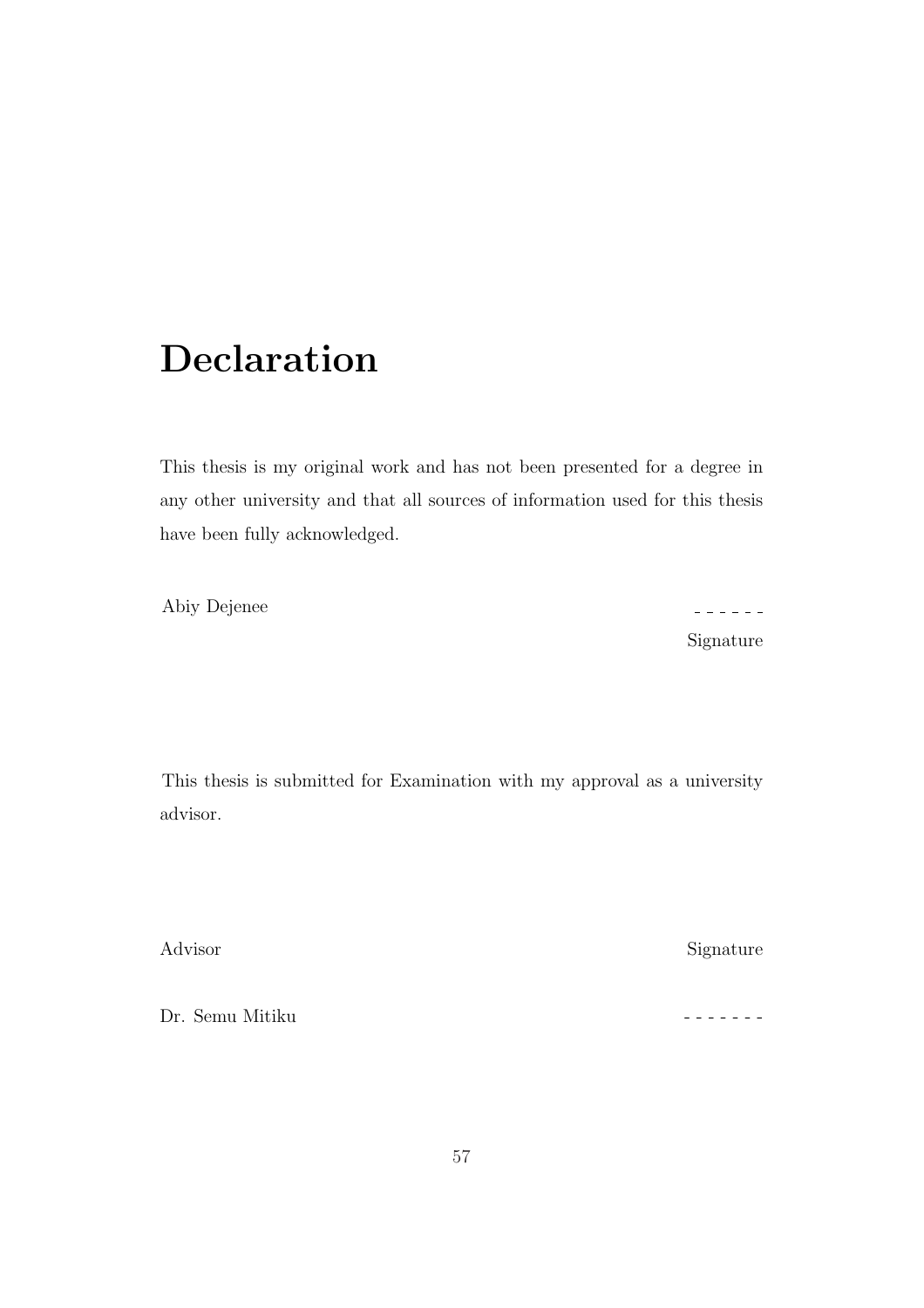# Declaration

This thesis is my original work and has not been presented for a degree in any other university and that all sources of information used for this thesis have been fully acknowledged.

Abiy Dejenee - - - - - -

Signature

This thesis is submitted for Examination with my approval as a university advisor.

Advisor Signature

Dr. Semu Mitiku - - - - - - -